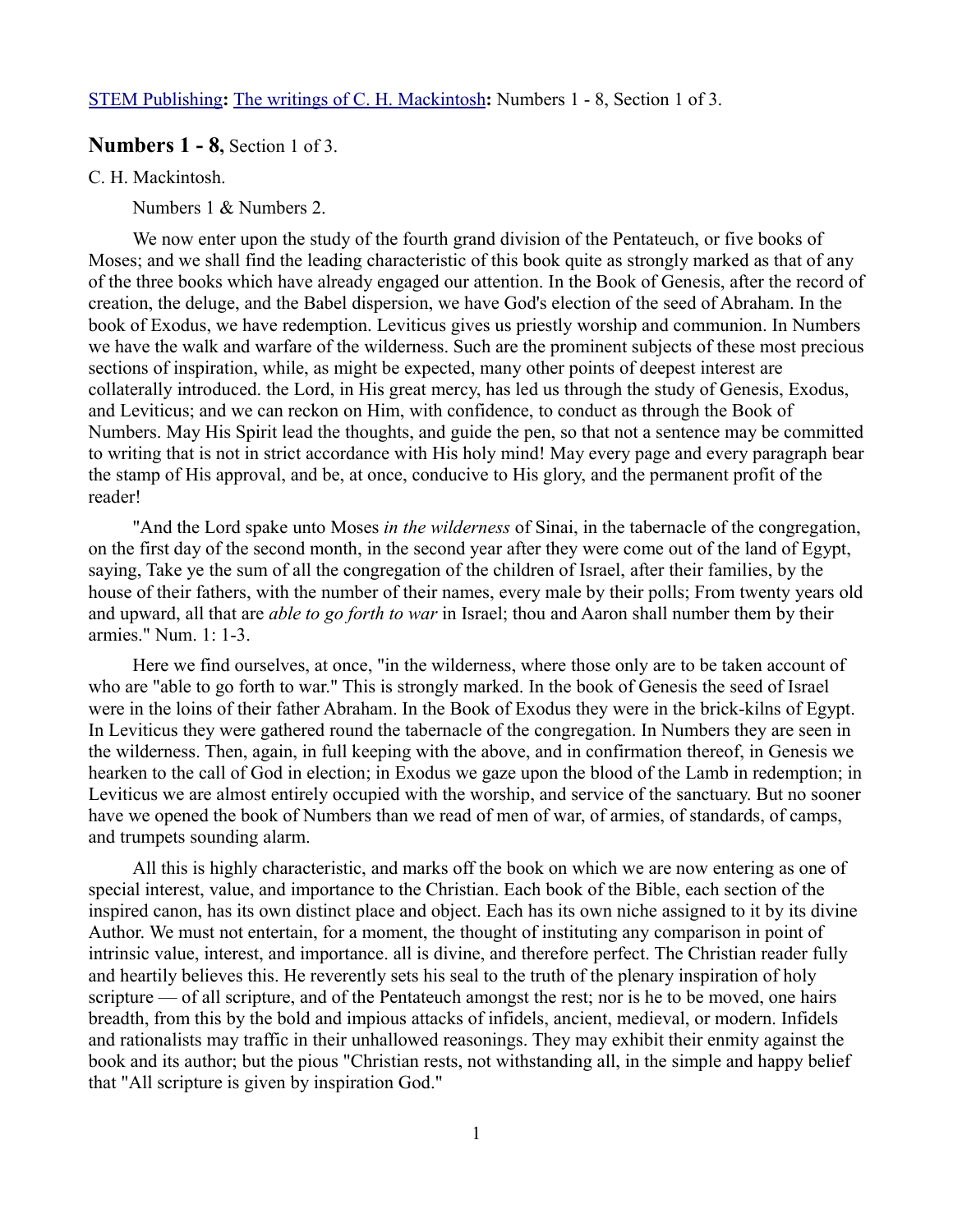STEM Publishing**:** The writings of C. H. Mackintosh**:** Numbers 1 - 8, Section 1 of 3.

## **Numbers 1 - 8,** Section 1 of 3.

C. H. Mackintosh.

Numbers 1 & Numbers 2.

We now enter upon the study of the fourth grand division of the Pentateuch, or five books of Moses; and we shall find the leading characteristic of this book quite as strongly marked as that of any of the three books which have already engaged our attention. In the Book of Genesis, after the record of creation, the deluge, and the Babel dispersion, we have God's election of the seed of Abraham. In the book of Exodus, we have redemption. Leviticus gives us priestly worship and communion. In Numbers we have the walk and warfare of the wilderness. Such are the prominent subjects of these most precious sections of inspiration, while, as might be expected, many other points of deepest interest are collaterally introduced. the Lord, in His great mercy, has led us through the study of Genesis, Exodus, and Leviticus; and we can reckon on Him, with confidence, to conduct as through the Book of Numbers. May His Spirit lead the thoughts, and guide the pen, so that not a sentence may be committed to writing that is not in strict accordance with His holy mind! May every page and every paragraph bear the stamp of His approval, and be, at once, conducive to His glory, and the permanent profit of the reader!

"And the Lord spake unto Moses *in the wilderness* of Sinai, in the tabernacle of the congregation, on the first day of the second month, in the second year after they were come out of the land of Egypt, saying, Take ye the sum of all the congregation of the children of Israel, after their families, by the house of their fathers, with the number of their names, every male by their polls; From twenty years old and upward, all that are *able to go forth to war* in Israel; thou and Aaron shall number them by their armies." Num. 1: 1-3.

Here we find ourselves, at once, "in the wilderness, where those only are to be taken account of who are "able to go forth to war." This is strongly marked. In the book of Genesis the seed of Israel were in the loins of their father Abraham. In the Book of Exodus they were in the brick-kilns of Egypt. In Leviticus they were gathered round the tabernacle of the congregation. In Numbers they are seen in the wilderness. Then, again, in full keeping with the above, and in confirmation thereof, in Genesis we hearken to the call of God in election; in Exodus we gaze upon the blood of the Lamb in redemption; in Leviticus we are almost entirely occupied with the worship, and service of the sanctuary. But no sooner have we opened the book of Numbers than we read of men of war, of armies, of standards, of camps, and trumpets sounding alarm.

All this is highly characteristic, and marks off the book on which we are now entering as one of special interest, value, and importance to the Christian. Each book of the Bible, each section of the inspired canon, has its own distinct place and object. Each has its own niche assigned to it by its divine Author. We must not entertain, for a moment, the thought of instituting any comparison in point of intrinsic value, interest, and importance. all is divine, and therefore perfect. The Christian reader fully and heartily believes this. He reverently sets his seal to the truth of the plenary inspiration of holy scripture — of all scripture, and of the Pentateuch amongst the rest; nor is he to be moved, one hairs breadth, from this by the bold and impious attacks of infidels, ancient, medieval, or modern. Infidels and rationalists may traffic in their unhallowed reasonings. They may exhibit their enmity against the book and its author; but the pious "Christian rests, not withstanding all, in the simple and happy belief that "All scripture is given by inspiration God."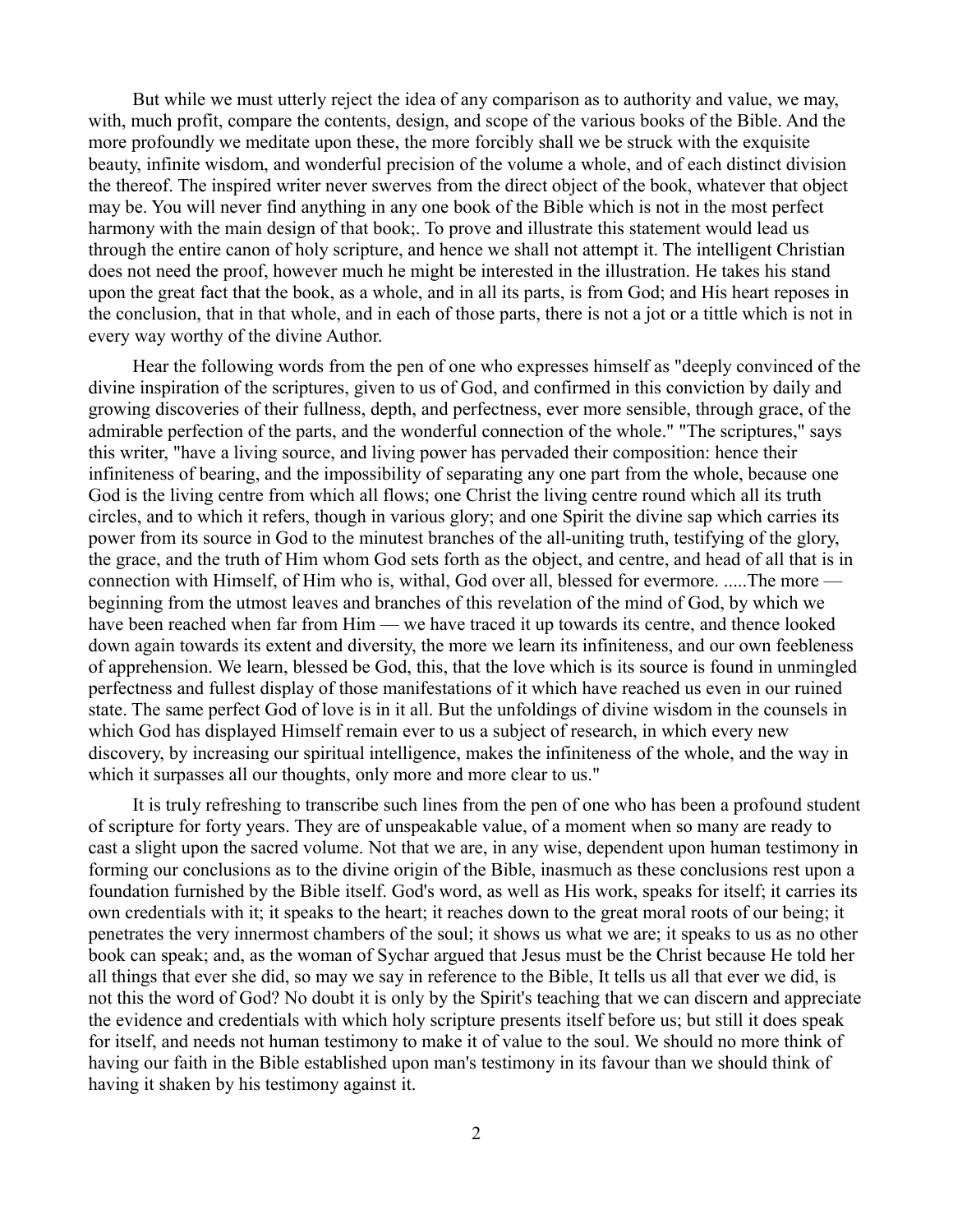But while we must utterly reject the idea of any comparison as to authority and value, we may, with, much profit, compare the contents, design, and scope of the various books of the Bible. And the more profoundly we meditate upon these, the more forcibly shall we be struck with the exquisite beauty, infinite wisdom, and wonderful precision of the volume a whole, and of each distinct division the thereof. The inspired writer never swerves from the direct object of the book, whatever that object may be. You will never find anything in any one book of the Bible which is not in the most perfect harmony with the main design of that book;. To prove and illustrate this statement would lead us through the entire canon of holy scripture, and hence we shall not attempt it. The intelligent Christian does not need the proof, however much he might be interested in the illustration. He takes his stand upon the great fact that the book, as a whole, and in all its parts, is from God; and His heart reposes in the conclusion, that in that whole, and in each of those parts, there is not a jot or a tittle which is not in every way worthy of the divine Author.

Hear the following words from the pen of one who expresses himself as "deeply convinced of the divine inspiration of the scriptures, given to us of God, and confirmed in this conviction by daily and growing discoveries of their fullness, depth, and perfectness, ever more sensible, through grace, of the admirable perfection of the parts, and the wonderful connection of the whole." "The scriptures," says this writer, "have a living source, and living power has pervaded their composition: hence their infiniteness of bearing, and the impossibility of separating any one part from the whole, because one God is the living centre from which all flows; one Christ the living centre round which all its truth circles, and to which it refers, though in various glory; and one Spirit the divine sap which carries its power from its source in God to the minutest branches of the all-uniting truth, testifying of the glory, the grace, and the truth of Him whom God sets forth as the object, and centre, and head of all that is in connection with Himself, of Him who is, withal, God over all, blessed for evermore. .....The more — beginning from the utmost leaves and branches of this revelation of the mind of God, by which we have been reached when far from Him — we have traced it up towards its centre, and thence looked down again towards its extent and diversity, the more we learn its infiniteness, and our own feebleness of apprehension. We learn, blessed be God, this, that the love which is its source is found in unmingled perfectness and fullest display of those manifestations of it which have reached us even in our ruined state. The same perfect God of love is in it all. But the unfoldings of divine wisdom in the counsels in which God has displayed Himself remain ever to us a subject of research, in which every new discovery, by increasing our spiritual intelligence, makes the infiniteness of the whole, and the way in which it surpasses all our thoughts, only more and more clear to us."

It is truly refreshing to transcribe such lines from the pen of one who has been a profound student of scripture for forty years. They are of unspeakable value, of a moment when so many are ready to cast a slight upon the sacred volume. Not that we are, in any wise, dependent upon human testimony in forming our conclusions as to the divine origin of the Bible, inasmuch as these conclusions rest upon a foundation furnished by the Bible itself. God's word, as well as His work, speaks for itself; it carries its own credentials with it; it speaks to the heart; it reaches down to the great moral roots of our being; it penetrates the very innermost chambers of the soul; it shows us what we are; it speaks to us as no other book can speak; and, as the woman of Sychar argued that Jesus must be the Christ because He told her all things that ever she did, so may we say in reference to the Bible, It tells us all that ever we did, is not this the word of God? No doubt it is only by the Spirit's teaching that we can discern and appreciate the evidence and credentials with which holy scripture presents itself before us; but still it does speak for itself, and needs not human testimony to make it of value to the soul. We should no more think of having our faith in the Bible established upon man's testimony in its favour than we should think of having it shaken by his testimony against it.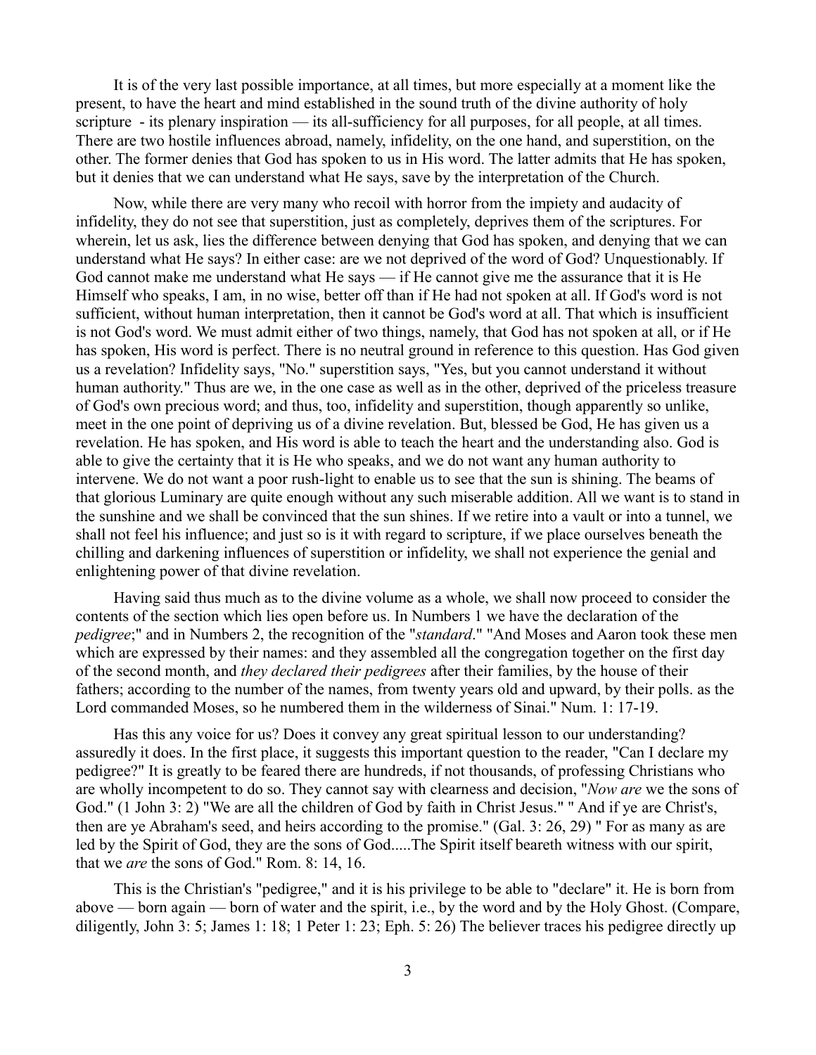It is of the very last possible importance, at all times, but more especially at a moment like the present, to have the heart and mind established in the sound truth of the divine authority of holy scripture - its plenary inspiration — its all-sufficiency for all purposes, for all people, at all times. There are two hostile influences abroad, namely, infidelity, on the one hand, and superstition, on the other. The former denies that God has spoken to us in His word. The latter admits that He has spoken, but it denies that we can understand what He says, save by the interpretation of the Church.

Now, while there are very many who recoil with horror from the impiety and audacity of infidelity, they do not see that superstition, just as completely, deprives them of the scriptures. For wherein, let us ask, lies the difference between denying that God has spoken, and denying that we can understand what He says? In either case: are we not deprived of the word of God? Unquestionably. If God cannot make me understand what He says — if He cannot give me the assurance that it is He Himself who speaks, I am, in no wise, better off than if He had not spoken at all. If God's word is not sufficient, without human interpretation, then it cannot be God's word at all. That which is insufficient is not God's word. We must admit either of two things, namely, that God has not spoken at all, or if He has spoken, His word is perfect. There is no neutral ground in reference to this question. Has God given us a revelation? Infidelity says, "No." superstition says, "Yes, but you cannot understand it without human authority." Thus are we, in the one case as well as in the other, deprived of the priceless treasure of God's own precious word; and thus, too, infidelity and superstition, though apparently so unlike, meet in the one point of depriving us of a divine revelation. But, blessed be God, He has given us a revelation. He has spoken, and His word is able to teach the heart and the understanding also. God is able to give the certainty that it is He who speaks, and we do not want any human authority to intervene. We do not want a poor rush-light to enable us to see that the sun is shining. The beams of that glorious Luminary are quite enough without any such miserable addition. All we want is to stand in the sunshine and we shall be convinced that the sun shines. If we retire into a vault or into a tunnel, we shall not feel his influence; and just so is it with regard to scripture, if we place ourselves beneath the chilling and darkening influences of superstition or infidelity, we shall not experience the genial and enlightening power of that divine revelation.

Having said thus much as to the divine volume as a whole, we shall now proceed to consider the contents of the section which lies open before us. In Numbers 1 we have the declaration of the *pedigree*;" and in Numbers 2, the recognition of the "*standard*." "And Moses and Aaron took these men which are expressed by their names: and they assembled all the congregation together on the first day of the second month, and *they declared their pedigrees* after their families, by the house of their fathers; according to the number of the names, from twenty years old and upward, by their polls. as the Lord commanded Moses, so he numbered them in the wilderness of Sinai." Num. 1: 17-19.

Has this any voice for us? Does it convey any great spiritual lesson to our understanding? assuredly it does. In the first place, it suggests this important question to the reader, "Can I declare my pedigree?" It is greatly to be feared there are hundreds, if not thousands, of professing Christians who are wholly incompetent to do so. They cannot say with clearness and decision, "*Now are* we the sons of God." (1 John 3: 2) "We are all the children of God by faith in Christ Jesus." " And if ye are Christ's, then are ye Abraham's seed, and heirs according to the promise." (Gal. 3: 26, 29) " For as many as are led by the Spirit of God, they are the sons of God.....The Spirit itself beareth witness with our spirit, that we *are* the sons of God." Rom. 8: 14, 16.

This is the Christian's "pedigree," and it is his privilege to be able to "declare" it. He is born from above — born again — born of water and the spirit, i.e., by the word and by the Holy Ghost. (Compare, diligently, John 3: 5; James 1: 18; 1 Peter 1: 23; Eph. 5: 26) The believer traces his pedigree directly up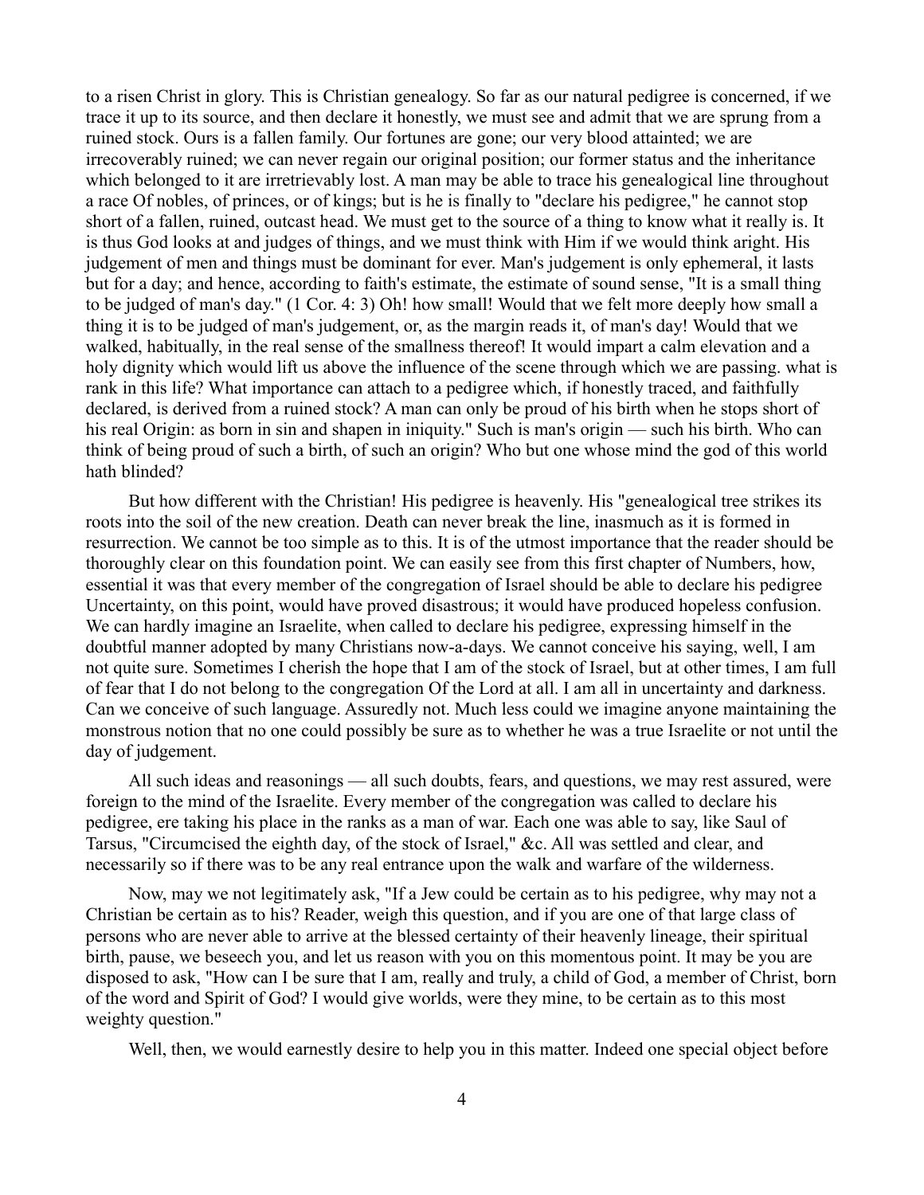to a risen Christ in glory. This is Christian genealogy. So far as our natural pedigree is concerned, if we trace it up to its source, and then declare it honestly, we must see and admit that we are sprung from a ruined stock. Ours is a fallen family. Our fortunes are gone; our very blood attainted; we are irrecoverably ruined; we can never regain our original position; our former status and the inheritance which belonged to it are irretrievably lost. A man may be able to trace his genealogical line throughout a race Of nobles, of princes, or of kings; but is he is finally to "declare his pedigree," he cannot stop short of a fallen, ruined, outcast head. We must get to the source of a thing to know what it really is. It is thus God looks at and judges of things, and we must think with Him if we would think aright. His judgement of men and things must be dominant for ever. Man's judgement is only ephemeral, it lasts but for a day; and hence, according to faith's estimate, the estimate of sound sense, "It is a small thing to be judged of man's day." (1 Cor. 4: 3) Oh! how small! Would that we felt more deeply how small a thing it is to be judged of man's judgement, or, as the margin reads it, of man's day! Would that we walked, habitually, in the real sense of the smallness thereof! It would impart a calm elevation and a holy dignity which would lift us above the influence of the scene through which we are passing. what is rank in this life? What importance can attach to a pedigree which, if honestly traced, and faithfully declared, is derived from a ruined stock? A man can only be proud of his birth when he stops short of his real Origin: as born in sin and shapen in iniquity." Such is man's origin — such his birth. Who can think of being proud of such a birth, of such an origin? Who but one whose mind the god of this world hath blinded?

But how different with the Christian! His pedigree is heavenly. His "genealogical tree strikes its roots into the soil of the new creation. Death can never break the line, inasmuch as it is formed in resurrection. We cannot be too simple as to this. It is of the utmost importance that the reader should be thoroughly clear on this foundation point. We can easily see from this first chapter of Numbers, how, essential it was that every member of the congregation of Israel should be able to declare his pedigree Uncertainty, on this point, would have proved disastrous; it would have produced hopeless confusion. We can hardly imagine an Israelite, when called to declare his pedigree, expressing himself in the doubtful manner adopted by many Christians now-a-days. We cannot conceive his saying, well, I am not quite sure. Sometimes I cherish the hope that I am of the stock of Israel, but at other times, I am full of fear that I do not belong to the congregation Of the Lord at all. I am all in uncertainty and darkness. Can we conceive of such language. Assuredly not. Much less could we imagine anyone maintaining the monstrous notion that no one could possibly be sure as to whether he was a true Israelite or not until the day of judgement.

All such ideas and reasonings — all such doubts, fears, and questions, we may rest assured, were foreign to the mind of the Israelite. Every member of the congregation was called to declare his pedigree, ere taking his place in the ranks as a man of war. Each one was able to say, like Saul of Tarsus, "Circumcised the eighth day, of the stock of Israel," &c. All was settled and clear, and necessarily so if there was to be any real entrance upon the walk and warfare of the wilderness.

Now, may we not legitimately ask, "If a Jew could be certain as to his pedigree, why may not a Christian be certain as to his? Reader, weigh this question, and if you are one of that large class of persons who are never able to arrive at the blessed certainty of their heavenly lineage, their spiritual birth, pause, we beseech you, and let us reason with you on this momentous point. It may be you are disposed to ask, "How can I be sure that I am, really and truly, a child of God, a member of Christ, born of the word and Spirit of God? I would give worlds, were they mine, to be certain as to this most weighty question."

Well, then, we would earnestly desire to help you in this matter. Indeed one special object before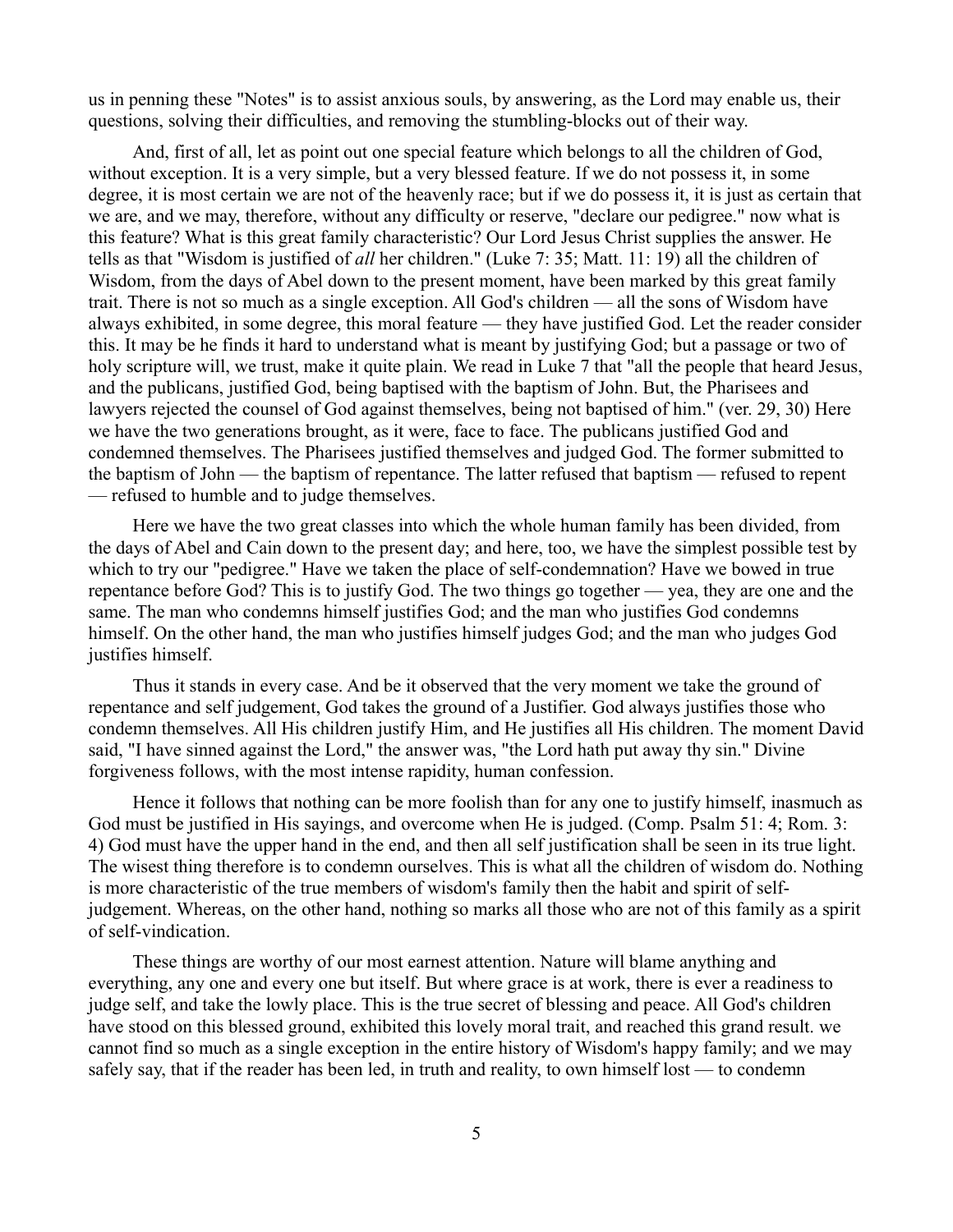us in penning these "Notes" is to assist anxious souls, by answering, as the Lord may enable us, their questions, solving their difficulties, and removing the stumbling-blocks out of their way.

And, first of all, let as point out one special feature which belongs to all the children of God, without exception. It is a very simple, but a very blessed feature. If we do not possess it, in some degree, it is most certain we are not of the heavenly race; but if we do possess it, it is just as certain that we are, and we may, therefore, without any difficulty or reserve, "declare our pedigree." now what is this feature? What is this great family characteristic? Our Lord Jesus Christ supplies the answer. He tells as that "Wisdom is justified of *all* her children." (Luke 7: 35; Matt. 11: 19) all the children of Wisdom, from the days of Abel down to the present moment, have been marked by this great family trait. There is not so much as a single exception. All God's children — all the sons of Wisdom have always exhibited, in some degree, this moral feature — they have justified God. Let the reader consider this. It may be he finds it hard to understand what is meant by justifying God; but a passage or two of holy scripture will, we trust, make it quite plain. We read in Luke 7 that "all the people that heard Jesus, and the publicans, justified God, being baptised with the baptism of John. But, the Pharisees and lawyers rejected the counsel of God against themselves, being not baptised of him." (ver. 29, 30) Here we have the two generations brought, as it were, face to face. The publicans justified God and condemned themselves. The Pharisees justified themselves and judged God. The former submitted to the baptism of John — the baptism of repentance. The latter refused that baptism — refused to repent — refused to humble and to judge themselves.

Here we have the two great classes into which the whole human family has been divided, from the days of Abel and Cain down to the present day; and here, too, we have the simplest possible test by which to try our "pedigree." Have we taken the place of self-condemnation? Have we bowed in true repentance before God? This is to justify God. The two things go together — yea, they are one and the same. The man who condemns himself justifies God; and the man who justifies God condemns himself. On the other hand, the man who justifies himself judges God; and the man who judges God justifies himself.

Thus it stands in every case. And be it observed that the very moment we take the ground of repentance and self judgement, God takes the ground of a Justifier. God always justifies those who condemn themselves. All His children justify Him, and He justifies all His children. The moment David said, "I have sinned against the Lord," the answer was, "the Lord hath put away thy sin." Divine forgiveness follows, with the most intense rapidity, human confession.

Hence it follows that nothing can be more foolish than for any one to justify himself, inasmuch as God must be justified in His sayings, and overcome when He is judged. (Comp. Psalm 51: 4; Rom. 3: 4) God must have the upper hand in the end, and then all self justification shall be seen in its true light. The wisest thing therefore is to condemn ourselves. This is what all the children of wisdom do. Nothing is more characteristic of the true members of wisdom's family then the habit and spirit of self-judgement. Whereas, on the other hand, nothing so marks all those who are not of this family as a spirit of self-vindication.

These things are worthy of our most earnest attention. Nature will blame anything and everything, any one and every one but itself. But where grace is at work, there is ever a readiness to judge self, and take the lowly place. This is the true secret of blessing and peace. All God's children have stood on this blessed ground, exhibited this lovely moral trait, and reached this grand result. we cannot find so much as a single exception in the entire history of Wisdom's happy family; and we may safely say, that if the reader has been led, in truth and reality, to own himself lost — to condemn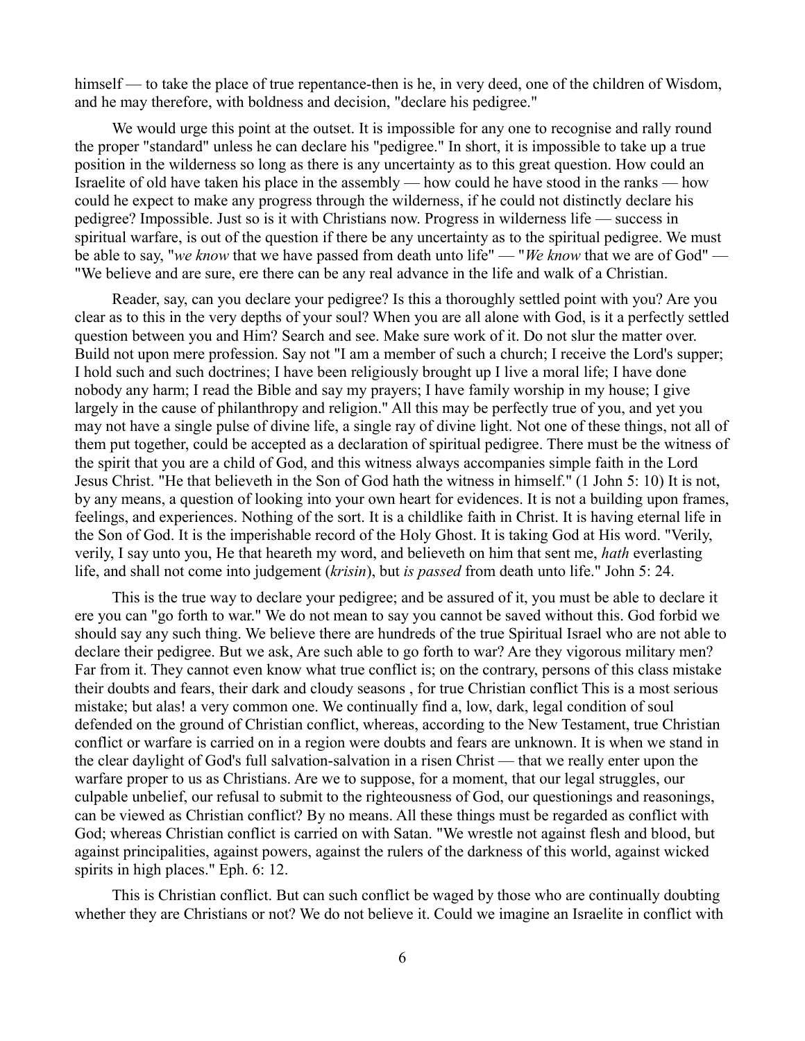himself — to take the place of true repentance-then is he, in very deed, one of the children of Wisdom, and he may therefore, with boldness and decision, "declare his pedigree."

We would urge this point at the outset. It is impossible for any one to recognise and rally round the proper "standard" unless he can declare his "pedigree." In short, it is impossible to take up a true position in the wilderness so long as there is any uncertainty as to this great question. How could an Israelite of old have taken his place in the assembly — how could he have stood in the ranks — how could he expect to make any progress through the wilderness, if he could not distinctly declare his pedigree? Impossible. Just so is it with Christians now. Progress in wilderness life — success in spiritual warfare, is out of the question if there be any uncertainty as to the spiritual pedigree. We must be able to say, "*we know* that we have passed from death unto life" — "*We know* that we are of God" — "We believe and are sure, ere there can be any real advance in the life and walk of a Christian.

Reader, say, can you declare your pedigree? Is this a thoroughly settled point with you? Are you clear as to this in the very depths of your soul? When you are all alone with God, is it a perfectly settled question between you and Him? Search and see. Make sure work of it. Do not slur the matter over. Build not upon mere profession. Say not "I am a member of such a church; I receive the Lord's supper; I hold such and such doctrines; I have been religiously brought up I live a moral life; I have done nobody any harm; I read the Bible and say my prayers; I have family worship in my house; I give largely in the cause of philanthropy and religion." All this may be perfectly true of you, and yet you may not have a single pulse of divine life, a single ray of divine light. Not one of these things, not all of them put together, could be accepted as a declaration of spiritual pedigree. There must be the witness of the spirit that you are a child of God, and this witness always accompanies simple faith in the Lord Jesus Christ. "He that believeth in the Son of God hath the witness in himself." (1 John 5: 10) It is not, by any means, a question of looking into your own heart for evidences. It is not a building upon frames, feelings, and experiences. Nothing of the sort. It is a childlike faith in Christ. It is having eternal life in the Son of God. It is the imperishable record of the Holy Ghost. It is taking God at His word. "Verily, verily, I say unto you, He that heareth my word, and believeth on him that sent me, *hath* everlasting life, and shall not come into judgement (*krisin*), but *is passed* from death unto life." John 5: 24.

This is the true way to declare your pedigree; and be assured of it, you must be able to declare it ere you can "go forth to war." We do not mean to say you cannot be saved without this. God forbid we should say any such thing. We believe there are hundreds of the true Spiritual Israel who are not able to declare their pedigree. But we ask, Are such able to go forth to war? Are they vigorous military men? Far from it. They cannot even know what true conflict is; on the contrary, persons of this class mistake their doubts and fears, their dark and cloudy seasons , for true Christian conflict This is a most serious mistake; but alas! a very common one. We continually find a, low, dark, legal condition of soul defended on the ground of Christian conflict, whereas, according to the New Testament, true Christian conflict or warfare is carried on in a region were doubts and fears are unknown. It is when we stand in the clear daylight of God's full salvation-salvation in a risen Christ — that we really enter upon the warfare proper to us as Christians. Are we to suppose, for a moment, that our legal struggles, our culpable unbelief, our refusal to submit to the righteousness of God, our questionings and reasonings, can be viewed as Christian conflict? By no means. All these things must be regarded as conflict with God; whereas Christian conflict is carried on with Satan. "We wrestle not against flesh and blood, but against principalities, against powers, against the rulers of the darkness of this world, against wicked spirits in high places." Eph. 6: 12.

This is Christian conflict. But can such conflict be waged by those who are continually doubting whether they are Christians or not? We do not believe it. Could we imagine an Israelite in conflict with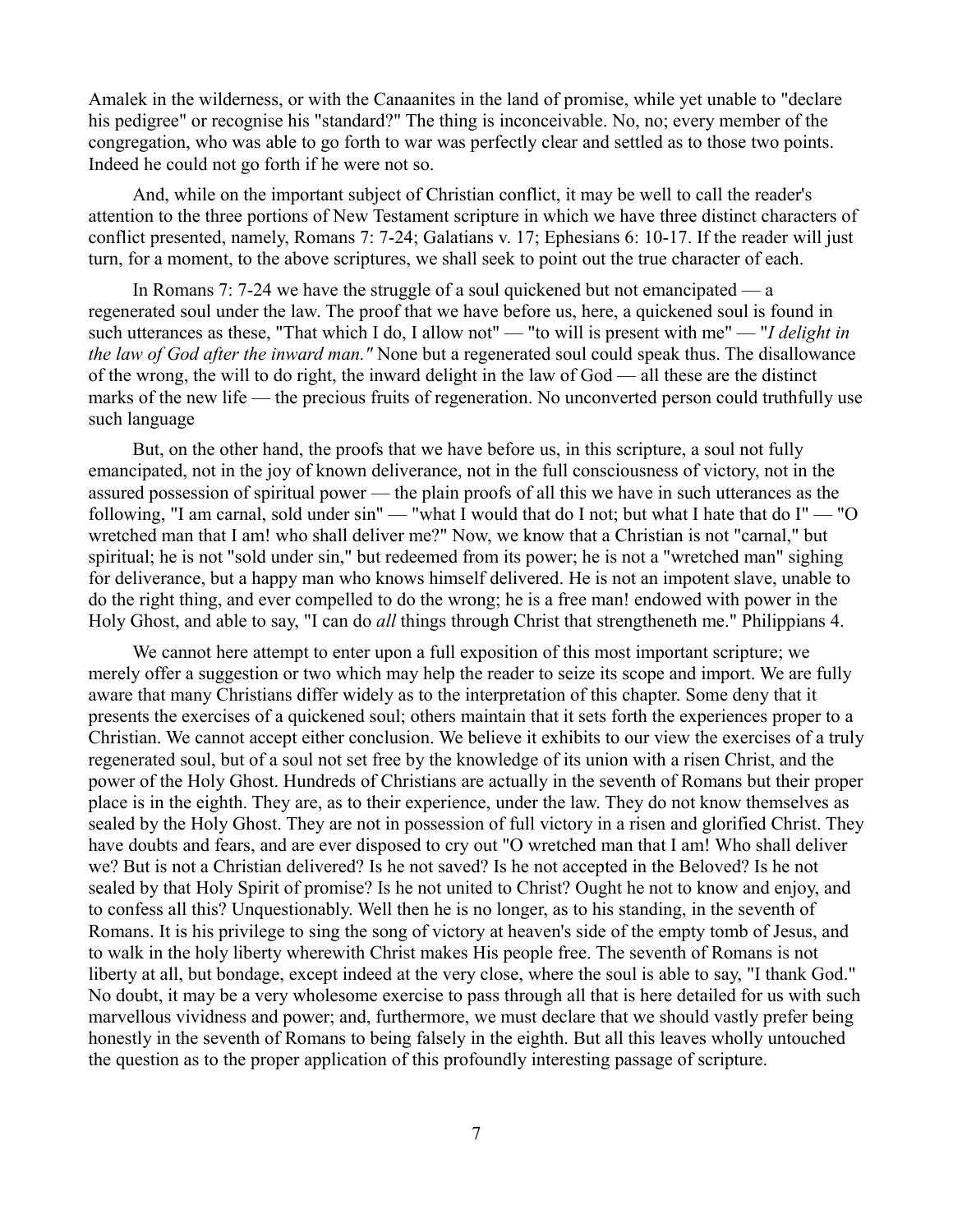Amalek in the wilderness, or with the Canaanites in the land of promise, while yet unable to "declare his pedigree" or recognise his "standard?" The thing is inconceivable. No, no; every member of the congregation, who was able to go forth to war was perfectly clear and settled as to those two points. Indeed he could not go forth if he were not so.

And, while on the important subject of Christian conflict, it may be well to call the reader's attention to the three portions of New Testament scripture in which we have three distinct characters of conflict presented, namely, Romans 7: 7-24; Galatians v. 17; Ephesians 6: 10-17. If the reader will just turn, for a moment, to the above scriptures, we shall seek to point out the true character of each.

In Romans 7: 7-24 we have the struggle of a soul quickened but not emancipated — a regenerated soul under the law. The proof that we have before us, here, a quickened soul is found in such utterances as these, "That which I do, I allow not" — "to will is present with me" — "*I delight in the law of God after the inward man."* None but a regenerated soul could speak thus. The disallowance of the wrong, the will to do right, the inward delight in the law of God — all these are the distinct marks of the new life — the precious fruits of regeneration. No unconverted person could truthfully use such language

But, on the other hand, the proofs that we have before us, in this scripture, a soul not fully emancipated, not in the joy of known deliverance, not in the full consciousness of victory, not in the assured possession of spiritual power — the plain proofs of all this we have in such utterances as the following, "I am carnal, sold under sin" — "what I would that do I not; but what I hate that do I" — "O wretched man that I am! who shall deliver me?" Now, we know that a Christian is not "carnal," but spiritual; he is not "sold under sin," but redeemed from its power; he is not a "wretched man" sighing for deliverance, but a happy man who knows himself delivered. He is not an impotent slave, unable to do the right thing, and ever compelled to do the wrong; he is a free man! endowed with power in the Holy Ghost, and able to say, "I can do *all* things through Christ that strengtheneth me." Philippians 4.

We cannot here attempt to enter upon a full exposition of this most important scripture; we merely offer a suggestion or two which may help the reader to seize its scope and import. We are fully aware that many Christians differ widely as to the interpretation of this chapter. Some deny that it presents the exercises of a quickened soul; others maintain that it sets forth the experiences proper to a Christian. We cannot accept either conclusion. We believe it exhibits to our view the exercises of a truly regenerated soul, but of a soul not set free by the knowledge of its union with a risen Christ, and the power of the Holy Ghost. Hundreds of Christians are actually in the seventh of Romans but their proper place is in the eighth. They are, as to their experience, under the law. They do not know themselves as sealed by the Holy Ghost. They are not in possession of full victory in a risen and glorified Christ. They have doubts and fears, and are ever disposed to cry out "O wretched man that I am! Who shall deliver we? But is not a Christian delivered? Is he not saved? Is he not accepted in the Beloved? Is he not sealed by that Holy Spirit of promise? Is he not united to Christ? Ought he not to know and enjoy, and to confess all this? Unquestionably. Well then he is no longer, as to his standing, in the seventh of Romans. It is his privilege to sing the song of victory at heaven's side of the empty tomb of Jesus, and to walk in the holy liberty wherewith Christ makes His people free. The seventh of Romans is not liberty at all, but bondage, except indeed at the very close, where the soul is able to say, "I thank God." No doubt, it may be a very wholesome exercise to pass through all that is here detailed for us with such marvellous vividness and power; and, furthermore, we must declare that we should vastly prefer being honestly in the seventh of Romans to being falsely in the eighth. But all this leaves wholly untouched the question as to the proper application of this profoundly interesting passage of scripture.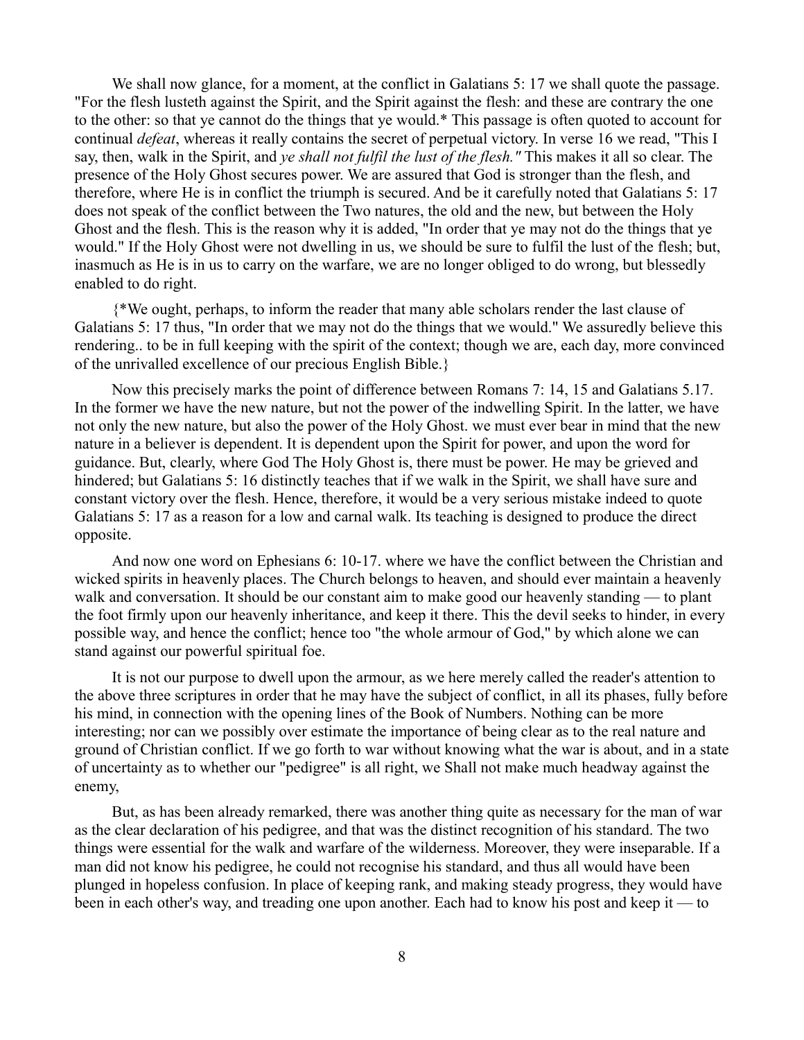We shall now glance, for a moment, at the conflict in Galatians 5: 17 we shall quote the passage. "For the flesh lusteth against the Spirit, and the Spirit against the flesh: and these are contrary the one to the other: so that ye cannot do the things that ye would.* This passage is often quoted to account for continual *defeat*, whereas it really contains the secret of perpetual victory. In verse 16 we read, "This I say, then, walk in the Spirit, and *ye shall not fulfil the lust of the flesh."* This makes it all so clear. The presence of the Holy Ghost secures power. We are assured that God is stronger than the flesh, and therefore, where He is in conflict the triumph is secured. And be it carefully noted that Galatians 5: 17 does not speak of the conflict between the Two natures, the old and the new, but between the Holy Ghost and the flesh. This is the reason why it is added, "In order that ye may not do the things that ye would." If the Holy Ghost were not dwelling in us, we should be sure to fulfil the lust of the flesh; but, inasmuch as He is in us to carry on the warfare, we are no longer obliged to do wrong, but blessedly enabled to do right.

{*We ought, perhaps, to inform the reader that many able scholars render the last clause of Galatians 5: 17 thus, "In order that we may not do the things that we would." We assuredly believe this rendering.. to be in full keeping with the spirit of the context; though we are, each day, more convinced of the unrivalled excellence of our precious English Bible.}

Now this precisely marks the point of difference between Romans 7: 14, 15 and Galatians 5.17. In the former we have the new nature, but not the power of the indwelling Spirit. In the latter, we have not only the new nature, but also the power of the Holy Ghost. we must ever bear in mind that the new nature in a believer is dependent. It is dependent upon the Spirit for power, and upon the word for guidance. But, clearly, where God The Holy Ghost is, there must be power. He may be grieved and hindered; but Galatians 5: 16 distinctly teaches that if we walk in the Spirit, we shall have sure and constant victory over the flesh. Hence, therefore, it would be a very serious mistake indeed to quote Galatians 5: 17 as a reason for a low and carnal walk. Its teaching is designed to produce the direct opposite.

And now one word on Ephesians 6: 10-17. where we have the conflict between the Christian and wicked spirits in heavenly places. The Church belongs to heaven, and should ever maintain a heavenly walk and conversation. It should be our constant aim to make good our heavenly standing — to plant the foot firmly upon our heavenly inheritance, and keep it there. This the devil seeks to hinder, in every possible way, and hence the conflict; hence too "the whole armour of God," by which alone we can stand against our powerful spiritual foe.

It is not our purpose to dwell upon the armour, as we here merely called the reader's attention to the above three scriptures in order that he may have the subject of conflict, in all its phases, fully before his mind, in connection with the opening lines of the Book of Numbers. Nothing can be more interesting; nor can we possibly over estimate the importance of being clear as to the real nature and ground of Christian conflict. If we go forth to war without knowing what the war is about, and in a state of uncertainty as to whether our "pedigree" is all right, we Shall not make much headway against the enemy,

But, as has been already remarked, there was another thing quite as necessary for the man of war as the clear declaration of his pedigree, and that was the distinct recognition of his standard. The two things were essential for the walk and warfare of the wilderness. Moreover, they were inseparable. If a man did not know his pedigree, he could not recognise his standard, and thus all would have been plunged in hopeless confusion. In place of keeping rank, and making steady progress, they would have been in each other's way, and treading one upon another. Each had to know his post and keep it — to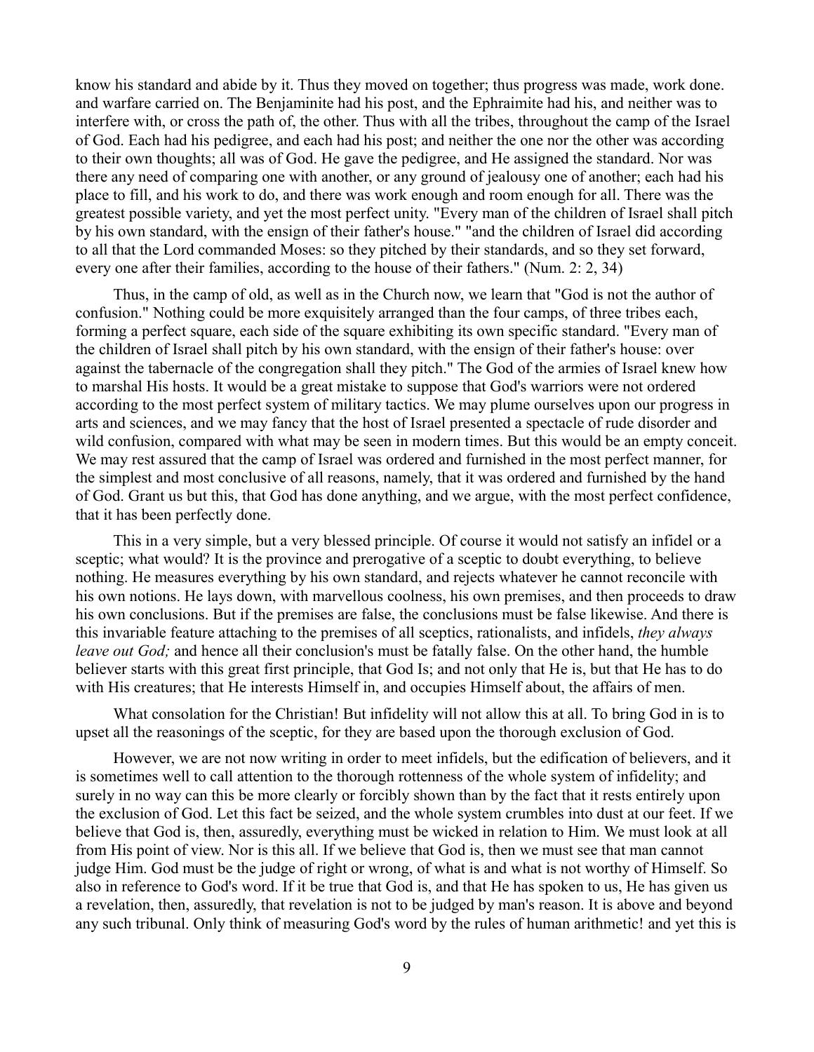know his standard and abide by it. Thus they moved on together; thus progress was made, work done. and warfare carried on. The Benjaminite had his post, and the Ephraimite had his, and neither was to interfere with, or cross the path of, the other. Thus with all the tribes, throughout the camp of the Israel of God. Each had his pedigree, and each had his post; and neither the one nor the other was according to their own thoughts; all was of God. He gave the pedigree, and He assigned the standard. Nor was there any need of comparing one with another, or any ground of jealousy one of another; each had his place to fill, and his work to do, and there was work enough and room enough for all. There was the greatest possible variety, and yet the most perfect unity. "Every man of the children of Israel shall pitch by his own standard, with the ensign of their father's house." "and the children of Israel did according to all that the Lord commanded Moses: so they pitched by their standards, and so they set forward, every one after their families, according to the house of their fathers." (Num. 2: 2, 34)

Thus, in the camp of old, as well as in the Church now, we learn that "God is not the author of confusion." Nothing could be more exquisitely arranged than the four camps, of three tribes each, forming a perfect square, each side of the square exhibiting its own specific standard. "Every man of the children of Israel shall pitch by his own standard, with the ensign of their father's house: over against the tabernacle of the congregation shall they pitch." The God of the armies of Israel knew how to marshal His hosts. It would be a great mistake to suppose that God's warriors were not ordered according to the most perfect system of military tactics. We may plume ourselves upon our progress in arts and sciences, and we may fancy that the host of Israel presented a spectacle of rude disorder and wild confusion, compared with what may be seen in modern times. But this would be an empty conceit. We may rest assured that the camp of Israel was ordered and furnished in the most perfect manner, for the simplest and most conclusive of all reasons, namely, that it was ordered and furnished by the hand of God. Grant us but this, that God has done anything, and we argue, with the most perfect confidence, that it has been perfectly done.

This in a very simple, but a very blessed principle. Of course it would not satisfy an infidel or a sceptic; what would? It is the province and prerogative of a sceptic to doubt everything, to believe nothing. He measures everything by his own standard, and rejects whatever he cannot reconcile with his own notions. He lays down, with marvellous coolness, his own premises, and then proceeds to draw his own conclusions. But if the premises are false, the conclusions must be false likewise. And there is this invariable feature attaching to the premises of all sceptics, rationalists, and infidels, *they always leave out God;* and hence all their conclusion's must be fatally false. On the other hand, the humble believer starts with this great first principle, that God Is; and not only that He is, but that He has to do with His creatures; that He interests Himself in, and occupies Himself about, the affairs of men.

What consolation for the Christian! But infidelity will not allow this at all. To bring God in is to upset all the reasonings of the sceptic, for they are based upon the thorough exclusion of God.

However, we are not now writing in order to meet infidels, but the edification of believers, and it is sometimes well to call attention to the thorough rottenness of the whole system of infidelity; and surely in no way can this be more clearly or forcibly shown than by the fact that it rests entirely upon the exclusion of God. Let this fact be seized, and the whole system crumbles into dust at our feet. If we believe that God is, then, assuredly, everything must be wicked in relation to Him. We must look at all from His point of view. Nor is this all. If we believe that God is, then we must see that man cannot judge Him. God must be the judge of right or wrong, of what is and what is not worthy of Himself. So also in reference to God's word. If it be true that God is, and that He has spoken to us, He has given us a revelation, then, assuredly, that revelation is not to be judged by man's reason. It is above and beyond any such tribunal. Only think of measuring God's word by the rules of human arithmetic! and yet this is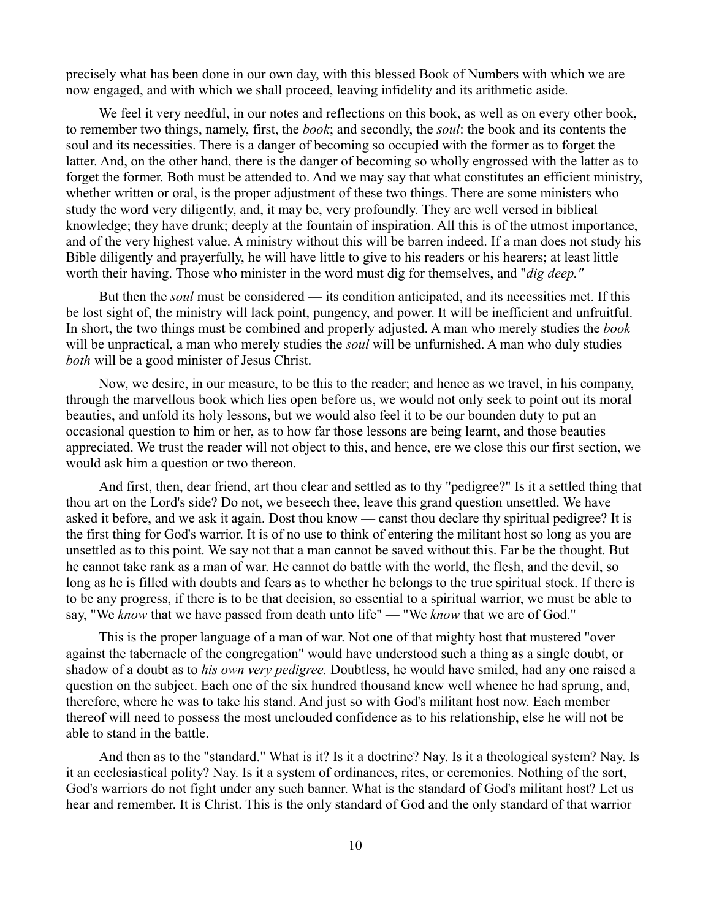precisely what has been done in our own day, with this blessed Book of Numbers with which we are now engaged, and with which we shall proceed, leaving infidelity and its arithmetic aside.

We feel it very needful, in our notes and reflections on this book, as well as on every other book, to remember two things, namely, first, the *book*; and secondly, the *soul*: the book and its contents the soul and its necessities. There is a danger of becoming so occupied with the former as to forget the latter. And, on the other hand, there is the danger of becoming so wholly engrossed with the latter as to forget the former. Both must be attended to. And we may say that what constitutes an efficient ministry, whether written or oral, is the proper adjustment of these two things. There are some ministers who study the word very diligently, and, it may be, very profoundly. They are well versed in biblical knowledge; they have drunk; deeply at the fountain of inspiration. All this is of the utmost importance, and of the very highest value. A ministry without this will be barren indeed. If a man does not study his Bible diligently and prayerfully, he will have little to give to his readers or his hearers; at least little worth their having. Those who minister in the word must dig for themselves, and "*dig deep."*

But then the *soul* must be considered — its condition anticipated, and its necessities met. If this be lost sight of, the ministry will lack point, pungency, and power. It will be inefficient and unfruitful. In short, the two things must be combined and properly adjusted. A man who merely studies the *book* will be unpractical, a man who merely studies the *soul* will be unfurnished. A man who duly studies *both* will be a good minister of Jesus Christ.

Now, we desire, in our measure, to be this to the reader; and hence as we travel, in his company, through the marvellous book which lies open before us, we would not only seek to point out its moral beauties, and unfold its holy lessons, but we would also feel it to be our bounden duty to put an occasional question to him or her, as to how far those lessons are being learnt, and those beauties appreciated. We trust the reader will not object to this, and hence, ere we close this our first section, we would ask him a question or two thereon.

And first, then, dear friend, art thou clear and settled as to thy "pedigree?" Is it a settled thing that thou art on the Lord's side? Do not, we beseech thee, leave this grand question unsettled. We have asked it before, and we ask it again. Dost thou know — canst thou declare thy spiritual pedigree? It is the first thing for God's warrior. It is of no use to think of entering the militant host so long as you are unsettled as to this point. We say not that a man cannot be saved without this. Far be the thought. But he cannot take rank as a man of war. He cannot do battle with the world, the flesh, and the devil, so long as he is filled with doubts and fears as to whether he belongs to the true spiritual stock. If there is to be any progress, if there is to be that decision, so essential to a spiritual warrior, we must be able to say, "We *know* that we have passed from death unto life" — "We *know* that we are of God."

This is the proper language of a man of war. Not one of that mighty host that mustered "over against the tabernacle of the congregation" would have understood such a thing as a single doubt, or shadow of a doubt as to *his own very pedigree.* Doubtless, he would have smiled, had any one raised a question on the subject. Each one of the six hundred thousand knew well whence he had sprung, and, therefore, where he was to take his stand. And just so with God's militant host now. Each member thereof will need to possess the most unclouded confidence as to his relationship, else he will not be able to stand in the battle.

And then as to the "standard." What is it? Is it a doctrine? Nay. Is it a theological system? Nay. Is it an ecclesiastical polity? Nay. Is it a system of ordinances, rites, or ceremonies. Nothing of the sort, God's warriors do not fight under any such banner. What is the standard of God's militant host? Let us hear and remember. It is Christ. This is the only standard of God and the only standard of that warrior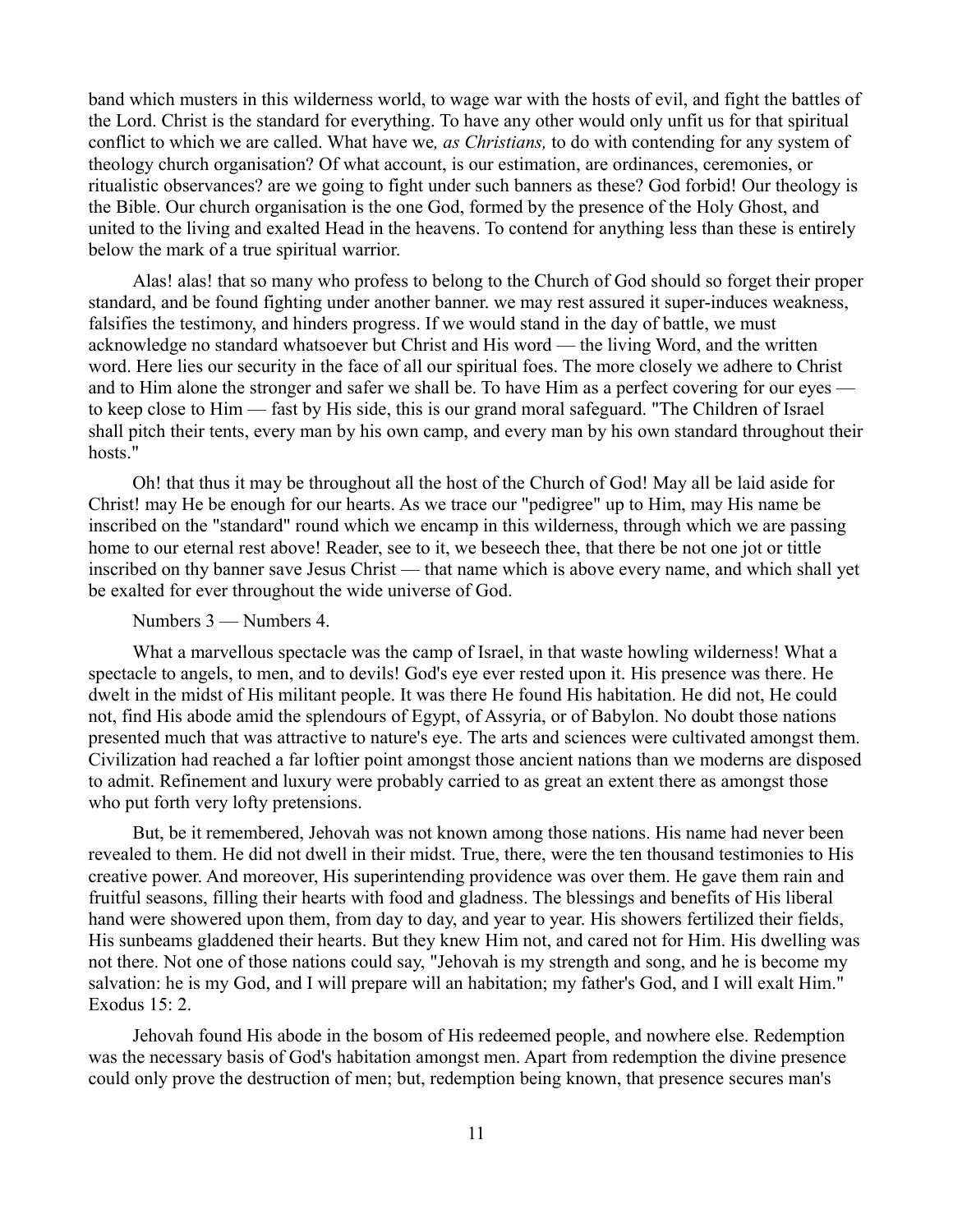band which musters in this wilderness world, to wage war with the hosts of evil, and fight the battles of the Lord. Christ is the standard for everything. To have any other would only unfit us for that spiritual conflict to which we are called. What have we*, as Christians,* to do with contending for any system of theology church organisation? Of what account, is our estimation, are ordinances, ceremonies, or ritualistic observances? are we going to fight under such banners as these? God forbid! Our theology is the Bible. Our church organisation is the one God, formed by the presence of the Holy Ghost, and united to the living and exalted Head in the heavens. To contend for anything less than these is entirely below the mark of a true spiritual warrior.

Alas! alas! that so many who profess to belong to the Church of God should so forget their proper standard, and be found fighting under another banner. we may rest assured it super-induces weakness, falsifies the testimony, and hinders progress. If we would stand in the day of battle, we must acknowledge no standard whatsoever but Christ and His word — the living Word, and the written word. Here lies our security in the face of all our spiritual foes. The more closely we adhere to Christ and to Him alone the stronger and safer we shall be. To have Him as a perfect covering for our eyes — to keep close to Him — fast by His side, this is our grand moral safeguard. "The Children of Israel shall pitch their tents, every man by his own camp, and every man by his own standard throughout their hosts."

Oh! that thus it may be throughout all the host of the Church of God! May all be laid aside for Christ! may He be enough for our hearts. As we trace our "pedigree" up to Him, may His name be inscribed on the "standard" round which we encamp in this wilderness, through which we are passing home to our eternal rest above! Reader, see to it, we beseech thee, that there be not one jot or tittle inscribed on thy banner save Jesus Christ — that name which is above every name, and which shall yet be exalted for ever throughout the wide universe of God.

Numbers 3 — Numbers 4.

What a marvellous spectacle was the camp of Israel, in that waste howling wilderness! What a spectacle to angels, to men, and to devils! God's eye ever rested upon it. His presence was there. He dwelt in the midst of His militant people. It was there He found His habitation. He did not, He could not, find His abode amid the splendours of Egypt, of Assyria, or of Babylon. No doubt those nations presented much that was attractive to nature's eye. The arts and sciences were cultivated amongst them. Civilization had reached a far loftier point amongst those ancient nations than we moderns are disposed to admit. Refinement and luxury were probably carried to as great an extent there as amongst those who put forth very lofty pretensions.

But, be it remembered, Jehovah was not known among those nations. His name had never been revealed to them. He did not dwell in their midst. True, there, were the ten thousand testimonies to His creative power. And moreover, His superintending providence was over them. He gave them rain and fruitful seasons, filling their hearts with food and gladness. The blessings and benefits of His liberal hand were showered upon them, from day to day, and year to year. His showers fertilized their fields, His sunbeams gladdened their hearts. But they knew Him not, and cared not for Him. His dwelling was not there. Not one of those nations could say, "Jehovah is my strength and song, and he is become my salvation: he is my God, and I will prepare will an habitation; my father's God, and I will exalt Him." Exodus 15: 2.

Jehovah found His abode in the bosom of His redeemed people, and nowhere else. Redemption was the necessary basis of God's habitation amongst men. Apart from redemption the divine presence could only prove the destruction of men; but, redemption being known, that presence secures man's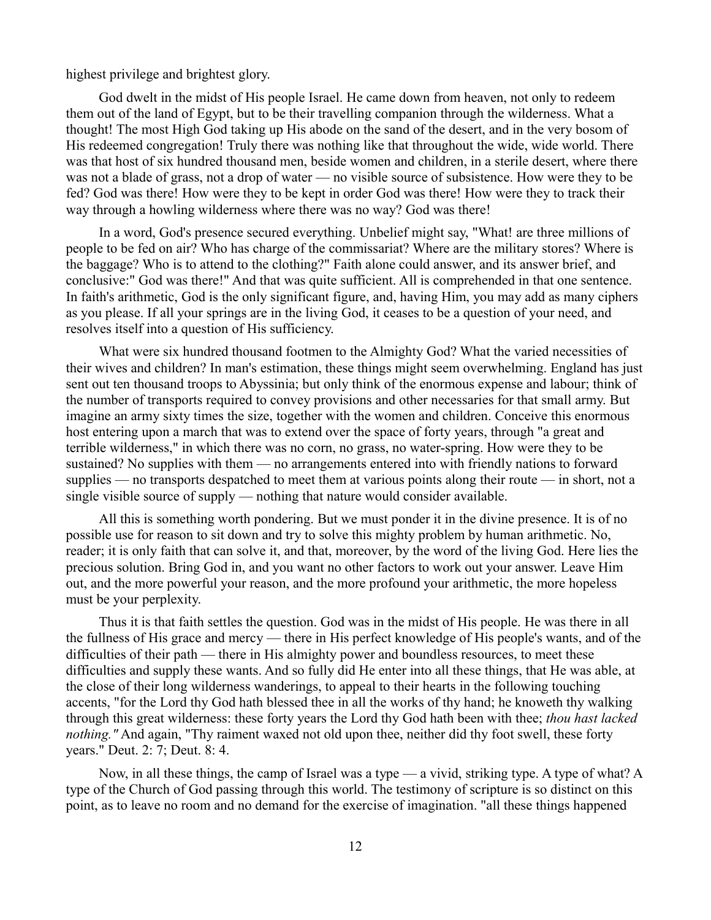highest privilege and brightest glory.

God dwelt in the midst of His people Israel. He came down from heaven, not only to redeem them out of the land of Egypt, but to be their travelling companion through the wilderness. What a thought! The most High God taking up His abode on the sand of the desert, and in the very bosom of His redeemed congregation! Truly there was nothing like that throughout the wide, wide world. There was that host of six hundred thousand men, beside women and children, in a sterile desert, where there was not a blade of grass, not a drop of water — no visible source of subsistence. How were they to be fed? God was there! How were they to be kept in order God was there! How were they to track their way through a howling wilderness where there was no way? God was there!

In a word, God's presence secured everything. Unbelief might say, "What! are three millions of people to be fed on air? Who has charge of the commissariat? Where are the military stores? Where is the baggage? Who is to attend to the clothing?" Faith alone could answer, and its answer brief, and conclusive:" God was there!" And that was quite sufficient. All is comprehended in that one sentence. In faith's arithmetic, God is the only significant figure, and, having Him, you may add as many ciphers as you please. If all your springs are in the living God, it ceases to be a question of your need, and resolves itself into a question of His sufficiency.

What were six hundred thousand footmen to the Almighty God? What the varied necessities of their wives and children? In man's estimation, these things might seem overwhelming. England has just sent out ten thousand troops to Abyssinia; but only think of the enormous expense and labour; think of the number of transports required to convey provisions and other necessaries for that small army. But imagine an army sixty times the size, together with the women and children. Conceive this enormous host entering upon a march that was to extend over the space of forty years, through "a great and terrible wilderness," in which there was no corn, no grass, no water-spring. How were they to be sustained? No supplies with them — no arrangements entered into with friendly nations to forward supplies — no transports despatched to meet them at various points along their route — in short, not a single visible source of supply — nothing that nature would consider available.

All this is something worth pondering. But we must ponder it in the divine presence. It is of no possible use for reason to sit down and try to solve this mighty problem by human arithmetic. No, reader; it is only faith that can solve it, and that, moreover, by the word of the living God. Here lies the precious solution. Bring God in, and you want no other factors to work out your answer. Leave Him out, and the more powerful your reason, and the more profound your arithmetic, the more hopeless must be your perplexity.

Thus it is that faith settles the question. God was in the midst of His people. He was there in all the fullness of His grace and mercy — there in His perfect knowledge of His people's wants, and of the difficulties of their path — there in His almighty power and boundless resources, to meet these difficulties and supply these wants. And so fully did He enter into all these things, that He was able, at the close of their long wilderness wanderings, to appeal to their hearts in the following touching accents, "for the Lord thy God hath blessed thee in all the works of thy hand; he knoweth thy walking through this great wilderness: these forty years the Lord thy God hath been with thee; *thou hast lacked nothing."* And again, "Thy raiment waxed not old upon thee, neither did thy foot swell, these forty years." Deut. 2: 7; Deut. 8: 4.

Now, in all these things, the camp of Israel was a type — a vivid, striking type. A type of what? A type of the Church of God passing through this world. The testimony of scripture is so distinct on this point, as to leave no room and no demand for the exercise of imagination. "all these things happened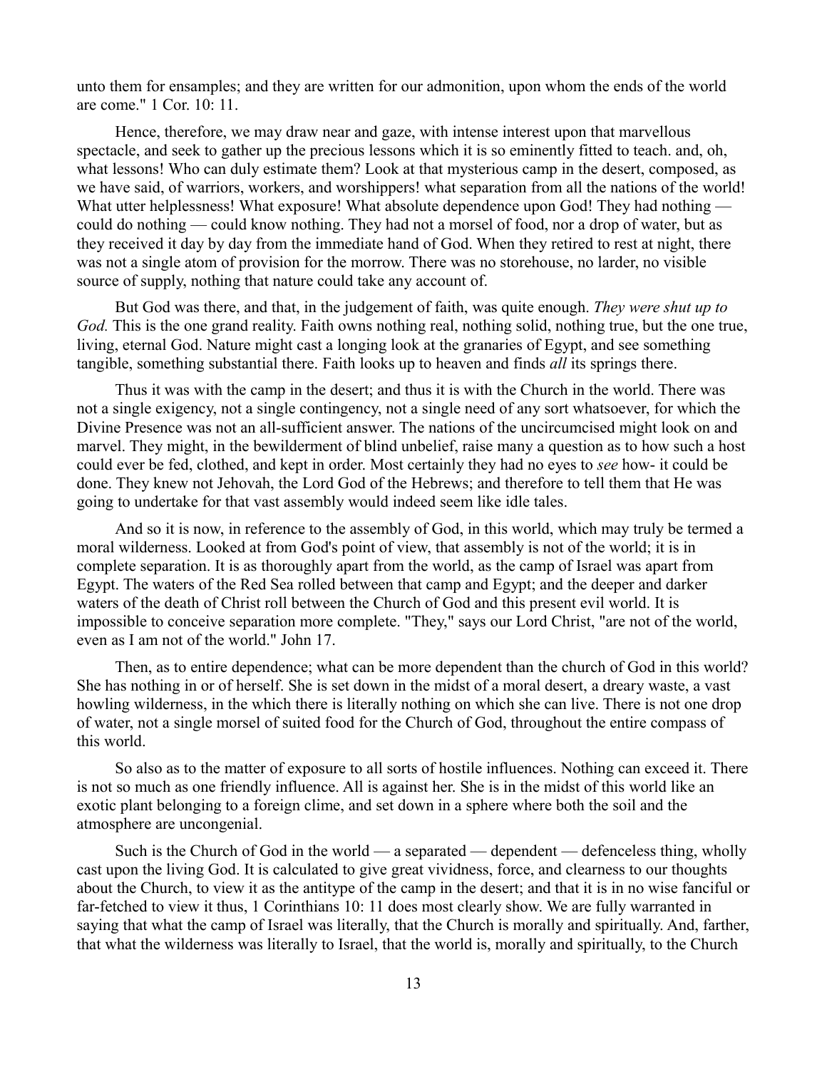unto them for ensamples; and they are written for our admonition, upon whom the ends of the world are come." 1 Cor. 10: 11.

Hence, therefore, we may draw near and gaze, with intense interest upon that marvellous spectacle, and seek to gather up the precious lessons which it is so eminently fitted to teach. and, oh, what lessons! Who can duly estimate them? Look at that mysterious camp in the desert, composed, as we have said, of warriors, workers, and worshippers! what separation from all the nations of the world! What utter helplessness! What exposure! What absolute dependence upon God! They had nothing — could do nothing — could know nothing. They had not a morsel of food, nor a drop of water, but as they received it day by day from the immediate hand of God. When they retired to rest at night, there was not a single atom of provision for the morrow. There was no storehouse, no larder, no visible source of supply, nothing that nature could take any account of.

But God was there, and that, in the judgement of faith, was quite enough. *They were shut up to God.* This is the one grand reality. Faith owns nothing real, nothing solid, nothing true, but the one true, living, eternal God. Nature might cast a longing look at the granaries of Egypt, and see something tangible, something substantial there. Faith looks up to heaven and finds *all* its springs there.

Thus it was with the camp in the desert; and thus it is with the Church in the world. There was not a single exigency, not a single contingency, not a single need of any sort whatsoever, for which the Divine Presence was not an all-sufficient answer. The nations of the uncircumcised might look on and marvel. They might, in the bewilderment of blind unbelief, raise many a question as to how such a host could ever be fed, clothed, and kept in order. Most certainly they had no eyes to *see* how- it could be done. They knew not Jehovah, the Lord God of the Hebrews; and therefore to tell them that He was going to undertake for that vast assembly would indeed seem like idle tales.

And so it is now, in reference to the assembly of God, in this world, which may truly be termed a moral wilderness. Looked at from God's point of view, that assembly is not of the world; it is in complete separation. It is as thoroughly apart from the world, as the camp of Israel was apart from Egypt. The waters of the Red Sea rolled between that camp and Egypt; and the deeper and darker waters of the death of Christ roll between the Church of God and this present evil world. It is impossible to conceive separation more complete. "They," says our Lord Christ, "are not of the world, even as I am not of the world." John 17.

Then, as to entire dependence; what can be more dependent than the church of God in this world? She has nothing in or of herself. She is set down in the midst of a moral desert, a dreary waste, a vast howling wilderness, in the which there is literally nothing on which she can live. There is not one drop of water, not a single morsel of suited food for the Church of God, throughout the entire compass of this world.

So also as to the matter of exposure to all sorts of hostile influences. Nothing can exceed it. There is not so much as one friendly influence. All is against her. She is in the midst of this world like an exotic plant belonging to a foreign clime, and set down in a sphere where both the soil and the atmosphere are uncongenial.

Such is the Church of God in the world — a separated — dependent — defenceless thing, wholly cast upon the living God. It is calculated to give great vividness, force, and clearness to our thoughts about the Church, to view it as the antitype of the camp in the desert; and that it is in no wise fanciful or far-fetched to view it thus, 1 Corinthians 10: 11 does most clearly show. We are fully warranted in saying that what the camp of Israel was literally, that the Church is morally and spiritually. And, farther, that what the wilderness was literally to Israel, that the world is, morally and spiritually, to the Church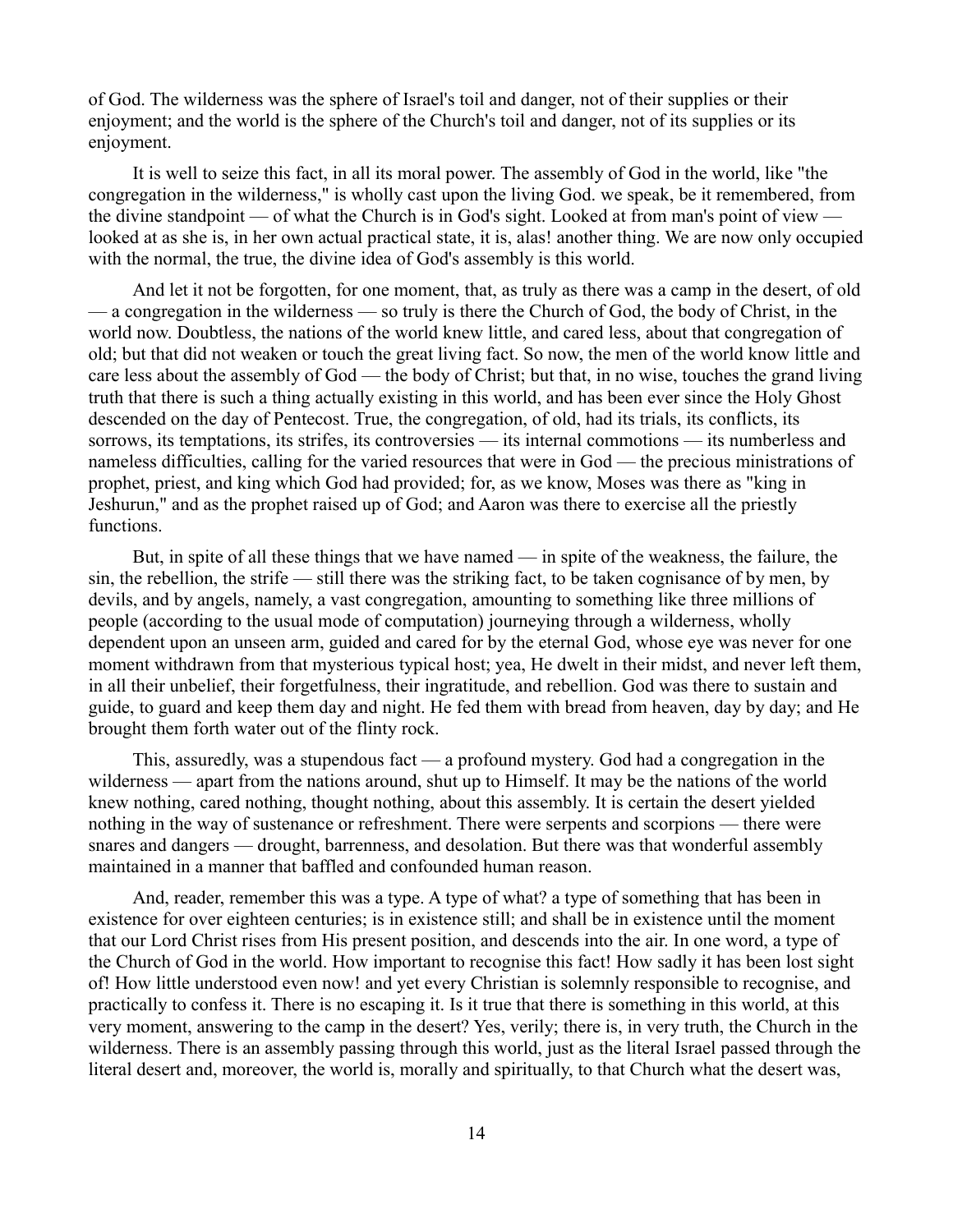of God. The wilderness was the sphere of Israel's toil and danger, not of their supplies or their enjoyment; and the world is the sphere of the Church's toil and danger, not of its supplies or its enjoyment.

It is well to seize this fact, in all its moral power. The assembly of God in the world, like "the congregation in the wilderness," is wholly cast upon the living God. we speak, be it remembered, from the divine standpoint — of what the Church is in God's sight. Looked at from man's point of view — looked at as she is, in her own actual practical state, it is, alas! another thing. We are now only occupied with the normal, the true, the divine idea of God's assembly is this world.

And let it not be forgotten, for one moment, that, as truly as there was a camp in the desert, of old — a congregation in the wilderness — so truly is there the Church of God, the body of Christ, in the world now. Doubtless, the nations of the world knew little, and cared less, about that congregation of old; but that did not weaken or touch the great living fact. So now, the men of the world know little and care less about the assembly of God — the body of Christ; but that, in no wise, touches the grand living truth that there is such a thing actually existing in this world, and has been ever since the Holy Ghost descended on the day of Pentecost. True, the congregation, of old, had its trials, its conflicts, its sorrows, its temptations, its strifes, its controversies — its internal commotions — its numberless and nameless difficulties, calling for the varied resources that were in God — the precious ministrations of prophet, priest, and king which God had provided; for, as we know, Moses was there as "king in Jeshurun," and as the prophet raised up of God; and Aaron was there exercise all the priestly functions.

But, in spite of all these things that we have named — in spite of the weakness, the failure, the sin, the rebellion, the strife — still there was the striking fact, to be taken cognisance of by men, by devils, and by angels, namely, a vast congregation, amounting to something like three millions of people (according to the usual mode of computation) journeying through a wilderness, wholly dependent upon an unseen arm, guided and cared for by the eternal God, whose eye was never for one moment withdrawn from that mysterious typical host; yea, He dwelt in their midst, and never left them, in all their unbelief, their forgetfulness, their ingratitude, and rebellion. God was there to sustain and guide, to guard and keep them day and night. He fed them with bread from heaven, day by day; and He brought them forth water out of the flinty rock.

This, assuredly, was a stupendous fact — a profound mystery. God had a congregation in the wilderness — apart from the nations around, shut up to Himself. It may be the nations of the world knew nothing, cared nothing, thought nothing, about this assembly. It is certain the desert yielded nothing in the way of sustenance or refreshment. There were serpents and scorpions — there were snares and dangers — drought, barrenness, and desolation. But there was that wonderful assembly maintained in a manner that baffled and confounded human reason.

And, reader, remember this was a type. A type of what? a type of something that has been in existence for over eighteen centuries; is in existence still; and shall be in existence until the moment that our Lord Christ rises from His present position, and descends into the air. In one word, a type of the Church of God in the world. How important to recognise this fact! How sadly it has been lost sight of! How little understood even now! and yet every Christian is solemnly responsible to recognise, and practically to confess it. There is no escaping it. Is it true that there is something in this world, at this very moment, answering to the camp in the desert? Yes, verily; there is, in very truth, the Church in the wilderness. There is an assembly passing through this world, just as the literal Israel passed through the literal desert and, moreover, the world is, morally and spiritually, to that Church what the desert was,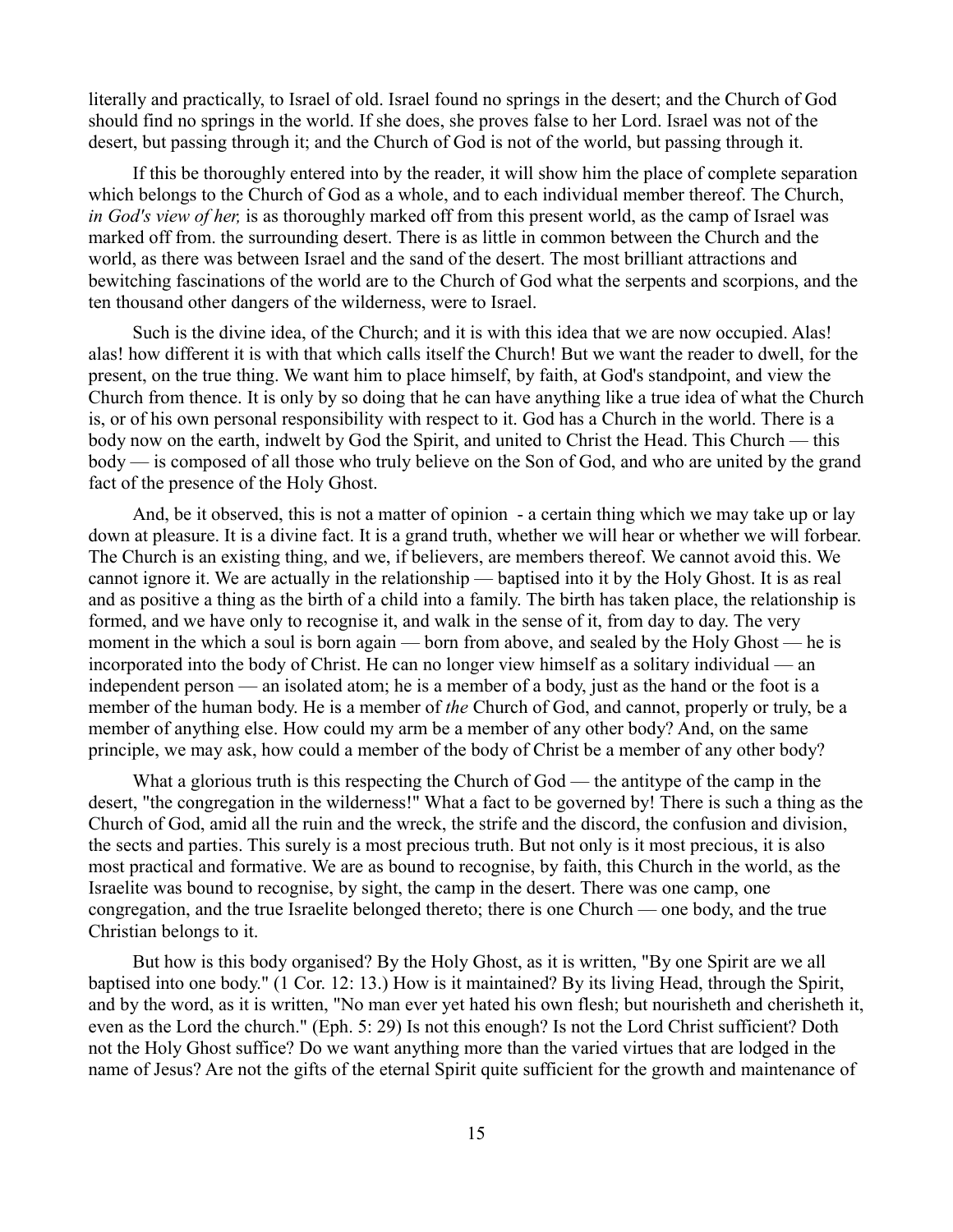literally and practically, to Israel of old. Israel found no springs in the desert; and the Church of God should find no springs in the world. If she does, she proves false to her Lord. Israel was not of the desert, but passing through it; and the Church of God is not of the world, but passing through it.

If this be thoroughly entered into by the reader, it will show him the place of complete separation which belongs to the Church of God as a whole, and to each individual member thereof. The Church, *in God's view of her,* is as thoroughly marked off from this present world, as the camp of Israel was marked off from. the surrounding desert. There is as little in common between the Church and the world, as there was between Israel and the sand of the desert. The most brilliant attractions and bewitching fascinations of the world are to the Church of God what the serpents and scorpions, and the ten thousand other dangers of the wilderness, were to Israel.

Such is the divine idea, of the Church; and it is with this idea that we are now occupied. Alas! alas! how different it is with that which calls itself the Church! But we want the reader to dwell, for the present, on the true thing. We want him to place himself, by faith, at God's standpoint, and view the Church from thence. It is only by so doing that he can have anything like a true idea of what the Church is, or of his own personal responsibility with respect to it. God has a Church in the world. There is a body now on the earth, indwelt by God the Spirit, and united to Christ the Head. This Church — this body — is composed of all those who truly believe on the Son of God, and who are united by the grand fact of the presence of the Holy Ghost.

And, be it observed, this is not a matter of opinion - a certain thing which we may take up or lay down at pleasure. It is a divine fact. It is a grand truth, whether we will hear or whether we will forbear. The Church is an existing thing, and we, if believers, are members thereof. We cannot avoid this. We cannot ignore it. We are actually in the relationship — baptised into it by the Holy Ghost. It is as real and as positive a thing as the birth of a child into a family. The birth has taken place, the relationship is formed, and we have only to recognise it, and walk in the sense of it, from day to day. The very moment in the which a soul is born again — born from above, and sealed by the Holy Ghost — he is incorporated into the body of Christ. He can no longer view himself as a solitary individual — an independent person — an isolated atom; he is a member of a body, just as the hand or the foot is a member of the human body. He is a member of *the* Church of God, and cannot, properly or truly, be a member of anything else. How could my arm be a member of any other body? And, on the same principle, we may ask, how could a member of the body of Christ be a member of any other body?

What a glorious truth is this respecting the Church of God — the antitype of the camp in the desert, "the congregation in the wilderness!" What a fact to be governed by! There is such a thing as the Church of God, amid all the ruin and the wreck, the strife and the discord, the confusion and division, the sects and parties. This surely is a most precious truth. But not only is it most precious, it is also most practical and formative. We are as bound to recognise, by faith, this Church in the world, as the Israelite was bound to recognise, by sight, the camp in the desert. There was one camp, one congregation, and the true Israelite belonged thereto; there is one Church — one body, and the true Christian belongs to it.

But how is this body organised? By the Holy Ghost, as it is written, "By one Spirit are we all baptised into one body." (1 Cor. 12: 13.) How is it maintained? By its living Head, through the Spirit, and by the word, as it is written, "No man ever yet hated his own flesh; but nourisheth and cherisheth it, even as the Lord the church." (Eph. 5: 29) Is not this enough? Is not the Lord Christ sufficient? Doth not the Holy Ghost suffice? Do we want anything more than the varied virtues that are lodged in the name of Jesus? Are not the gifts of the eternal Spirit quite sufficient for the growth and maintenance of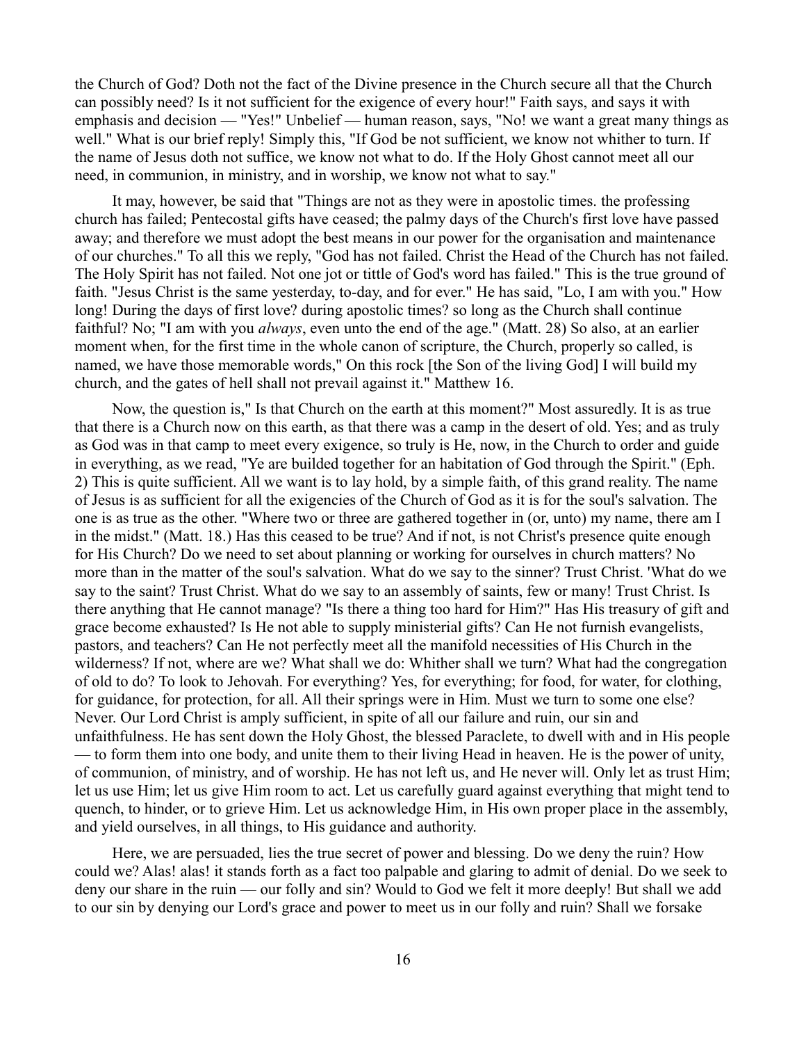the Church of God? Doth not the fact of the Divine presence in the Church secure all that the Church can possibly need? Is it not sufficient for the exigence of every hour!" Faith says, and says it with emphasis and decision — "Yes!" Unbelief — human reason, says, "No! we want a great many things as well." What is our brief reply! Simply this, "If God be not sufficient, we know not whither to turn. If the name of Jesus doth not suffice, we know not what to do. If the Holy Ghost cannot meet all our need, in communion, in ministry, and in worship, we know not what to say."

It may, however, be said that "Things are not as they were in apostolic times. the professing church has failed; Pentecostal gifts have ceased; the palmy days of the Church's first love have passed away; and therefore we must adopt the best means in our power for the organisation and maintenance of our churches." To all this we reply, "God has not failed. Christ the Head of the Church has not failed. The Holy Spirit has not failed. Not one jot or tittle of God's word has failed." This is the true ground of faith. "Jesus Christ is the same yesterday, to-day, and for ever." He has said, "Lo, I am with you." How long! During the days of first love? during apostolic times? so long as the Church shall continue faithful? No; "I am with you *always*, even unto the end of the age." (Matt. 28) So also, at an earlier moment when, for the first time in the whole canon of scripture, the Church, properly so called, is named, we have those memorable words," On this rock [the Son of the living God] I will build my church, and the gates of hell shall not prevail against it." Matthew 16.

Now, the question is," Is that Church on the earth at this moment?" Most assuredly. It is as true that there is a Church now on this earth, as that there was a camp in the desert of old. Yes; and as truly as God was in that camp to meet every exigence, so truly is He, now, in the Church to order and guide in everything, as we read, "Ye are builded together for an habitation of God through the Spirit." (Eph. 2) This is quite sufficient. All we want is to lay hold, by a simple faith, of this grand reality. The name of Jesus is as sufficient for all the exigencies of the Church of God as it is for the soul's salvation. The one is as true as the other. "Where two or three are gathered together in (or, unto) my name, there am I in the midst." (Matt. 18.) Has this ceased to be true? And if not, is not Christ's presence quite enough for His Church? Do we need to set about planning or working for ourselves in church matters? No more than in the matter of the soul's salvation. What do we say to the sinner? Trust Christ. 'What do we say to the saint? Trust Christ. What do we say to an assembly of saints, few or many! Trust Christ. Is there anything that He cannot manage? "Is there a thing too hard for Him?" Has His treasury of gift and grace become exhausted? Is He not able to supply ministerial gifts? Can He not furnish evangelists, pastors, and teachers? Can He not perfectly meet all the manifold necessities of His Church in the wilderness? If not, where are we? What shall we do: Whither shall we turn? What had the congregation of old to do? To look to Jehovah. For everything? Yes, for everything; for food, for water, for clothing, for guidance, for protection, for all. All their springs were in Him. Must we turn to some one else? Never. Our Lord Christ is amply sufficient, in spite of all our failure and ruin, our sin and unfaithfulness. He has sent down the Holy Ghost, the blessed Paraclete, to dwell with and in His people — to form them into one body, and unite them to their living Head in heaven. He is the power of unity, of communion, of ministry, and of worship. He has not left us, and He never will. Only let as trust Him; let us use Him; let us give Him room to act. Let us carefully guard against everything that might tend to quench, to hinder, or to grieve Him. Let us acknowledge Him, in His own proper place in the assembly, and yield ourselves, in all things, to His guidance and authority.

Here, we are persuaded, lies the true secret of power and blessing. Do we deny the ruin? How could we? Alas! alas! it stands forth as a fact too palpable and glaring to admit of denial. Do we seek to deny our share in the ruin — our folly and sin? Would to God we felt it more deeply! But shall we add to our sin by denying our Lord's grace and power to meet us in our folly and ruin? Shall we forsake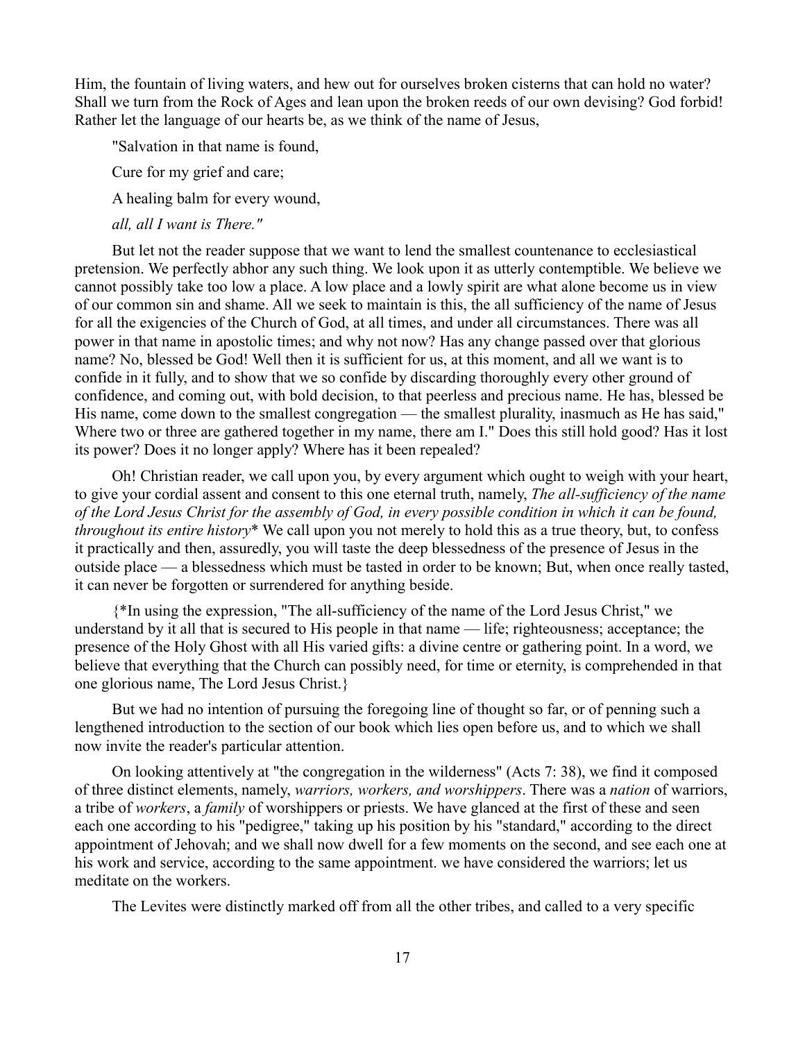Him, the fountain of living waters, and hew out for ourselves broken cisterns that can hold no water? Shall we turn from the Rock of Ages and lean upon the broken reeds of our own devising? God forbid! Rather let the language of our hearts be, as we think of the name of Jesus,

"Salvation in that name is found,

Cure for my grief and care;

A healing balm for every wound,

*all, all I want is There."*

But let not the reader suppose that we want to lend the smallest countenance to ecclesiastical pretension. We perfectly abhor any such thing. We look upon it as utterly contemptible. We believe we cannot possibly take too low a place. A low place and a lowly spirit are what alone become us in view of our common sin and shame. All we seek to maintain is this, the all sufficiency of the name of Jesus for all the exigencies of the Church of God, at all times, and under all circumstances. There was all power in that name in apostolic times; and why not now? Has any change passed over that glorious name? No, blessed be God! Well then it is sufficient for us, at this moment, and all we want is to confide in it fully, and to show that we so confide by discarding thoroughly every other ground of confidence, and coming out, with bold decision, to that peerless and precious name. He has, blessed be His name, come down to the smallest congregation — the smallest plurality, inasmuch as He has said," Where two or three are gathered together in my name, there am I." Does this still hold good? Has it lost its power? Does it no longer apply? Where has it been repealed?

Oh! Christian reader, we call upon you, by every argument which ought to weigh with your heart, to give your cordial assent and consent to this one eternal truth, namely, *The all-sufficiency of the name of the Lord Jesus Christ for the assembly of God, in every possible condition in which it can be found, throughout its entire history*\* We call upon you not merely to hold this as a true theory, but, to confess it practically and then, assuredly, you will taste the deep blessedness of the presence of Jesus in the outside place — a blessedness which must be tasted in order to be known; But, when once really tasted, it can never be forgotten or surrendered for anything beside.

{\*In using the expression, "The all-sufficiency of the name of the Lord Jesus Christ," we understand by it all that is secured to His people in that name — life; righteousness; acceptance; the presence of the Holy Ghost with all His varied gifts: a divine centre or gathering point. In a word, we believe that everything that the Church can possibly need, for time or eternity, is comprehended in that one glorious name, The Lord Jesus Christ.}

But we had no intention of pursuing the foregoing line of thought so far, or of penning such a lengthened introduction to the section of our book which lies open before us, and to which we shall now invite the reader's particular attention.

On looking attentively at "the congregation in the wilderness" (Acts 7: 38), we find it composed of three distinct elements, namely, *warriors, workers, and worshippers*. There was a *nation* of warriors, a tribe of *workers*, a *family* of worshippers or priests. We have glanced at the first of these and seen each one according to his "pedigree," taking up his position by his "standard," according to the direct appointment of Jehovah; and we shall now dwell for a few moments on the second, and see each one at his work and service, according to the same appointment. we have considered the warriors; let us meditate on the workers.

The Levites were distinctly marked off from all the other tribes, and called to a very specific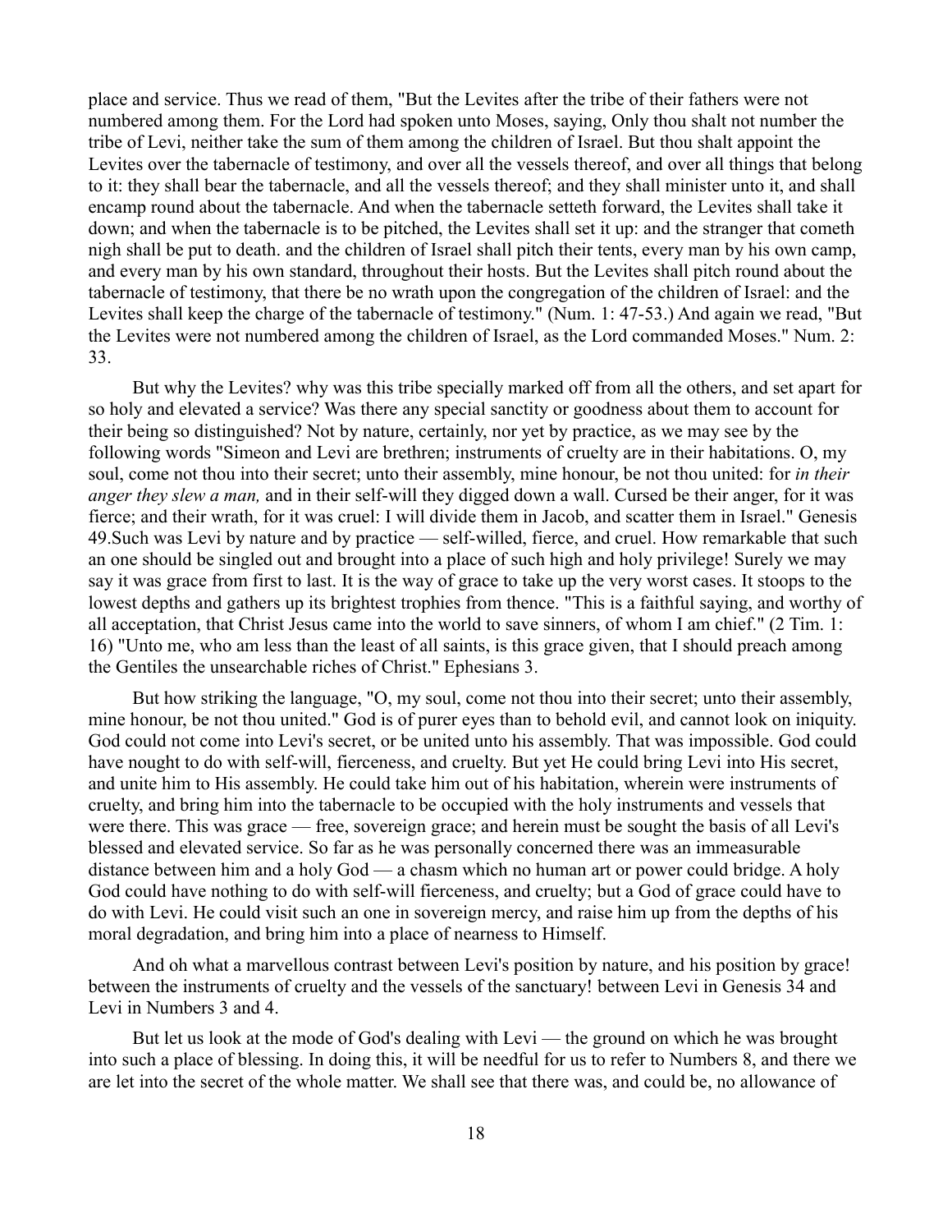place and service. Thus we read of them, "But the Levites after the tribe of their fathers were not numbered among them. For the Lord had spoken unto Moses, saying, Only thou shalt not number the tribe of Levi, neither take the sum of them among the children of Israel. But thou shalt appoint the Levites over the tabernacle of testimony, and over all the vessels thereof, and over all things that belong to it: they shall bear the tabernacle, and all the vessels thereof; and they shall minister unto it, and shall encamp round about the tabernacle. And when the tabernacle setteth forward, the Levites shall take it down; and when the tabernacle is to be pitched, the Levites shall set it up: and the stranger that cometh nigh shall be put to death. and the children of Israel shall pitch their tents, every man by his own camp, and every man by his own standard, throughout their hosts. But the Levites shall pitch round about the tabernacle of testimony, that there be no wrath upon the congregation of the children of Israel: and the Levites shall keep the charge of the tabernacle of testimony." (Num. 1: 47-53.) And again we read, "But the Levites were not numbered among the children of Israel, as the Lord commanded Moses." Num. 2: 33.

But why the Levites? why was this tribe specially marked off from all the others, and set apart for so holy and elevated a service? Was there any special sanctity or goodness about them to account for their being so distinguished? Not by nature, certainly, nor yet by practice, as we may see by the following words "Simeon and Levi are brethren; instruments of cruelty are in their habitations. O, my soul, come not thou into their secret; unto their assembly, mine honour, be not thou united: for *in their anger they slew a man,* and in their self-will they digged down a wall. Cursed be their anger, for it was fierce; and their wrath, for it was cruel: I will divide them in Jacob, and scatter them in Israel." Genesis 49.Such was Levi by nature and by practice — self-willed, fierce, and cruel. How remarkable that such an one should be singled out and brought into a place of such high and holy privilege! Surely we may say it was grace from first to last. It is the way of grace to take up the very worst cases. It stoops to the lowest depths and gathers up its brightest trophies from thence. "This is a faithful saying, and worthy of all acceptation, that Christ Jesus came into the world to save sinners, of whom I am chief." (2 Tim. 1: 16) "Unto me, who am less than the least of all saints, is this grace given, that I should preach among the Gentiles the unsearchable riches of Christ." Ephesians 3.

But how striking the language, "O, my soul, come not thou into their secret; unto their assembly, mine honour, be not thou united." God is of purer eyes than to behold evil, and cannot look on iniquity. God could not come into Levi's secret, or be united unto his assembly. That was impossible. God could have nought to do with self-will, fierceness, and cruelty. But yet He could bring Levi into His secret, and unite him to His assembly. He could take him out of his habitation, wherein were instruments of cruelty, and bring him into the tabernacle to be occupied with the holy instruments and vessels that were there. This was grace — free, sovereign grace; and herein must be sought the basis of all Levi's blessed and elevated service. So far as he was personally concerned there was an immeasurable distance between him and a holy God — a chasm which no human art or power could bridge. A holy God could have nothing to do with self-will fierceness, and cruelty; but a God of grace could have to do with Levi. He could visit such an one in sovereign mercy, and raise him up from the depths of his moral degradation, and bring him into a place of nearness to Himself.

And oh what a marvellous contrast between Levi's position by nature, and his position by grace! between the instruments of cruelty and the vessels of the sanctuary! between Levi in Genesis 34 and Levi in Numbers 3 and 4.

But let us look at the mode of God's dealing with Levi — the ground on which he was brought into such a place of blessing. In doing this, it will be needful for us to refer to Numbers 8, and there we are let into the secret of the whole matter. We shall see that there was, and could be, no allowance of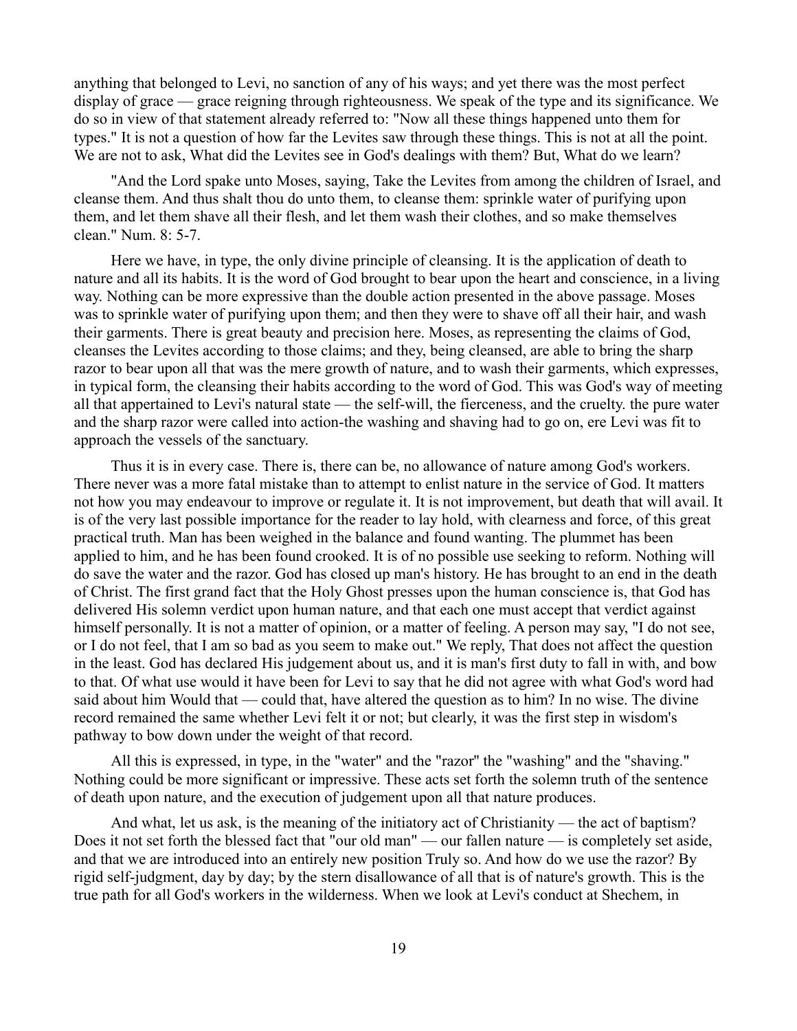anything that belonged to Levi, no sanction of any of his ways; and yet there was the most perfect display of grace — grace reigning through righteousness. We speak of the type and its significance. We do so in view of that statement already referred to: "Now all these things happened unto them for types." It is not a question of how far the Levites saw through these things. This is not at all the point. We are not to ask, What did the Levites see in God's dealings with them? But, What do we learn?

"And the Lord spake unto Moses, saying, Take the Levites from among the children of Israel, and cleanse them. And thus shalt thou do unto them, to cleanse them: sprinkle water of purifying upon them, and let them shave all their flesh, and let them wash their clothes, and so make themselves clean." Num. 8: 5-7.

Here we have, in type, the only divine principle of cleansing. It is the application of death to nature and all its habits. It is the word of God brought to bear upon the heart and conscience, in a living way. Nothing can be more expressive than the double action presented in the above passage. Moses was to sprinkle water of purifying upon them; and then they were to shave off all their hair, and wash their garments. There is great beauty and precision here. Moses, as representing the claims of God, cleanses the Levites according to those claims; and they, being cleansed, are able to bring the sharp razor to bear upon all that was the mere growth of nature, and to wash their garments, which expresses, in typical form, the cleansing their habits according to the word of God. This was God's way of meeting all that appertained to Levi's natural state — the self-will, the fierceness, and the cruelty. the pure water and the sharp razor were called into action-the washing and shaving had to go on, ere Levi was fit to approach the vessels of the sanctuary.

Thus it is in every case. There is, there can be, no allowance of nature among God's workers. There never was a more fatal mistake than to attempt to enlist nature in the service of God. It matters not how you may endeavour to improve or regulate it. It is not improvement, but death that will avail. It is of the very last possible importance for the reader to lay hold, with clearness and force, of this great practical truth. Man has been weighed in the balance and found wanting. The plummet has been applied to him, and he has been found crooked. It is of no possible use seeking to reform. Nothing will do save the water and the razor. God has closed up man's history. He has brought to an end in the death of Christ. The first grand fact that the Holy Ghost presses upon the human conscience is, that God has delivered His solemn verdict upon human nature, and that each one must accept that verdict against himself personally. It is not a matter of opinion, or a matter of feeling. A person may say, "I do not see, or I do not feel, that I am so bad as you seem to make out." We reply, That does not affect the question in the least. God has declared His judgement about us, and it is man's first duty to fall in with, and bow to that. Of what use would it have been for Levi to say that he did not agree with what God's word had said about him Would that — could that, have altered the question as to him? In no wise. The divine record remained the same whether Levi felt it or not; but clearly, it was the first step in wisdom's pathway to bow down under the weight of that record.

All this is expressed, in type, in the "water" and the "razor" the "washing" and the "shaving." Nothing could be more significant or impressive. These acts set forth the solemn truth of the sentence of death upon nature, and the execution of judgement upon all that nature produces.

And what, let us ask, is the meaning of the initiatory act of Christianity — the act of baptism? Does it not set forth the blessed fact that "our old man" — our fallen nature — is completely set aside, and that we are introduced into an entirely new position Truly so. And how do we use the razor? By rigid self-judgment, day by day; by the stern disallowance of all that is of nature's growth. This is the true path for all God's workers in the wilderness. When we look at Levi's conduct at Shechem, in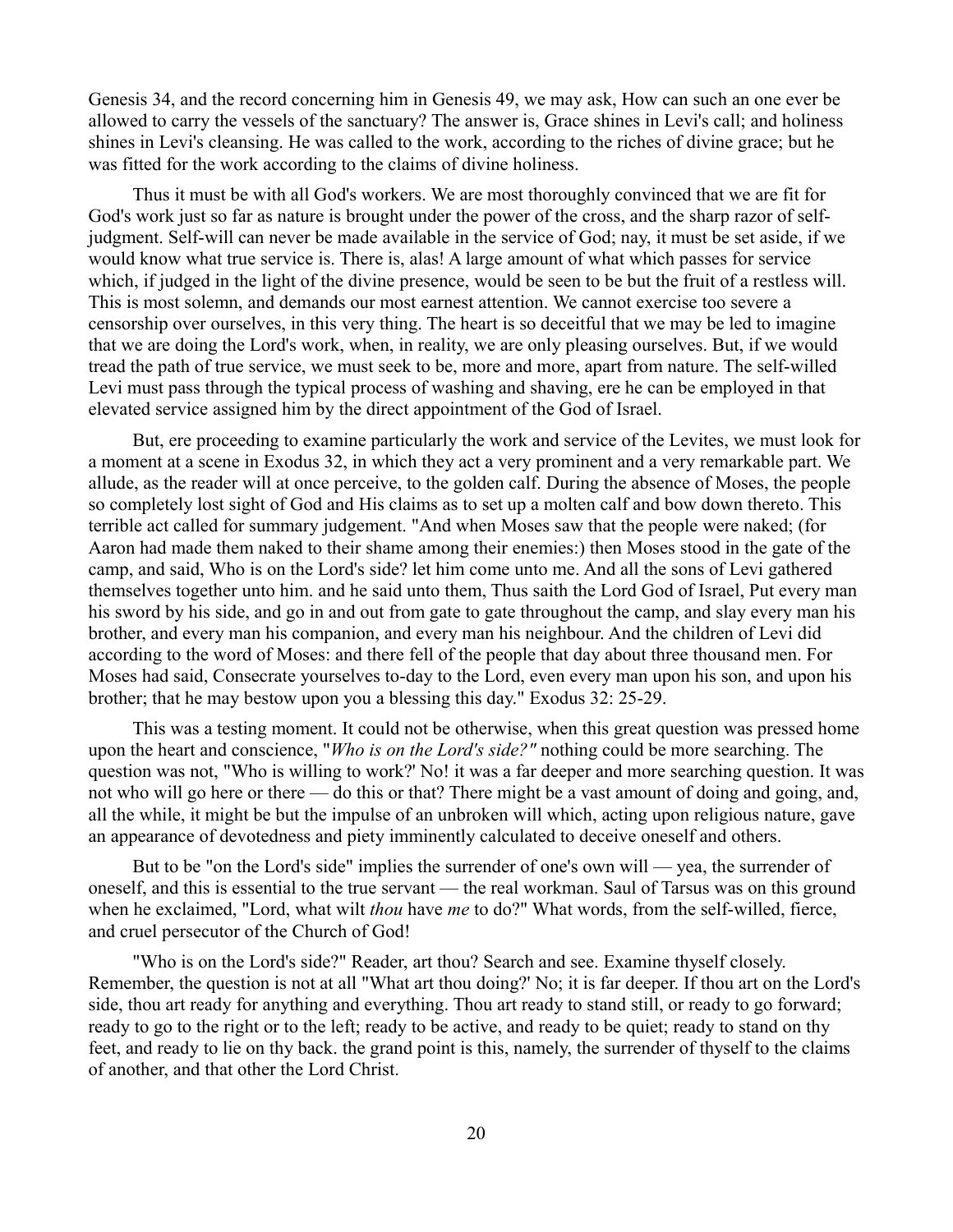Genesis 34, and the record concerning him in Genesis 49, we may ask, How can such an one ever be allowed to carry the vessels of the sanctuary? The answer is, Grace shines in Levi's call; and holiness shines in Levi's cleansing. He was called to the work, according to the riches of divine grace; but he was fitted for the work according to the claims of divine holiness.

Thus it must be with all God's workers. We are most thoroughly convinced that we are fit for God's work just so far as nature is brought under the power of the cross, and the sharp razor of self-judgment. Self-will can never be made available in the service of God; nay, it must be set aside, if we would know what true service is. There is, alas! A large amount of what which passes for service which, if judged in the light of the divine presence, would be seen to be but the fruit of a restless will. This is most solemn, and demands our most earnest attention. We cannot exercise too severe a censorship over ourselves, in this very thing. The heart is so deceitful that we may be led to imagine that we are doing the Lord's work, when, in reality, we are only pleasing ourselves. But, if we would tread the path of true service, we must seek to be, more and more, apart from nature. The self-willed Levi must pass through the typical process of washing and shaving, ere he can be employed in that elevated service assigned him by the direct appointment of the God of Israel.

But, ere proceeding to examine particularly the work and service of the Levites, we must look for a moment at a scene in Exodus 32, in which they act a very prominent and a very remarkable part. We allude, as the reader will at once perceive, to the golden calf. During the absence of Moses, the people so completely lost sight of God and His claims as to set up a molten calf and bow down thereto. This terrible act called for summary judgement. "And when Moses saw that the people were naked; (for Aaron had made them naked to their shame among their enemies:) then Moses stood in the gate of the camp, and said, Who is on the Lord's side? let him come unto me. And all the sons of Levi gathered themselves together unto him. and he said unto them, Thus saith the Lord God of Israel, Put every man his sword by his side, and go in and out from gate to gate throughout the camp, and slay every man his brother, and every man his companion, and every man his neighbour. And the children of Levi did according to the word of Moses: and there fell of the people that day about three thousand men. For Moses had said, Consecrate yourselves to-day to the Lord, even every man upon his son, and upon his brother; that he may bestow upon you a blessing this day." Exodus 32: 25-29.

This was a testing moment. It could not be otherwise, when this great question was pressed home upon the heart and conscience, "*Who is on the Lord's side?"* nothing could be more searching. The question was not, "Who is willing to work?' No! it was a far deeper and more searching question. It was not who will go here or there — do this or that? There might be a vast amount of doing and going, and, all the while, it might be but the impulse of an unbroken will which, acting upon religious nature, gave an appearance of devotedness and piety imminently calculated to deceive oneself and others.

But to be "on the Lord's side" implies the surrender of one's own will — yea, the surrender of oneself, and this is essential to the true servant — the real workman. Saul of Tarsus was on this ground when he exclaimed, "Lord, what wilt *thou* have *me* to do?" What words, from the self-willed, fierce, and cruel persecutor of the Church of God!

"Who is on the Lord's side?" Reader, art thou? Search and see. Examine thyself closely. Remember, the question is not at all "What art thou doing?' No; it is far deeper. If thou art on the Lord's side, thou art ready for anything and everything. Thou art ready to stand still, or ready to go forward; ready to go to the right or to the left; ready to be active, and ready to be quiet; ready to stand on thy feet, and ready to lie on thy back. the grand point is this, namely, the surrender of thyself to the claims of another, and that other the Lord Christ.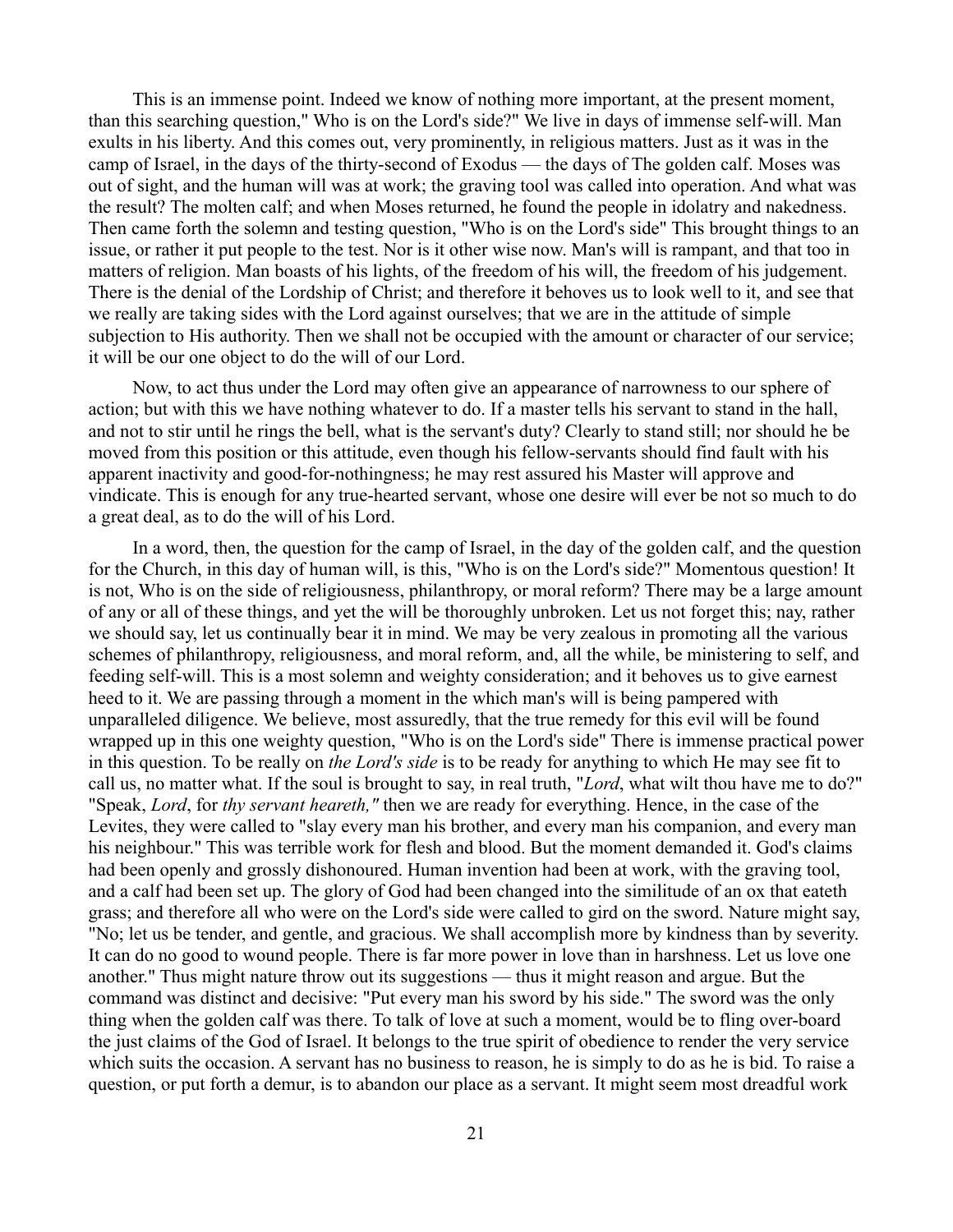This is an immense point. Indeed we know of nothing more important, at the present moment, than this searching question," Who is on the Lord's side?" We live in days of immense self-will. Man exults in his liberty. And this comes out, very prominently, in religious matters. Just as it was in the camp of Israel, in the days of the thirty-second of Exodus — the days of The golden calf. Moses was out of sight, and the human will was at work; the graving tool was called into operation. And what was the result? The molten calf; and when Moses returned, he found the people in idolatry and nakedness. Then came forth the solemn and testing question, "Who is on the Lord's side" This brought things to an issue, or rather it put people to the test. Nor is it other wise now. Man's will is rampant, and that too in matters of religion. Man boasts of his lights, of the freedom of his will, the freedom of his judgement. There is the denial of the Lordship of Christ; and therefore it behoves us to look well to it, and see that we really are taking sides with the Lord against ourselves; that we are in the attitude of simple subjection to His authority. Then we shall not be occupied with the amount or character of our service; it will be our one object to do the will of our Lord.

Now, to act thus under the Lord may often give an appearance of narrowness to our sphere of action; but with this we have nothing whatever to do. If a master tells his servant to stand in the hall, and not to stir until he rings the bell, what is the servant's duty? Clearly to stand still; nor should he be moved from this position or this attitude, even though his fellow-servants should find fault with his apparent inactivity and good-for-nothingness; he may rest assured his Master will approve and vindicate. This is enough for any true-hearted servant, whose one desire will ever be not so much to do a great deal, as to do the will of his Lord.

In a word, then, the question for the camp of Israel, in the day of the golden calf, and the question for the Church, in this day of human will, is this, "Who is on the Lord's side?" Momentous question! It is not, Who is on the side of religiousness, philanthropy, or moral reform? There may be a large amount of any or all of these things, and yet the will be thoroughly unbroken. Let us not forget this; nay, rather we should say, let us continually bear it in mind. We may be very zealous in promoting all the various schemes of philanthropy, religiousness, and moral reform, and, all the while, be ministering to self, and feeding self-will. This is a most solemn and weighty consideration; and it behoves us to give earnest heed to it. We are passing through a moment in the which man's will is being pampered with unparalleled diligence. We believe, most assuredly, that the true remedy for this evil will be found wrapped up in this one weighty question, "Who is on the Lord's side" There is immense practical power in this question. To be really on *the Lord's side* is to be ready for anything to which He may see fit to call us, no matter what. If the soul is brought to say, in real truth, "*Lord*, what wilt thou have me to do?" "Speak, *Lord*, for *thy servant heareth,"* then we are ready for everything. Hence, in the case of the Levites, they were called to "slay every man his brother, and every man his companion, and every man his neighbour." This was terrible work for flesh and blood. But the moment demanded it. God's claims had been openly and grossly dishonoured. Human invention had been at work, with the graving tool, and a calf had been set up. The glory of God had been changed into the similitude of an ox that eateth grass; and therefore all who were on the Lord's side were called to gird on the sword. Nature might say, "No; let us be tender, and gentle, and gracious. We shall accomplish more by kindness than by severity. It can do no good to wound people. There is far more power in love than in harshness. Let us love one another." Thus might nature throw out its suggestions — thus it might reason and argue. But the command was distinct and decisive: "Put every man his sword by his side." The sword was the only thing when the golden calf was there. To talk of love at such a moment, would be to fling over-board the just claims of the God of Israel. It belongs to the true spirit of obedience to render the very service which suits the occasion. A servant has no business to reason, he is simply to do as he is bid. To raise a question, or put forth a demur, is to abandon our place as a servant. It might seem most dreadful work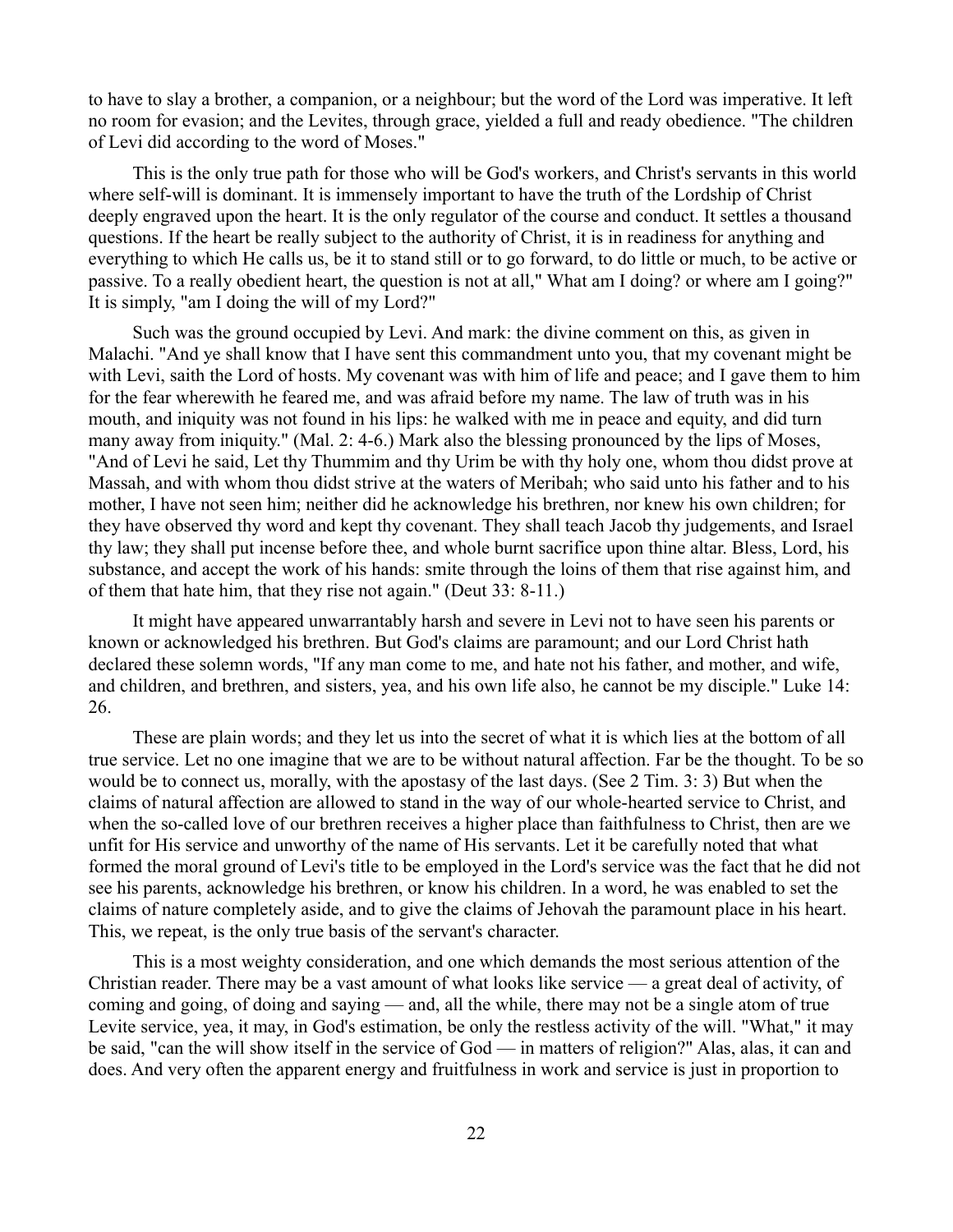to have to slay a brother, a companion, or a neighbour; but the word of the Lord was imperative. It left no room for evasion; and the Levites, through grace, yielded a full and ready obedience. "The children of Levi did according to the word of Moses."

This is the only true path for those who will be God's workers, and Christ's servants in this world where self-will is dominant. It is immensely important to have the truth of the Lordship of Christ deeply engraved upon the heart. It is the only regulator of the course and conduct. It settles a thousand questions. If the heart be really subject to the authority of Christ, it is in readiness for anything and everything to which He calls us, be it to stand still or to go forward, to do little or much, to be active or passive. To a really obedient heart, the question is not at all," What am I doing? or where am I going?" It is simply, "am I doing the will of my Lord?"

Such was the ground occupied by Levi. And mark: the divine comment on this, as given in Malachi. "And ye shall know that I have sent this commandment unto you, that my covenant might be with Levi, saith the Lord of hosts. My covenant was with him of life and peace; and I gave them to him for the fear wherewith he feared me, and was afraid before my name. The law of truth was in his mouth, and iniquity was not found in his lips: he walked with me in peace and equity, and did turn many away from iniquity." (Mal. 2: 4-6.) Mark also the blessing pronounced by the lips of Moses, "And of Levi he said, Let thy Thummim and thy Urim be with thy holy one, whom thou didst prove at Massah, and with whom thou didst strive at the waters of Meribah; who said unto his father and to his mother, I have not seen him; neither did he acknowledge his brethren, nor knew his own children; for they have observed thy word and kept thy covenant. They shall teach Jacob thy judgements, and Israel thy law; they shall put incense before thee, and whole burnt sacrifice upon thine altar. Bless, Lord, his substance, and accept the work of his hands: smite through the loins of them that rise against him, and of them that hate him, that they rise not again." (Deut 33: 8-11.)

It might have appeared unwarrantably harsh and severe in Levi not to have seen his parents or known or acknowledged his brethren. But God's claims are paramount; and our Lord Christ hath declared these solemn words, "If any man come to me, and hate not his father, and mother, and wife, and children, and brethren, and sisters, yea, and his own life also, he cannot be my disciple." Luke 14: 26.

These are plain words; and they let us into the secret of what it is which lies at the bottom of all true service. Let no one imagine that we are to be without natural affection. Far be the thought. To be so would be to connect us, morally, with the apostasy of the last days. (See 2 Tim. 3: 3) But when the claims of natural affection are allowed to stand in the way of our whole-hearted service to Christ, and when the so-called love of our brethren receives a higher place than faithfulness to Christ, then are we unfit for His service and unworthy of the name of His servants. Let it be carefully noted that what formed the moral ground of Levi's title to be employed in the Lord's service was the fact that he did not see his parents, acknowledge his brethren, or know his children. In a word, he was enabled to set the claims of nature completely aside, and to give the claims of Jehovah the paramount place in his heart. This, we repeat, is the only true basis of the servant's character.

This is a most weighty consideration, and one which demands the most serious attention of the Christian reader. There may be a vast amount of what looks like service — a great deal of activity, of coming and going, of doing and saying — and, all the while, there may not be a single atom of true Levite service, yea, it may, in God's estimation, be only the restless activity of the will. "What," it may be said, "can the will show itself in the service of God — in matters of religion?" Alas, alas, it can and does. And very often the apparent energy and fruitfulness in work and service is just in proportion to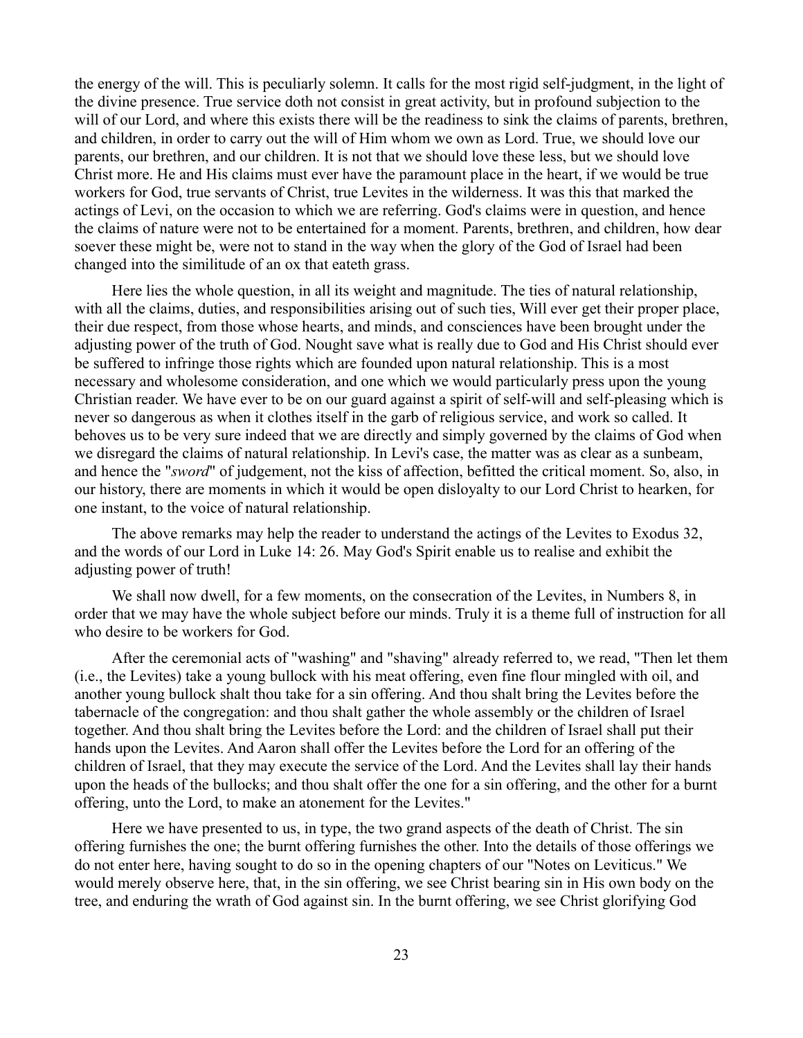the energy of the will. This is peculiarly solemn. It calls for the most rigid self-judgment, in the light of the divine presence. True service doth not consist in great activity, but in profound subjection to the will of our Lord, and where this exists there will be the readiness to sink the claims of parents, brethren, and children, in order to carry out the will of Him whom we own as Lord. True, we should love our parents, our brethren, and our children. It is not that we should love these less, but we should love Christ more. He and His claims must ever have the paramount place in the heart, if we would be true workers for God, true servants of Christ, true Levites in the wilderness. It was this that marked the actings of Levi, on the occasion to which we are referring. God's claims were in question, and hence the claims of nature were not to be entertained for a moment. Parents, brethren, and children, how dear soever these might be, were not to stand in the way when the glory of the God of Israel had been changed into the similitude of an ox that eateth grass.

Here lies the whole question, in all its weight and magnitude. The ties of natural relationship, with all the claims, duties, and responsibilities arising out of such ties, Will ever get their proper place, their due respect, from those whose hearts, and minds, and consciences have been brought under the adjusting power of the truth of God. Nought save what is really due to God and His Christ should ever be suffered to infringe those rights which are founded upon natural relationship. This is a most necessary and wholesome consideration, and one which we would particularly press upon the young Christian reader. We have ever to be on our guard against a spirit of self-will and self-pleasing which is never so dangerous as when it clothes itself in the garb of religious service, and work so called. It behoves us to be very sure indeed that we are directly and simply governed by the claims of God when we disregard the claims of natural relationship. In Levi's case, the matter was as clear as a sunbeam, and hence the "*sword*" of judgement, not the kiss of affection, befitted the critical moment. So, also, in our history, there are moments in which it would be open disloyalty to our Lord Christ to hearken, for one instant, to the voice of natural relationship.

The above remarks may help the reader to understand the actings of the Levites to Exodus 32, and the words of our Lord in Luke 14: 26. May God's Spirit enable us to realise and exhibit the adjusting power of truth!

We shall now dwell, for a few moments, on the consecration of the Levites, in Numbers 8, in order that we may have the whole subject before our minds. Truly it is a theme full of instruction for all who desire to be workers for God.

After the ceremonial acts of "washing" and "shaving" already referred to, we read, "Then let them (i.e., the Levites) take a young bullock with his meat offering, even fine flour mingled with oil, and another young bullock shalt thou take for a sin offering. And thou shalt bring the Levites before the tabernacle of the congregation: and thou shalt gather the whole assembly or the children of Israel together. And thou shalt bring the Levites before the Lord: and the children of Israel shall put their hands upon the Levites. And Aaron shall offer the Levites before the Lord for an offering of the children of Israel, that they may execute the service of the Lord. And the Levites shall lay their hands upon the heads of the bullocks; and thou shalt offer the one for a sin offering, and the other for a burnt offering, unto the Lord, to make an atonement for the Levites."

Here we have presented to us, in type, the two grand aspects of the death of Christ. The sin offering furnishes the one; the burnt offering furnishes the other. Into the details of those offerings we do not enter here, having sought to do so in the opening chapters of our "Notes on Leviticus." We would merely observe here, that, in the sin offering, we see Christ bearing sin in His own body on the tree, and enduring the wrath of God against sin. In the burnt offering, we see Christ glorifying God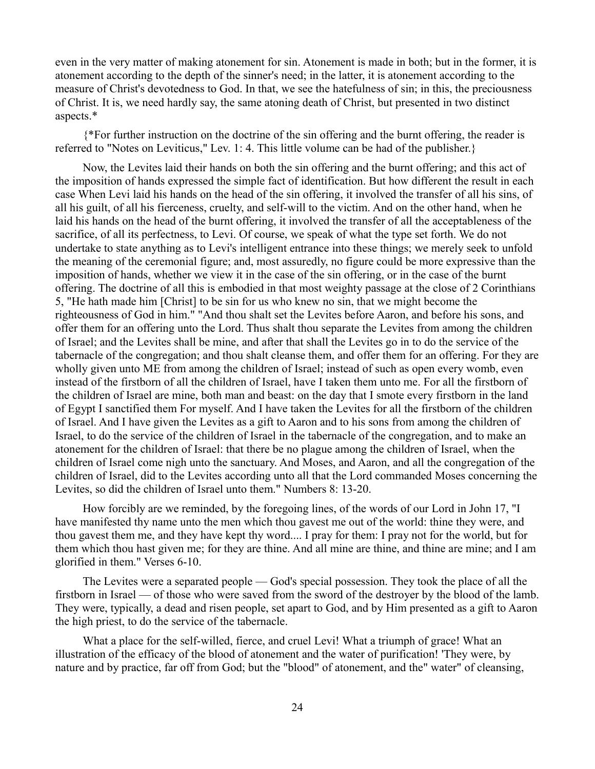even in the very matter of making atonement for sin. Atonement is made in both; but in the former, it is atonement according to the depth of the sinner's need; in the latter, it is atonement according to the measure of Christ's devotedness to God. In that, we see the hatefulness of sin; in this, the preciousness of Christ. It is, we need hardly say, the same atoning death of Christ, but presented in two distinct aspects.*

{*For further instruction on the doctrine of the sin offering and the burnt offering, the reader is referred to "Notes on Leviticus," Lev. 1: 4. This little volume can be had of the publisher.}

Now, the Levites laid their hands on both the sin offering and the burnt offering; and this act of the imposition of hands expressed the simple fact of identification. But how different the result in each case When Levi laid his hands on the head of the sin offering, it involved the transfer of all his sins, of all his guilt, of all his fierceness, cruelty, and self-will to the victim. And on the other hand, when he laid his hands on the head of the burnt offering, it involved the transfer of all the acceptableness of the sacrifice, of all its perfectness, to Levi. Of course, we speak of what the type set forth. We do not undertake to state anything as to Levi's intelligent entrance into these things; we merely seek to unfold the meaning of the ceremonial figure; and, most assuredly, no figure could be more expressive than the imposition of hands, whether we view it in the case of the sin offering, or in the case of the burnt offering. The doctrine of all this is embodied in that most weighty passage at the close of 2 Corinthians 5, "He hath made him [Christ] to be sin for us who knew no sin, that we might become the righteousness of God in him." "And thou shalt set the Levites before Aaron, and before his sons, and offer them for an offering unto the Lord. Thus shalt thou separate the Levites from among the children of Israel; and the Levites shall be mine, and after that shall the Levites go in to do the service of the tabernacle of the congregation; and thou shalt cleanse them, and offer them for an offering. For they are wholly given unto ME from among the children of Israel; instead of such as open every womb, even instead of the firstborn of all the children of Israel, have I taken them unto me. For all the firstborn of the children of Israel are mine, both man and beast: on the day that I smote every firstborn in the land of Egypt I sanctified them For myself. And I have taken the Levites for all the firstborn of the children of Israel. And I have given the Levites as a gift to Aaron and to his sons from among the children of Israel, to do the service of the children of Israel in the tabernacle of the congregation, and to make an atonement for the children of Israel: that there be no plague among the children of Israel, when the children of Israel come nigh unto the sanctuary. And Moses, and Aaron, and all the congregation of the children of Israel, did to the Levites according unto all that the Lord commanded Moses concerning the Levites, so did the children of Israel unto them." Numbers 8: 13-20.

How forcibly are we reminded, by the foregoing lines, of the words of our Lord in John 17, "I have manifested thy name unto the men which thou gavest me out of the world: thine they were, and thou gavest them me, and they have kept thy word.... I pray for them: I pray not for the world, but for them which thou hast given me; for they are thine. And all mine are thine, and thine are mine; and I am glorified in them." Verses 6-10.

The Levites were a separated people — God's special possession. They took the place of all the firstborn in Israel — of those who were saved from the sword of the destroyer by the blood of the lamb. They were, typically, a dead and risen people, set apart to God, and by Him presented as a gift to Aaron the high priest, to do the service of the tabernacle.

What a place for the self-willed, fierce, and cruel Levi! What a triumph of grace! What an illustration of the efficacy of the blood of atonement and the water of purification! 'They were, by nature and by practice, far off from God; but the "blood" of atonement, and the" water" of cleansing,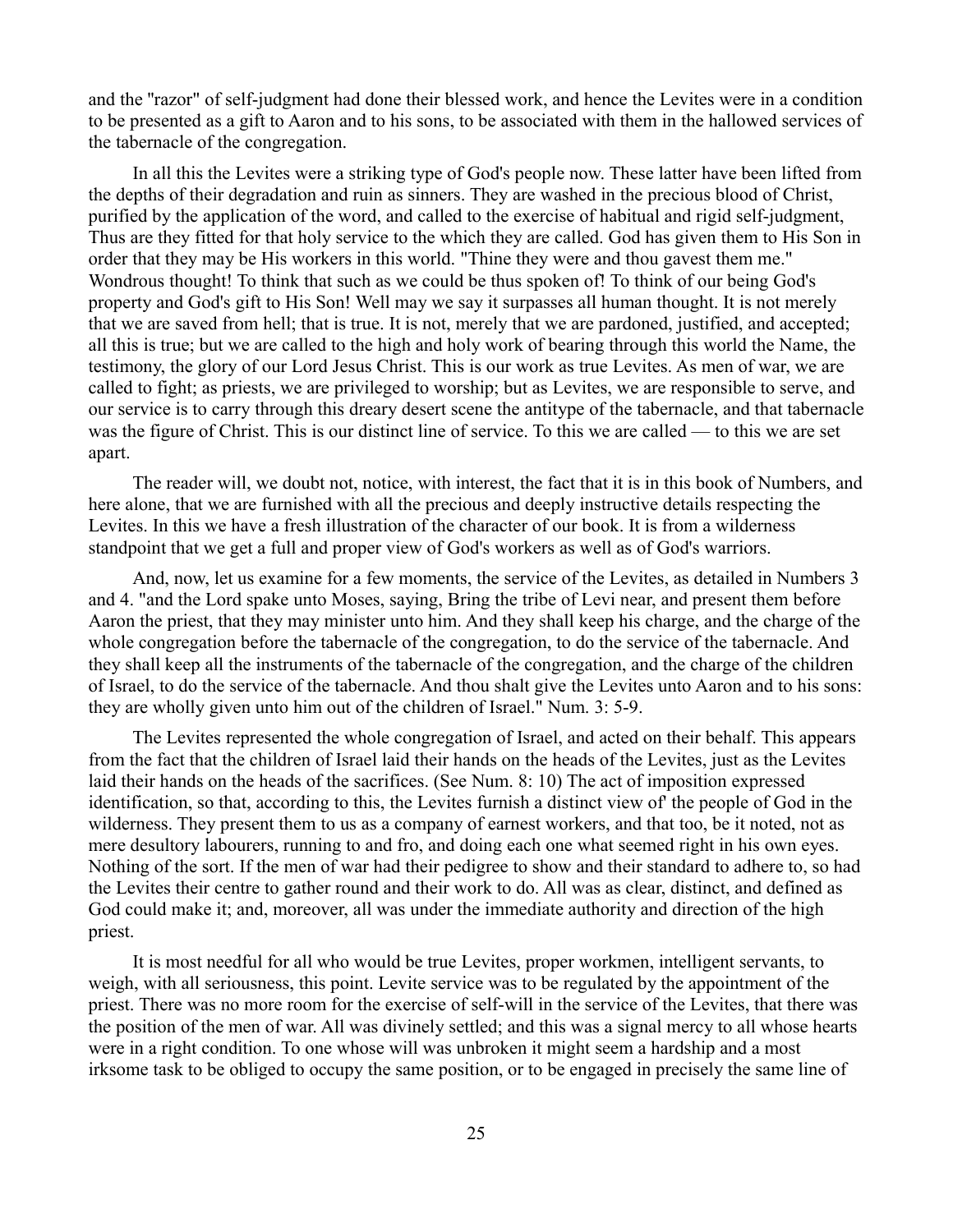and the "razor" of self-judgment had done their blessed work, and hence the Levites were in a condition to be presented as a gift to Aaron and to his sons, to be associated with them in the hallowed services of the tabernacle of the congregation.

In all this the Levites were a striking type of God's people now. These latter have been lifted from the depths of their degradation and ruin as sinners. They are washed in the precious blood of Christ, purified by the application of the word, and called to the exercise of habitual and rigid self-judgment, Thus are they fitted for that holy service to the which they are called. God has given them to His Son in order that they may be His workers in this world. "Thine they were and thou gavest them me." Wondrous thought! To think that such as we could be thus spoken of! To think of our being God's property and God's gift to His Son! Well may we say it surpasses all human thought. It is not merely that we are saved from hell; that is true. It is not, merely that we are pardoned, justified, and accepted; all this is true; but we are called to the high and holy work of bearing through this world the Name, the testimony, the glory of our Lord Jesus Christ. This is our work as true Levites. As men of war, we are called to fight; as priests, we are privileged to worship; but as Levites, we are responsible to serve, and our service is to carry through this dreary desert scene the antitype of the tabernacle, and that tabernacle was the figure of Christ. This is our distinct line of service. To this we are called — to this we are set apart.

The reader will, we doubt not, notice, with interest, the fact that it is in this book of Numbers, and here alone, that we are furnished with all the precious and deeply instructive details respecting the Levites. In this we have a fresh illustration of the character of our book. It is from a wilderness standpoint that we get a full and proper view of God's workers as well as of God's warriors.

And, now, let us examine for a few moments, the service of the Levites, as detailed in Numbers 3 and 4. "and the Lord spake unto Moses, saying, Bring the tribe of Levi near, and present them before Aaron the priest, that they may minister unto him. And they shall keep his charge, and the charge of the whole congregation before the tabernacle of the congregation, to do the service of the tabernacle. And they shall keep all the instruments of the tabernacle of the congregation, and the charge of the children of Israel, to do the service of the tabernacle. And thou shalt give the Levites unto Aaron and to his sons: they are wholly given unto him out of the children of Israel." Num. 3: 5-9.

The Levites represented the whole congregation of Israel, and acted on their behalf. This appears from the fact that the children of Israel laid their hands on the heads of the Levites, just as the Levites laid their hands on the heads of the sacrifices. (See Num. 8: 10) The act of imposition expressed identification, so that, according to this, the Levites furnish a distinct view of' the people of God in the wilderness. They present them to us as a company of earnest workers, and that too, be it noted, not as mere desultory labourers, running to and fro, and doing each one what seemed right in his own eyes. Nothing of the sort. If the men of war had their pedigree to show and their standard to adhere to, so had the Levites their centre to gather round and their work to do. All was as clear, distinct, and defined as God could make it; and, moreover, all was under the immediate authority and direction of the high priest.

It is most needful for all who would be true Levites, proper workmen, intelligent servants, to weigh, with all seriousness, this point. Levite service was to be regulated by the appointment of the priest. There was no more room for the exercise of self-will in the service of the Levites, that there was the position of the men of war. All was divinely settled; and this was a signal mercy to all whose hearts were in a right condition. To one whose will was unbroken it might seem a hardship and a most irksome task to be obliged to occupy the same position, or to be engaged in precisely the same line of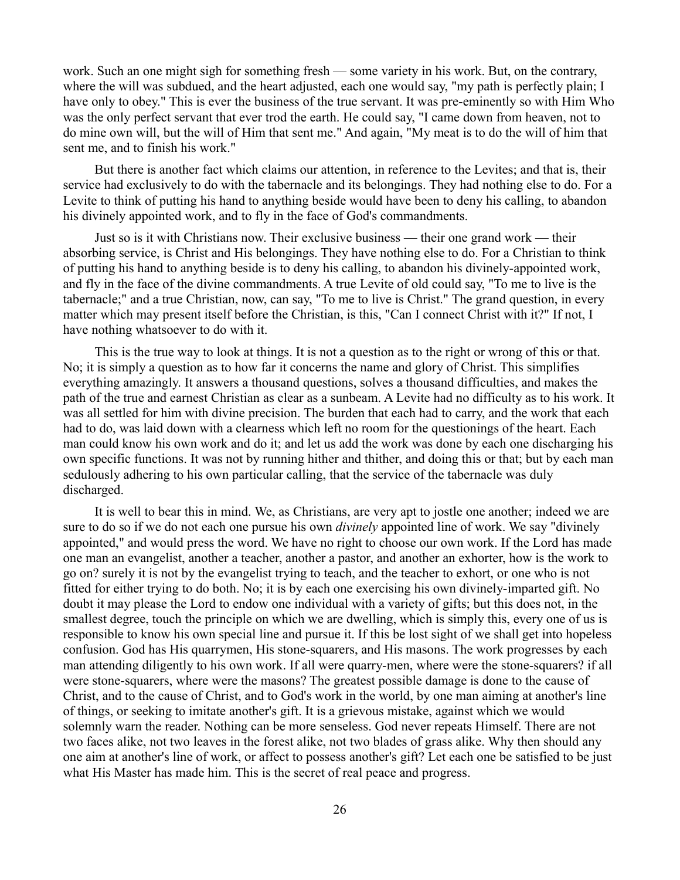work. Such an one might sigh for something fresh — some variety in his work. But, on the contrary, where the will was subdued, and the heart adjusted, each one would say, "my path is perfectly plain; I have only to obey." This is ever the business of the true servant. It was pre-eminently so with Him Who was the only perfect servant that ever trod the earth. He could say, "I came down from heaven, not to do mine own will, but the will of Him that sent me." And again, "My meat is to do the will of him that sent me, and to finish his work."

But there is another fact which claims our attention, in reference to the Levites; and that is, their service had exclusively to do with the tabernacle and its belongings. They had nothing else to do. For a Levite to think of putting his hand to anything beside would have been to deny his calling, to abandon his divinely appointed work, and to fly in the face of God's commandments.

Just so is it with Christians now. Their exclusive business — their one grand work — their absorbing service, is Christ and His belongings. They have nothing else to do. For a Christian to think of putting his hand to anything beside is to deny his calling, to abandon his divinely-appointed work, and fly in the face of the divine commandments. A true Levite of old could say, "To me to live is the tabernacle;" and a true Christian, now, can say, "To me to live is Christ." The grand question, in every matter which may present itself before the Christian, is this, "Can I connect Christ with it?" If not, I have nothing whatsoever to do with it.

This is the true way to look at things. It is not a question as to the right or wrong of this or that. No; it is simply a question as to how far it concerns the name and glory of Christ. This simplifies everything amazingly. It answers a thousand questions, solves a thousand difficulties, and makes the path of the true and earnest Christian as clear as a sunbeam. A Levite had no difficulty as to his work. It was all settled for him with divine precision. The burden that each had to carry, and the work that each had to do, was laid down with a clearness which left no room for the questionings of the heart. Each man could know his own work and do it; and let us add the work was done by each one discharging his own specific functions. It was not by running hither and thither, and doing this or that; but by each man sedulously adhering to his own particular calling, that the service of the tabernacle was duly discharged.

It is well to bear this in mind. We, as Christians, are very apt to jostle one another; indeed we are sure to do so if we do not each one pursue his own *divinely* appointed line of work. We say "divinely appointed," and would press the word. We have no right to choose our own work. If the Lord has made one man an evangelist, another a teacher, another a pastor, and another an exhorter, how is the work to go on? surely it is not by the evangelist trying to teach, and the teacher to exhort, or one who is not fitted for either trying to do both. No; it is by each one exercising his own divinely-imparted gift. No doubt it may please the Lord to endow one individual with a variety of gifts; but this does not, in the smallest degree, touch the principle on which we are dwelling, which is simply this, every one of us is responsible to know his own special line and pursue it. If this be lost sight of we shall get into hopeless confusion. God has His quarrymen, His stone-squarers, and His masons. The work progresses by each man attending diligently to his own work. If all were quarry-men, where were the stone-squarers? if all were stone-squarers, where were the masons? The greatest possible damage is done to the cause of Christ, and to the cause of Christ, and to God's work in the world, by one man aiming at another's line of things, or seeking to imitate another's gift. It is a grievous mistake, against which we would solemnly warn the reader. Nothing can be more senseless. God never repeats Himself. There are not two faces alike, not two leaves in the forest alike, not two blades of grass alike. Why then should any one aim at another's line of work, or affect to possess another's gift? Let each one be satisfied to be just what His Master has made him. This is the secret of real peace and progress.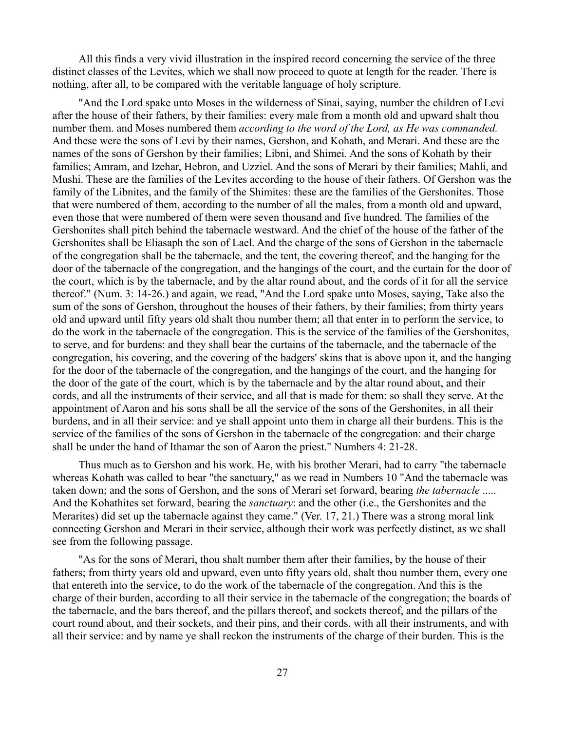All this finds a very vivid illustration in the inspired record concerning the service of the three distinct classes of the Levites, which we shall now proceed to quote at length for the reader. There is nothing, after all, to be compared with the veritable language of holy scripture.

"And the Lord spake unto Moses in the wilderness of Sinai, saying, number the children of Levi after the house of their fathers, by their families: every male from a month old and upward shalt thou number them. and Moses numbered them *according to the word of the Lord, as He was commanded.* And these were the sons of Levi by their names, Gershon, and Kohath, and Merari. And these are the names of the sons of Gershon by their families; Libni, and Shimei. And the sons of Kohath by their families; Amram, and Izehar, Hebron, and Uzziel. And the sons of Merari by their families; Mahli, and Mushi. These are the families of the Levites according to the house of their fathers. Of Gershon was the family of the Libnites, and the family of the Shimites: these are the families of the Gershonites. Those that were numbered of them, according to the number of all the males, from a month old and upward, even those that were numbered of them were seven thousand and five hundred. The families of the Gershonites shall pitch behind the tabernacle westward. And the chief of the house of the father of the Gershonites shall be Eliasaph the son of Lael. And the charge of the sons of Gershon in the tabernacle of the congregation shall be the tabernacle, and the tent, the covering thereof, and the hanging for the door of the tabernacle of the congregation, and the hangings of the court, and the curtain for the door of the court, which is by the tabernacle, and by the altar round about, and the cords of it for all the service thereof." (Num. 3: 14-26.) and again, we read, "And the Lord spake unto Moses, saying, Take also the sum of the sons of Gershon, throughout the houses of their fathers, by their families; from thirty years old and upward until fifty years old shalt thou number them; all that enter in to perform the service, to do the work in the tabernacle of the congregation. This is the service of the families of the Gershonites, to serve, and for burdens: and they shall bear the curtains of the tabernacle, and the tabernacle of the congregation, his covering, and the covering of the badgers' skins that is above upon it, and the hanging for the door of the tabernacle of the congregation, and the hangings of the court, and the hanging for the door of the gate of the court, which is by the tabernacle and by the altar round about, and their cords, and all the instruments of their service, and all that is made for them: so shall they serve. At the appointment of Aaron and his sons shall be all the service of the sons of the Gershonites, in all their burdens, and in all their service: and ye shall appoint unto them in charge all their burdens. This is the service of the families of the sons of Gershon in the tabernacle of the congregation: and their charge shall be under the hand of Ithamar the son of Aaron the priest." Numbers 4: 21-28.

Thus much as to Gershon and his work. He, with his brother Merari, had to carry "the tabernacle whereas Kohath was called to bear "the sanctuary," as we read in Numbers 10 "And the tabernacle was taken down; and the sons of Gershon, and the sons of Merari set forward, bearing *the tabernacle* ..... And the Kohathites set forward, bearing the *sanctuary*: and the other (i.e., the Gershonites and the Merarites) did set up the tabernacle against they came." (Ver. 17, 21.) There was a strong moral link connecting Gershon and Merari in their service, although their work was perfectly distinct, as we shall see from the following passage.

"As for the sons of Merari, thou shalt number them after their families, by the house of their fathers; from thirty years old and upward, even unto fifty years old, shalt thou number them, every one that entereth into the service, to do the work of the tabernacle of the congregation. And this is the charge of their burden, according to all their service in the tabernacle of the congregation; the boards of the tabernacle, and the bars thereof, and the pillars thereof, and sockets thereof, and the pillars of the court round about, and their sockets, and their pins, and their cords, with all their instruments, and with all their service: and by name ye shall reckon the instruments of the charge of their burden. This is the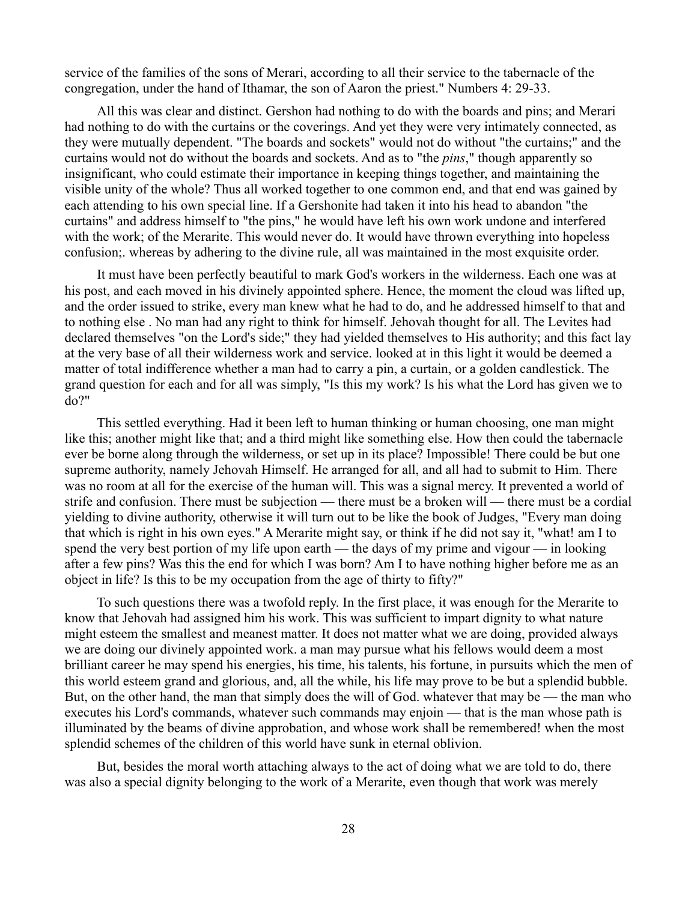service of the families of the sons of Merari, according to all their service to the tabernacle of the congregation, under the hand of Ithamar, the son of Aaron the priest." Numbers 4: 29-33.

All this was clear and distinct. Gershon had nothing to do with the boards and pins; and Merari had nothing to do with the curtains or the coverings. And yet they were very intimately connected, as they were mutually dependent. "The boards and sockets" would not do without "the curtains;" and the curtains would not do without the boards and sockets. And as to "the *pins*," though apparently so insignificant, who could estimate their importance in keeping things together, and maintaining the visible unity of the whole? Thus all worked together to one common end, and that end was gained by each attending to his own special line. If a Gershonite had taken it into his head to abandon "the curtains" and address himself to "the pins," he would have left his own work undone and interfered with the work; of the Merarite. This would never do. It would have thrown everything into hopeless confusion;. whereas by adhering to the divine rule, all was maintained in the most exquisite order.

It must have been perfectly beautiful to mark God's workers in the wilderness. Each one was at his post, and each moved in his divinely appointed sphere. Hence, the moment the cloud was lifted up, and the order issued to strike, every man knew what he had to do, and he addressed himself to that and to nothing else . No man had any right to think for himself. Jehovah thought for all. The Levites had declared themselves "on the Lord's side;" they had yielded themselves to His authority; and this fact lay at the very base of all their wilderness work and service. looked at in this light it would be deemed a matter of total indifference whether a man had to carry a pin, a curtain, or a golden candlestick. The grand question for each and for all was simply, "Is this my work? Is his what the Lord has given we to do?"

This settled everything. Had it been left to human thinking or human choosing, one man might like this; another might like that; and a third might like something else. How then could the tabernacle ever be borne along through the wilderness, or set up in its place? Impossible! There could be but one supreme authority, namely Jehovah Himself. He arranged for all, and all had to submit to Him. There was no room at all for the exercise of the human will. This was a signal mercy. It prevented a world of strife and confusion. There must be subjection — there must be a broken will — there must be a cordial yielding to divine authority, otherwise it will turn out to be like the book of Judges, "Every man doing that which is right in his own eyes." A Merarite might say, or think if he did not say it, "what! am I to spend the very best portion of my life upon earth — the days of my prime and vigour — in looking after a few pins? Was this the end for which I was born? Am I to have nothing higher before me as an object in life? Is this to be my occupation from the age of thirty to fifty?"

To such questions there was a twofold reply. In the first place, it was enough for the Merarite to know that Jehovah had assigned him his work. This was sufficient to impart dignity to what nature might esteem the smallest and meanest matter. It does not matter what we are doing, provided always we are doing our divinely appointed work. a man may pursue what his fellows would deem a most brilliant career he may spend his energies, his time, his talents, his fortune, in pursuits which the men of this world esteem grand and glorious, and, all the while, his life may prove to be but a splendid bubble. But, on the other hand, the man that simply does the will of God. whatever that may be — the man who executes his Lord's commands, whatever such commands may enjoin — that is the man whose path is illuminated by the beams of divine approbation, and whose work shall be remembered! when the most splendid schemes of the children of this world have sunk in eternal oblivion.

But, besides the moral worth attaching always to the act of doing what we are told to do, there was also a special dignity belonging to the work of a Merarite, even though that work was merely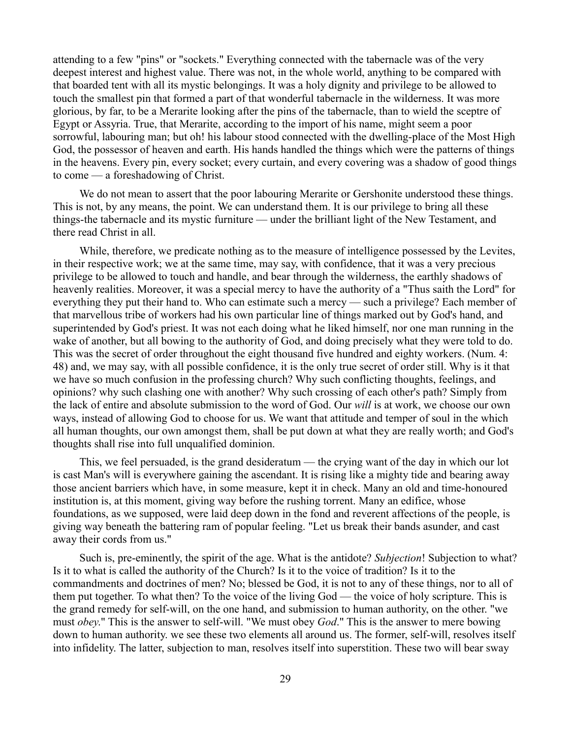attending to a few "pins" or "sockets." Everything connected with the tabernacle was of the very deepest interest and highest value. There was not, in the whole world, anything to be compared with that boarded tent with all its mystic belongings. It was a holy dignity and privilege to be allowed to touch the smallest pin that formed a part of that wonderful tabernacle in the wilderness. It was more glorious, by far, to be a Merarite looking after the pins of the tabernacle, than to wield the sceptre of Egypt or Assyria. True, that Merarite, according to the import of his name, might seem a poor sorrowful, labouring man; but oh! his labour stood connected with the dwelling-place of the Most High God, the possessor of heaven and earth. His hands handled the things which were the patterns of things in the heavens. Every pin, every socket; every curtain, and every covering was a shadow of good things to come — a foreshadowing of Christ.

We do not mean to assert that the poor labouring Merarite or Gershonite understood these things. This is not, by any means, the point. We can understand them. It is our privilege to bring all these things-the tabernacle and its mystic furniture — under the brilliant light of the New Testament, and there read Christ in all.

While, therefore, we predicate nothing as to the measure of intelligence possessed by the Levites, in their respective work; we at the same time, may say, with confidence, that it was a very precious privilege to be allowed to touch and handle, and bear through the wilderness, the earthly shadows of heavenly realities. Moreover, it was a special mercy to have the authority of a "Thus saith the Lord" for everything they put their hand to. Who can estimate such a mercy — such a privilege? Each member of that marvellous tribe of workers had his own particular line of things marked out by God's hand, and superintended by God's priest. It was not each doing what he liked himself, nor one man running in the wake of another, but all bowing to the authority of God, and doing precisely what they were told to do. This was the secret of order throughout the eight thousand five hundred and eighty workers. (Num. 4: 48) and, we may say, with all possible confidence, it is the only true secret of order still. Why is it that we have so much confusion in the professing church? Why such conflicting thoughts, feelings, and opinions? why such clashing one with another? Why such crossing of each other's path? Simply from the lack of entire and absolute submission to the word of God. Our *will* is at work, we choose our own ways, instead of allowing God to choose for us. We want that attitude and temper of soul in the which all human thoughts, our own amongst them, shall be put down at what they are really worth; and God's thoughts shall rise into full unqualified dominion.

This, we feel persuaded, is the grand desideratum — the crying want of the day in which our lot is cast Man's will is everywhere gaining the ascendant. It is rising like a mighty tide and bearing away those ancient barriers which have, in some measure, kept it in check. Many an old and time-honoured institution is, at this moment, giving way before the rushing torrent. Many an edifice, whose foundations, as we supposed, were laid deep down in the fond and reverent affections of the people, is giving way beneath the battering ram of popular feeling. "Let us break their bands asunder, and cast away their cords from us."

Such is, pre-eminently, the spirit of the age. What is the antidote? *Subjection*! Subjection to what? Is it to what is called the authority of the Church? Is it to the voice of tradition? Is it to the commandments and doctrines of men? No; blessed be God, it is not to any of these things, nor to all of them put together. To what then? To the voice of the living God — the voice of holy scripture. This is the grand remedy for self-will, on the one hand, and submission to human authority, on the other. "we must *obey*." This is the answer to self-will. "We must obey *God*." This is the answer to mere bowing down to human authority. we see these two elements all around us. The former, self-will, resolves itself into infidelity. The latter, subjection to man, resolves itself into superstition. These two will bear sway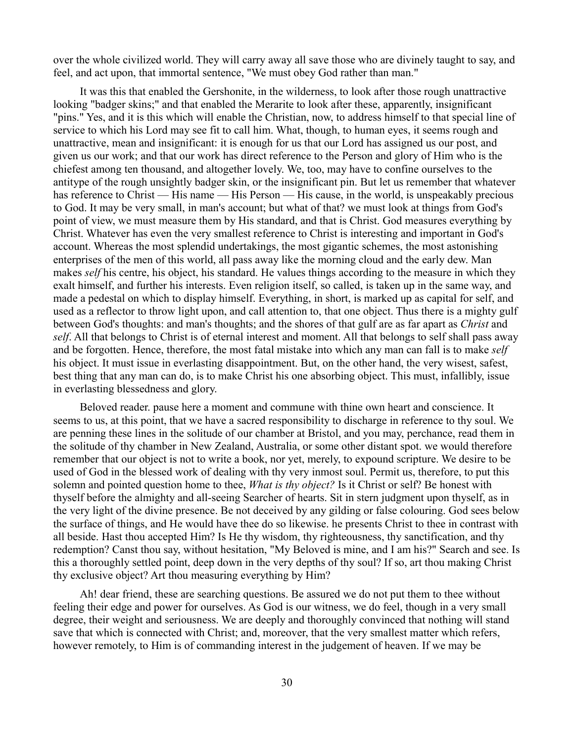over the whole civilized world. They will carry away all save those who are divinely taught to say, and feel, and act upon, that immortal sentence, "We must obey God rather than man."

It was this that enabled the Gershonite, in the wilderness, to look after those rough unattractive looking "badger skins;" and that enabled the Merarite to look after these, apparently, insignificant "pins." Yes, and it is this which will enable the Christian, now, to address himself to that special line of service to which his Lord may see fit to call him. What, though, to human eyes, it seems rough and unattractive, mean and insignificant: it is enough for us that our Lord has assigned us our post, and given us our work; and that our work has direct reference to the Person and glory of Him who is the chiefest among ten thousand, and altogether lovely. We, too, may have to confine ourselves to the antitype of the rough unsightly badger skin, or the insignificant pin. But let us remember that whatever has reference to Christ — His name — His Person — His cause, in the world, is unspeakably precious to God. It may be very small, in man's account; but what of that? we must look at things from God's point of view, we must measure them by His standard, and that is Christ. God measures everything by Christ. Whatever has even the very smallest reference to Christ is interesting and important in God's account. Whereas the most splendid undertakings, the most gigantic schemes, the most astonishing enterprises of the men of this world, all pass away like the morning cloud and the early dew. Man makes *self* his centre, his object, his standard. He values things according to the measure in which they exalt himself, and further his interests. Even religion itself, so called, is taken up in the same way, and made a pedestal on which to display himself. Everything, in short, is marked up as capital for self, and used as a reflector to throw light upon, and call attention to, that one object. Thus there is a mighty gulf between God's thoughts: and man's thoughts; and the shores of that gulf are as far apart as *Christ* and *self*. All that belongs to Christ is of eternal interest and moment. All that belongs to self shall pass away and be forgotten. Hence, therefore, the most fatal mistake into which any man can fall is to make *self* his object. It must issue in everlasting disappointment. But, on the other hand, the very wisest, safest, best thing that any man can do, is to make Christ his one absorbing object. This must, infallibly, issue in everlasting blessedness and glory.

Beloved reader. pause here a moment and commune with thine own heart and conscience. It seems to us, at this point, that we have a sacred responsibility to discharge in reference to thy soul. We are penning these lines in the solitude of our chamber at Bristol, and you may, perchance, read them in the solitude of thy chamber in New Zealand, Australia, or some other distant spot. we would therefore remember that our object is not to write a book, nor yet, merely, to expound scripture. We desire to be used of God in the blessed work of dealing with thy very inmost soul. Permit us, therefore, to put this solemn and pointed question home to thee, *What is thy object?* Is it Christ or self? Be honest with thyself before the almighty and all-seeing Searcher of hearts. Sit in stern judgment upon thyself, as in the very light of the divine presence. Be not deceived by any gilding or false colouring. God sees below the surface of things, and He would have thee do so likewise. he presents Christ to thee in contrast with all beside. Hast thou accepted Him? Is He thy wisdom, thy righteousness, thy sanctification, and thy redemption? Canst thou say, without hesitation, "My Beloved is mine, and I am his?" Search and see. Is this a thoroughly settled point, deep down in the very depths of thy soul? If so, art thou making Christ thy exclusive object? Art thou measuring everything by Him?

Ah! dear friend, these are searching questions. Be assured we do not put them to thee without feeling their edge and power for ourselves. As God is our witness, we do feel, though in a very small degree, their weight and seriousness. We are deeply and thoroughly convinced that nothing will stand save that which is connected with Christ; and, moreover, that the very smallest matter which refers, however remotely, to Him is of commanding interest in the judgement of heaven. If we may be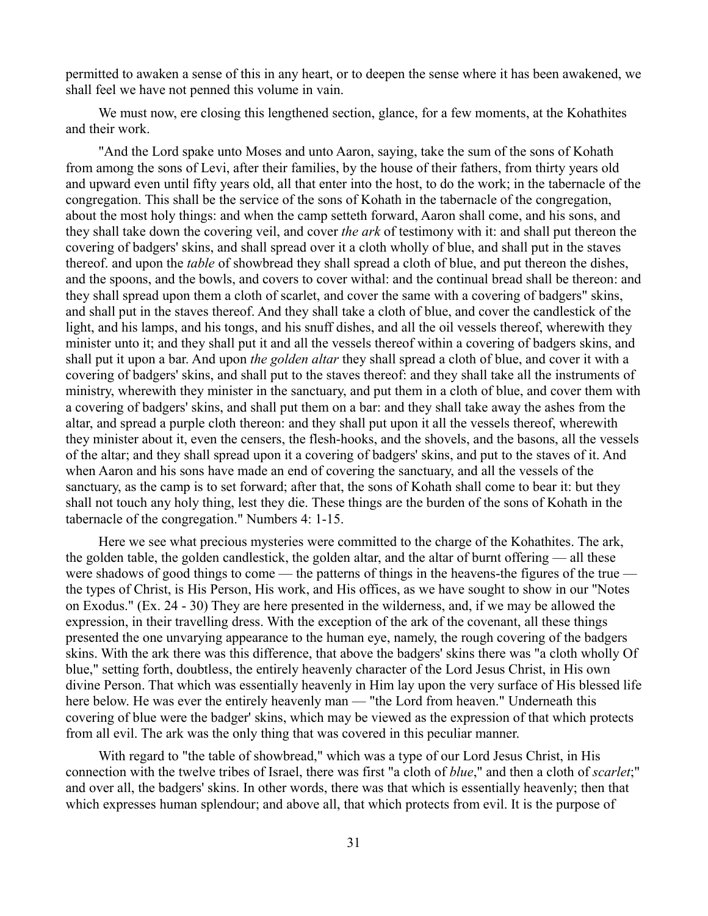permitted to awaken a sense of this in any heart, or to deepen the sense where it has been awakened, we shall feel we have not penned this volume in vain.

We must now, ere closing this lengthened section, glance, for a few moments, at the Kohathites and their work.

"And the Lord spake unto Moses and unto Aaron, saying, take the sum of the sons of Kohath from among the sons of Levi, after their families, by the house of their fathers, from thirty years old and upward even until fifty years old, all that enter into the host, to do the work; in the tabernacle of the congregation. This shall be the service of the sons of Kohath in the tabernacle of the congregation, about the most holy things: and when the camp setteth forward, Aaron shall come, and his sons, and they shall take down the covering veil, and cover *the ark* of testimony with it: and shall put thereon the covering of badgers' skins, and shall spread over it a cloth wholly of blue, and shall put in the staves thereof. and upon the *table* of showbread they shall spread a cloth of blue, and put thereon the dishes, and the spoons, and the bowls, and covers to cover withal: and the continual bread shall be thereon: and they shall spread upon them a cloth of scarlet, and cover the same with a covering of badgers" skins, and shall put in the staves thereof. And they shall take a cloth of blue, and cover the candlestick of the light, and his lamps, and his tongs, and his snuff dishes, and all the oil vessels thereof, wherewith they minister unto it; and they shall put it and all the vessels thereof within a covering of badgers skins, and shall put it upon a bar. And upon *the golden altar* they shall spread a cloth of blue, and cover it with a covering of badgers' skins, and shall put to the staves thereof: and they shall take all the instruments of ministry, wherewith they minister in the sanctuary, and put them in a cloth of blue, and cover them with a covering of badgers' skins, and shall put them on a bar: and they shall take away the ashes from the altar, and spread a purple cloth thereon: and they shall put upon it all the vessels thereof, wherewith they minister about it, even the censers, the flesh-hooks, and the shovels, and the basons, all the vessels of the altar; and they shall spread upon it a covering of badgers' skins, and put to the staves of it. And when Aaron and his sons have made an end of covering the sanctuary, and all the vessels of the sanctuary, as the camp is to set forward; after that, the sons of Kohath shall come to bear it: but they shall not touch any holy thing, lest they die. These things are the burden of the sons of Kohath in the tabernacle of the congregation." Numbers 4: 1-15.

Here we see what precious mysteries were committed to the charge of the Kohathites. The ark, the golden table, the golden candlestick, the golden altar, and the altar of burnt offering — all these were shadows of good things to come — the patterns of things in the heavens-the figures of the true — the types of Christ, is His Person, His work, and His offices, as we have sought to show in our "Notes on Exodus." (Ex. 24 - 30) They are here presented in the wilderness, and, if we may be allowed the expression, in their travelling dress. With the exception of the ark of the covenant, all these things presented the one unvarying appearance to the human eye, namely, the rough covering of the badgers skins. With the ark there was this difference, that above the badgers' skins there was "a cloth wholly Of blue," setting forth, doubtless, the entirely heavenly character of the Lord Jesus Christ, in His own divine Person. That which was essentially heavenly in Him lay upon the very surface of His blessed life here below. He was ever the entirely heavenly man — "the Lord from heaven." Underneath this covering of blue were the badger' skins, which may be viewed as the expression of that which protects from all evil. The ark was the only thing that was covered in this peculiar manner.

With regard to "the table of showbread," which was a type of our Lord Jesus Christ, in His connection with the twelve tribes of Israel, there was first "a cloth of *blue*," and then a cloth of *scarlet*;" and over all, the badgers' skins. In other words, there was that which is essentially heavenly; then that which expresses human splendour; and above all, that which protects from evil. It is the purpose of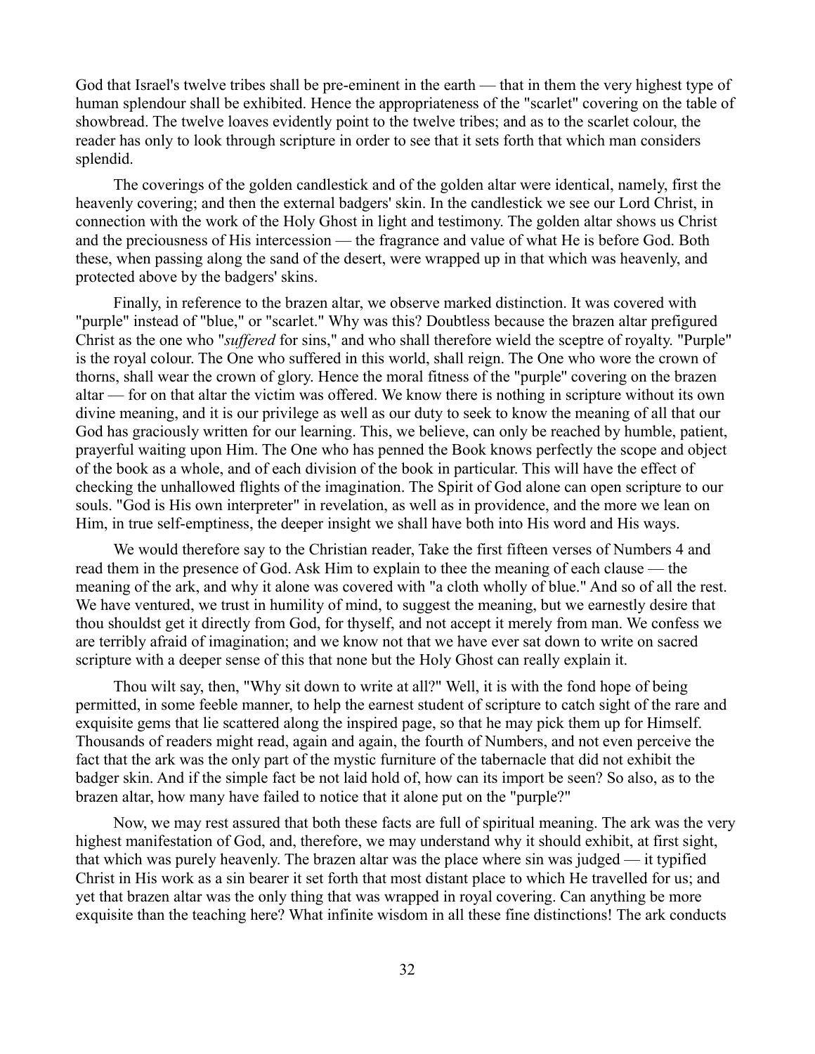God that Israel's twelve tribes shall be pre-eminent in the earth — that in them the very highest type of human splendour shall be exhibited. Hence the appropriateness of the "scarlet" covering on the table of showbread. The twelve loaves evidently point to the twelve tribes; and as to the scarlet colour, the reader has only to look through scripture in order to see that it sets forth that which man considers splendid.

The coverings of the golden candlestick and of the golden altar were identical, namely, first the heavenly covering; and then the external badgers' skin. In the candlestick we see our Lord Christ, in connection with the work of the Holy Ghost in light and testimony. The golden altar shows us Christ and the preciousness of His intercession — the fragrance and value of what He is before God. Both these, when passing along the sand of the desert, were wrapped up in that which was heavenly, and protected above by the badgers' skins.

Finally, in reference to the brazen altar, we observe marked distinction. It was covered with "purple" instead of "blue," or "scarlet." Why was this? Doubtless because the brazen altar prefigured Christ as the one who "*suffered* for sins," and who shall therefore wield the sceptre of royalty. "Purple" is the royal colour. The One who suffered in this world, shall reign. The One who wore the crown of thorns, shall wear the crown of glory. Hence the moral fitness of the "purple" covering on the brazen altar — for on that altar the victim was offered. We know there is nothing in scripture without its own divine meaning, and it is our privilege as well as our duty to seek to know the meaning of all that our God has graciously written for our learning. This, we believe, can only be reached by humble, patient, prayerful waiting upon Him. The One who has penned the Book knows perfectly the scope and object of the book as a whole, and of each division of the book in particular. This will have the effect of checking the unhallowed flights of the imagination. The Spirit of God alone can open scripture to our souls. "God is His own interpreter" in revelation, as well as in providence, and the more we lean on Him, in true self-emptiness, the deeper insight we shall have both into His word and His ways.

We would therefore say to the Christian reader, Take the first fifteen verses of Numbers 4 and read them in the presence of God. Ask Him to explain to thee the meaning of each clause — the meaning of the ark, and why it alone was covered with "a cloth wholly of blue." And so of all the rest. We have ventured, we trust in humility of mind, to suggest the meaning, but we earnestly desire that thou shouldst get it directly from God, for thyself, and not accept it merely from man. We confess we are terribly afraid of imagination; and we know not that we have ever sat down to write on sacred scripture with a deeper sense of this that none but the Holy Ghost can really explain it.

Thou wilt say, then, "Why sit down to write at all?" Well, it is with the fond hope of being permitted, in some feeble manner, to help the earnest student of scripture to catch sight of the rare and exquisite gems that lie scattered along the inspired page, so that he may pick them up for Himself. Thousands of readers might read, again and again, the fourth of Numbers, and not even perceive the fact that the ark was the only part of the mystic furniture of the tabernacle that did not exhibit the badger skin. And if the simple fact be not laid hold of, how can its import be seen? So also, as to the brazen altar, how many have failed to notice that it alone put on the "purple?"

Now, we may rest assured that both these facts are full of spiritual meaning. The ark was the very highest manifestation of God, and, therefore, we may understand why it should exhibit, at first sight, that which was purely heavenly. The brazen altar was the place where sin was judged — it typified Christ in His work as a sin bearer it set forth that most distant place to which He travelled for us; and yet that brazen altar was the only thing that was wrapped in royal covering. Can anything be more exquisite than the teaching here? What infinite wisdom in all these fine distinctions! The ark conducts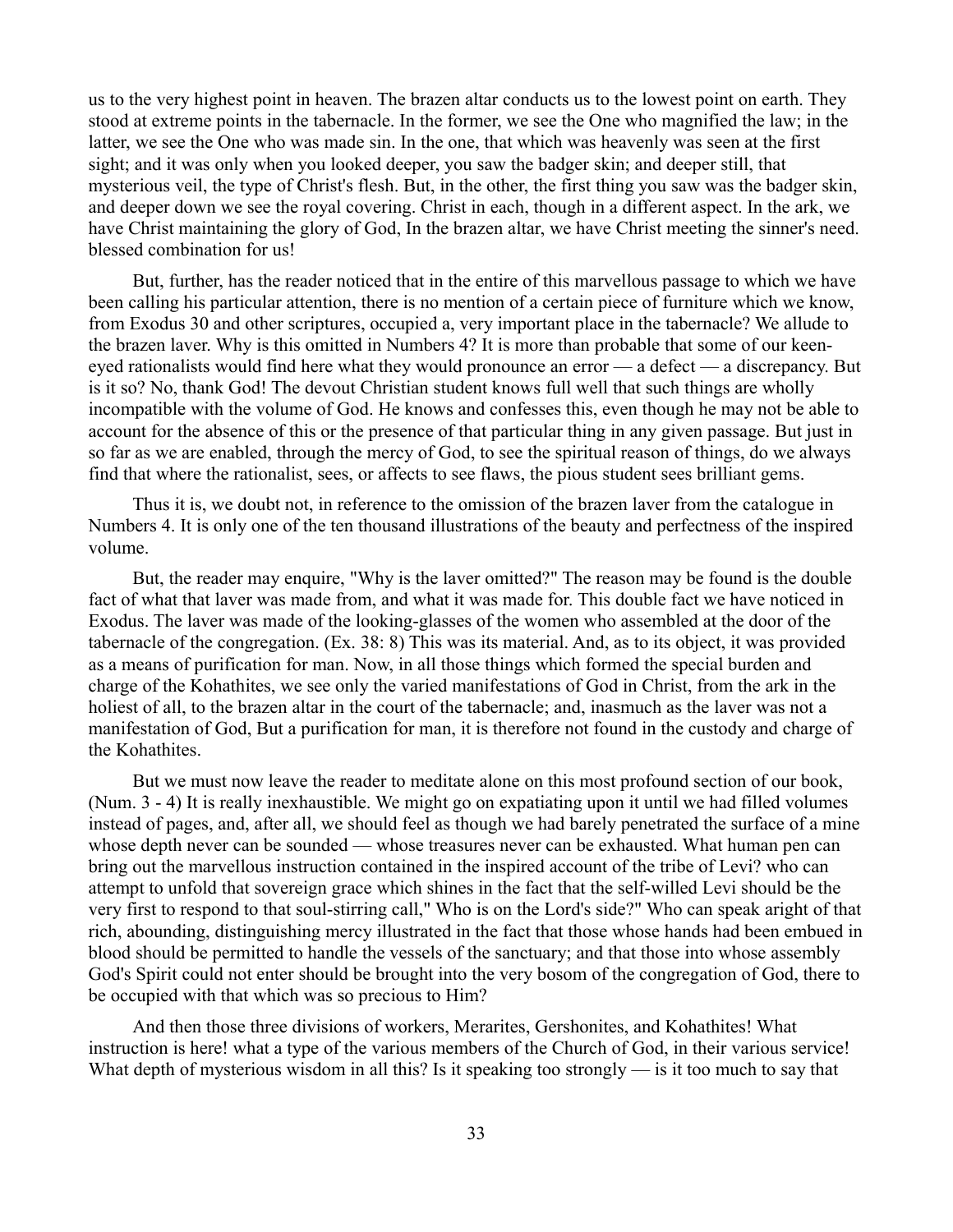us to the very highest point in heaven. The brazen altar conducts us to the lowest point on earth. They stood at extreme points in the tabernacle. In the former, we see the One who magnified the law; in the latter, we see the One who was made sin. In the one, that which was heavenly was seen at the first sight; and it was only when you looked deeper, you saw the badger skin; and deeper still, that mysterious veil, the type of Christ's flesh. But, in the other, the first thing you saw was the badger skin, and deeper down we see the royal covering. Christ in each, though in a different aspect. In the ark, we have Christ maintaining the glory of God, In the brazen altar, we have Christ meeting the sinner's need. blessed combination for us!

But, further, has the reader noticed that in the entire of this marvellous passage to which we have been calling his particular attention, there is no mention of a certain piece of furniture which we know, from Exodus 30 and other scriptures, occupied a, very important place in the tabernacle? We allude to the brazen laver. Why is this omitted in Numbers 4? It is more than probable that some of our keen-eyed rationalists would find here what they would pronounce an error — a defect — a discrepancy. But is it so? No, thank God! The devout Christian student knows full well that such things are wholly incompatible with the volume of God. He knows and confesses this, even though he may not be able to account for the absence of this or the presence of that particular thing in any given passage. But just in so far as we are enabled, through the mercy of God, to see the spiritual reason of things, do we always find that where the rationalist, sees, or affects to see flaws, the pious student sees brilliant gems.

Thus it is, we doubt not, in reference to the omission of the brazen laver from the catalogue in Numbers 4. It is only one of the ten thousand illustrations of the beauty and perfectness of the inspired volume.

But, the reader may enquire, "Why is the laver omitted?" The reason may be found is the double fact of what that laver was made from, and what it was made for. This double fact we have noticed in Exodus. The laver was made of the looking-glasses of the women who assembled at the door of the tabernacle of the congregation. (Ex. 38: 8) This was its material. And, as to its object, it was provided as a means of purification for man. Now, in all those things which formed the special burden and charge of the Kohathites, we see only the varied manifestations of God in Christ, from the ark in the holiest of all, to the brazen altar in the court of the tabernacle; and, inasmuch as the laver was not a manifestation of God, But a purification for man, it is therefore not found in the custody and charge of the Kohathites.

But we must now leave the reader to meditate alone on this most profound section of our book, (Num. 3 - 4) It is really inexhaustible. We might go on expatiating upon it until we had filled volumes instead of pages, and, after all, we should feel as though we had barely penetrated the surface of a mine whose depth never can be sounded — whose treasures never can be exhausted. What human pen can bring out the marvellous instruction contained in the inspired account of the tribe of Levi? who can attempt to unfold that sovereign grace which shines in the fact that the self-willed Levi should be the very first to respond to that soul-stirring call," Who is on the Lord's side?" Who can speak aright of that rich, abounding, distinguishing mercy illustrated in the fact that those whose hands had been embued in blood should be permitted to handle the vessels of the sanctuary; and that those into whose assembly God's Spirit could not enter should be brought into the very bosom of the congregation of God, there to be occupied with that which was so precious to Him?

And then those three divisions of workers, Merarites, Gershonites, and Kohathites! What instruction is here! what a type of the various members of the Church of God, in their various service! What depth of mysterious wisdom in all this? Is it speaking too strongly — is it too much to say that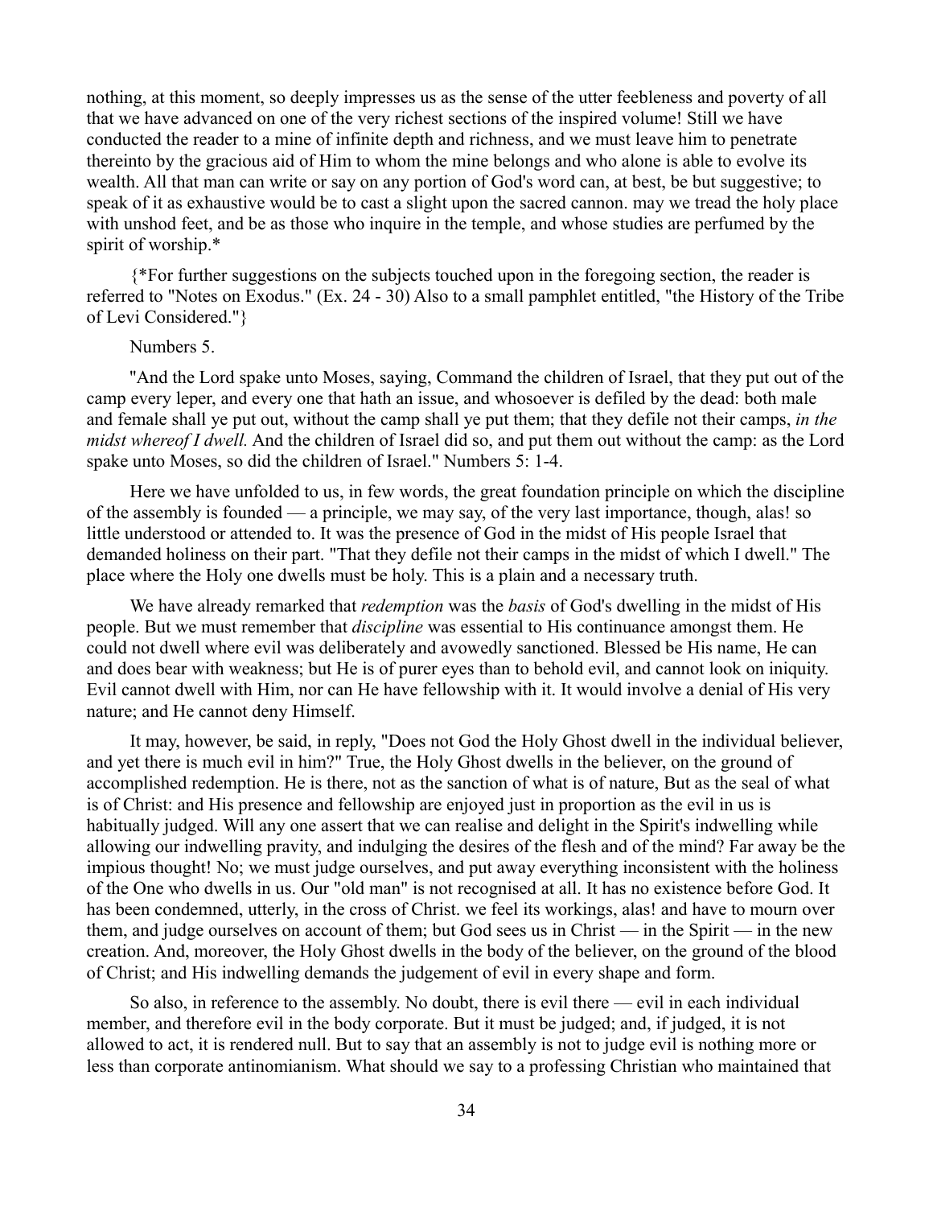nothing, at this moment, so deeply impresses us as the sense of the utter feebleness and poverty of all that we have advanced on one of the very richest sections of the inspired volume! Still we have conducted the reader to a mine of infinite depth and richness, and we must leave him to penetrate thereinto by the gracious aid of Him to whom the mine belongs and who alone is able to evolve its wealth. All that man can write or say on any portion of God's word can, at best, be but suggestive; to speak of it as exhaustive would be to cast a slight upon the sacred cannon. may we tread the holy place with unshod feet, and be as those who inquire in the temple, and whose studies are perfumed by the spirit of worship.*

{*For further suggestions on the subjects touched upon in the foregoing section, the reader is referred to "Notes on Exodus." (Ex. 24 - 30) Also to a small pamphlet entitled, "the History of the Tribe of Levi Considered."}

Numbers 5.

"And the Lord spake unto Moses, saying, Command the children of Israel, that they put out of the camp every leper, and every one that hath an issue, and whosoever is defiled by the dead: both male and female shall ye put out, without the camp shall ye put them; that they defile not their camps, *in the midst whereof I dwell.* And the children of Israel did so, and put them out without the camp: as the Lord spake unto Moses, so did the children of Israel." Numbers 5: 1-4.

Here we have unfolded to us, in few words, the great foundation principle on which the discipline of the assembly is founded — a principle, we may say, of the very last importance, though, alas! so little understood or attended to. It was the presence of God in the midst of His people Israel that demanded holiness on their part. "That they defile not their camps in the midst of which I dwell." The place where the Holy one dwells must be holy. This is a plain and a necessary truth.

We have already remarked that *redemption* was the *basis* of God's dwelling in the midst of His people. But we must remember that *discipline* was essential to His continuance amongst them. He could not dwell where evil was deliberately and avowedly sanctioned. Blessed be His name, He can and does bear with weakness; but He is of purer eyes than to behold evil, and cannot look on iniquity. Evil cannot dwell with Him, nor can He have fellowship with it. It would involve a denial of His very nature; and He cannot deny Himself.

It may, however, be said, in reply, "Does not God the Holy Ghost dwell in the individual believer, and yet there is much evil in him?" True, the Holy Ghost dwells in the believer, on the ground of accomplished redemption. He is there, not as the sanction of what is of nature, But as the seal of what is of Christ: and His presence and fellowship are enjoyed just in proportion as the evil in us is habitually judged. Will any one assert that we can realise and delight in the Spirit's indwelling while allowing our indwelling pravity, and indulging the desires of the flesh and of the mind? Far away be the impious thought! No; we must judge ourselves, and put away everything inconsistent with the holiness of the One who dwells in us. Our "old man" is not recognised at all. It has no existence before God. It has been condemned, utterly, in the cross of Christ. we feel its workings, alas! and have to mourn over them, and judge ourselves on account of them; but God sees us in Christ — in the Spirit — in the new creation. And, moreover, the Holy Ghost dwells in the body of the believer, on the ground of the blood of Christ; and His indwelling demands the judgement of evil in every shape and form.

So also, in reference to the assembly. No doubt, there is evil there — evil in each individual member, and therefore evil in the body corporate. But it must be judged; and, if judged, it is not allowed to act, it is rendered null. But to say that an assembly is not to judge evil is nothing more or less than corporate antinomianism. What should we say to a professing Christian who maintained that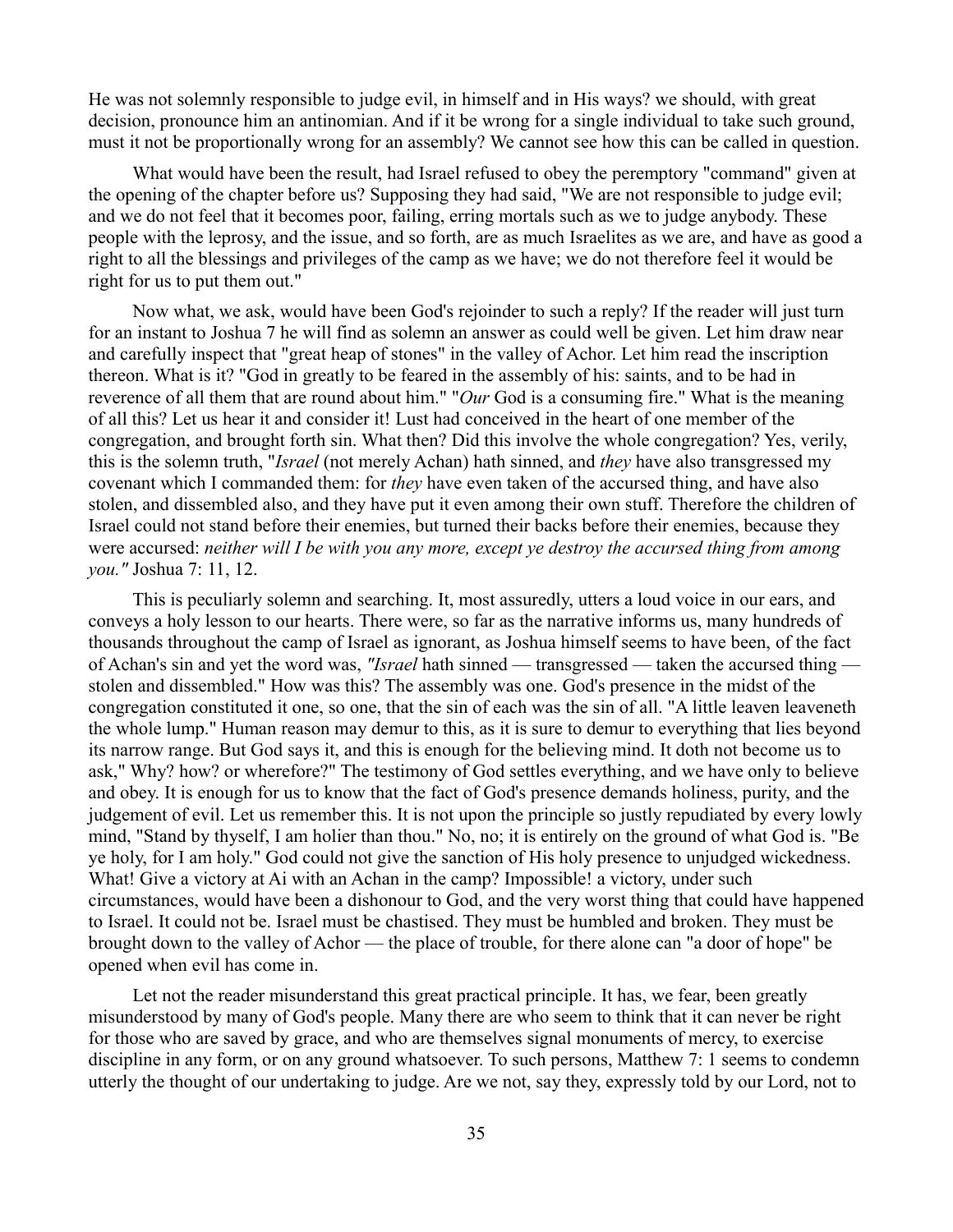He was not solemnly responsible to judge evil, in himself and in His ways? we should, with great decision, pronounce him an antinomian. And if it be wrong for a single individual to take such ground, must it not be proportionally wrong for an assembly? We cannot see how this can be called in question.

What would have been the result, had Israel refused to obey the peremptory "command" given at the opening of the chapter before us? Supposing they had said, "We are not responsible to judge evil; and we do not feel that it becomes poor, failing, erring mortals such as we to judge anybody. These people with the leprosy, and the issue, and so forth, are as much Israelites as we are, and have as good a right to all the blessings and privileges of the camp as we have; we do not therefore feel it would be right for us to put them out."

Now what, we ask, would have been God's rejoinder to such a reply? If the reader will just turn for an instant to Joshua 7 he will find as solemn an answer as could well be given. Let him draw near and carefully inspect that "great heap of stones" in the valley of Achor. Let him read the inscription thereon. What is it? "God in greatly to be feared in the assembly of his: saints, and to be had in reverence of all them that are round about him." "*Our* God is a consuming fire." What is the meaning of all this? Let us hear it and consider it! Lust had conceived in the heart of one member of the congregation, and brought forth sin. What then? Did this involve the whole congregation? Yes, verily, this is the solemn truth, "*Israel* (not merely Achan) hath sinned, and *they* have also transgressed my covenant which I commanded them: for *they* have even taken of the accursed thing, and have also stolen, and dissembled also, and they have put it even among their own stuff. Therefore the children of Israel could not stand before their enemies, but turned their backs before their enemies, because they were accursed: *neither will I be with you any more, except ye destroy the accursed thing from among you."* Joshua 7: 11, 12.

This is peculiarly solemn and searching. It, most assuredly, utters a loud voice in our ears, and conveys a holy lesson to our hearts. There were, so far as the narrative informs us, many hundreds of thousands throughout the camp of Israel as ignorant, as Joshua himself seems to have been, of the fact of Achan's sin and yet the word was, *"Israel* hath sinned — transgressed — taken the accursed thing — stolen and dissembled." How was this? The assembly was one. God's presence in the midst of the congregation constituted it one, so one, that the sin of each was the sin of all. "A little leaven leaveneth the whole lump." Human reason may demur to this, as it is sure to demur to everything that lies beyond its narrow range. But God says it, and this is enough for the believing mind. It doth not become us to ask," Why? how? or wherefore?" The testimony of God settles everything, and we have only to believe and obey. It is enough for us to know that the fact of God's presence demands holiness, purity, and the judgement of evil. Let us remember this. It is not upon the principle so justly repudiated by every lowly mind, "Stand by thyself, I am holier than thou." No, no; it is entirely on the ground of what God is. "Be ye holy, for I am holy." God could not give the sanction of His holy presence to unjudged wickedness. What! Give a victory at Ai with an Achan in the camp? Impossible! a victory, under such circumstances, would have been a dishonour to God, and the very worst thing that could have happened to Israel. It could not be. Israel must be chastised. They must be humbled and broken. They must be brought down to the valley of Achor — the place of trouble, for there alone can "a door of hope" be opened when evil has come in.

Let not the reader misunderstand this great practical principle. It has, we fear, been greatly misunderstood by many of God's people. Many there are who seem to think that it can never be right for those who are saved by grace, and who are themselves signal monuments of mercy, to exercise discipline in any form, or on any ground whatsoever. To such persons, Matthew 7: 1 seems to condemn utterly the thought of our undertaking to judge. Are we not, say they, expressly told by our Lord, not to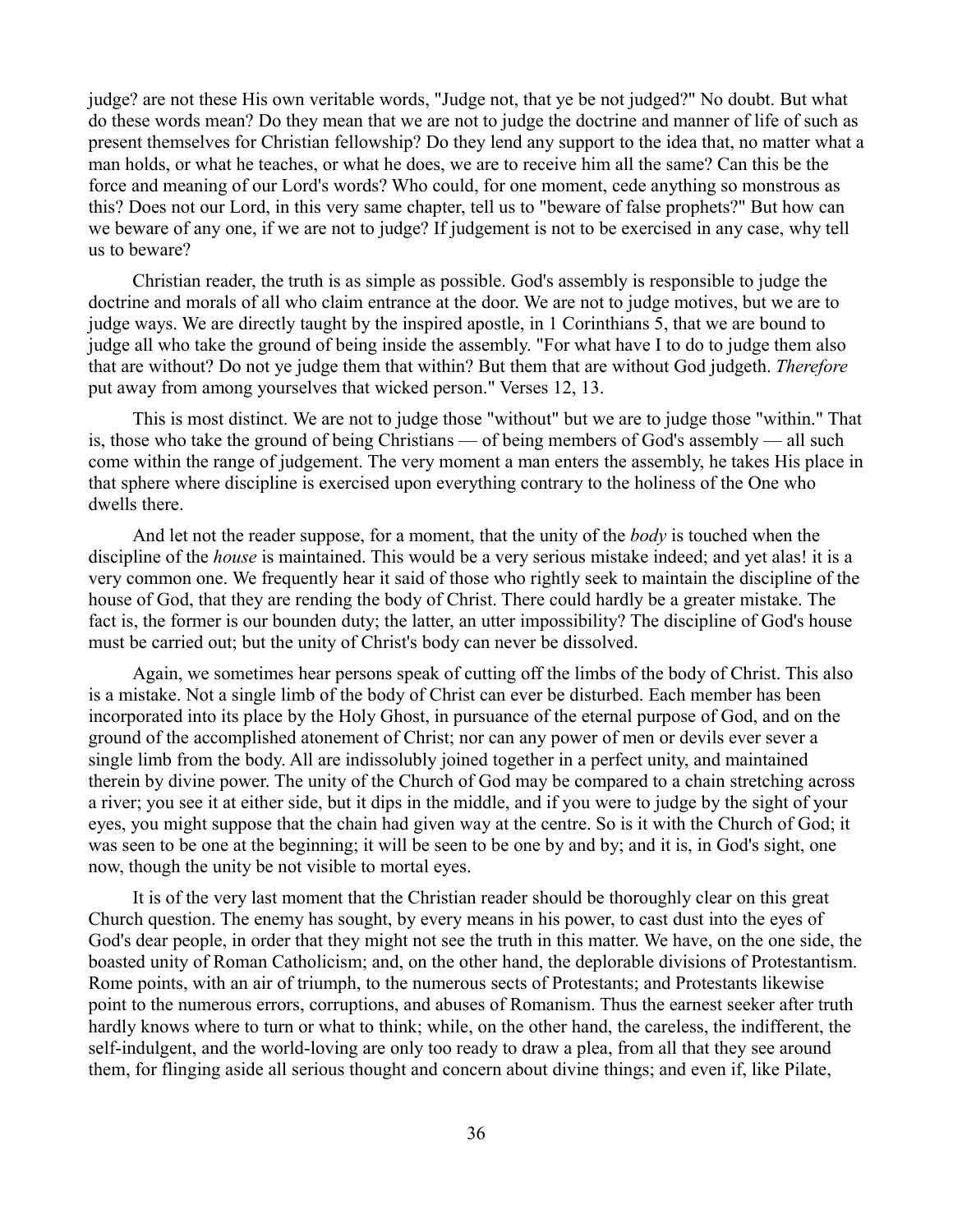judge? are not these His own veritable words, "Judge not, that ye be not judged?" No doubt. But what do these words mean? Do they mean that we are not to judge the doctrine and manner of life of such as present themselves for Christian fellowship? Do they lend any support to the idea that, no matter what a man holds, or what he teaches, or what he does, we are to receive him all the same? Can this be the force and meaning of our Lord's words? Who could, for one moment, cede anything so monstrous as this? Does not our Lord, in this very same chapter, tell us to "beware of false prophets?" But how can we beware of any one, if we are not to judge? If judgement is not to be exercised in any case, why tell us to beware?

Christian reader, the truth is as simple as possible. God's assembly is responsible to judge the doctrine and morals of all who claim entrance at the door. We are not to judge motives, but we are to judge ways. We are directly taught by the inspired apostle, in 1 Corinthians 5, that we are bound to judge all who take the ground of being inside the assembly. "For what have I to do to judge them also that are without? Do not ye judge them that within? But them that are without God judgeth. *Therefore* put away from among yourselves that wicked person." Verses 12, 13.

This is most distinct. We are not to judge those "without" but we are to judge those "within." That is, those who take the ground of being Christians — of being members of God's assembly — all such come within the range of judgement. The very moment a man enters the assembly, he takes His place in that sphere where discipline is exercised upon everything contrary to the holiness of the One who dwells there.

And let not the reader suppose, for a moment, that the unity of the *body* is touched when the discipline of the *house* is maintained. This would be a very serious mistake indeed; and yet alas! it is a very common one. We frequently hear it said of those who rightly seek to maintain the discipline of the house of God, that they are rending the body of Christ. There could hardly be a greater mistake. The fact is, the former is our bounden duty; the latter, an utter impossibility? The discipline of God's house must be carried out; but the unity of Christ's body can never be dissolved.

Again, we sometimes hear persons speak of cutting off the limbs of the body of Christ. This also is a mistake. Not a single limb of the body of Christ can ever be disturbed. Each member has been incorporated into its place by the Holy Ghost, in pursuance of the eternal purpose of God, and on the ground of the accomplished atonement of Christ; nor can any power of men or devils ever sever a single limb from the body. All are indissolubly joined together in a perfect unity, and maintained therein by divine power. The unity of the Church of God may be compared to a chain stretching across a river; you see it at either side, but it dips in the middle, and if you were to judge by the sight of your eyes, you might suppose that the chain had given way at the centre. So is it with the Church of God; it was seen to be one at the beginning; it will be seen to be one by and by; and it is, in God's sight, one now, though the unity be not visible to mortal eyes.

It is of the very last moment that the Christian reader should be thoroughly clear on this great Church question. The enemy has sought, by every means in his power, to cast dust into the eyes of God's dear people, in order that they might not see the truth in this matter. We have, on the one side, the boasted unity of Roman Catholicism; and, on the other hand, the deplorable divisions of Protestantism. Rome points, with an air of triumph, to the numerous sects of Protestants; and Protestants likewise point to the numerous errors, corruptions, and abuses of Romanism. Thus the earnest seeker after truth hardly knows where to turn or what to think; while, on the other hand, the careless, the indifferent, the self-indulgent, and the world-loving are only too ready to draw a plea, from all that they see around them, for flinging aside all serious thought and concern about divine things; and even if, like Pilate,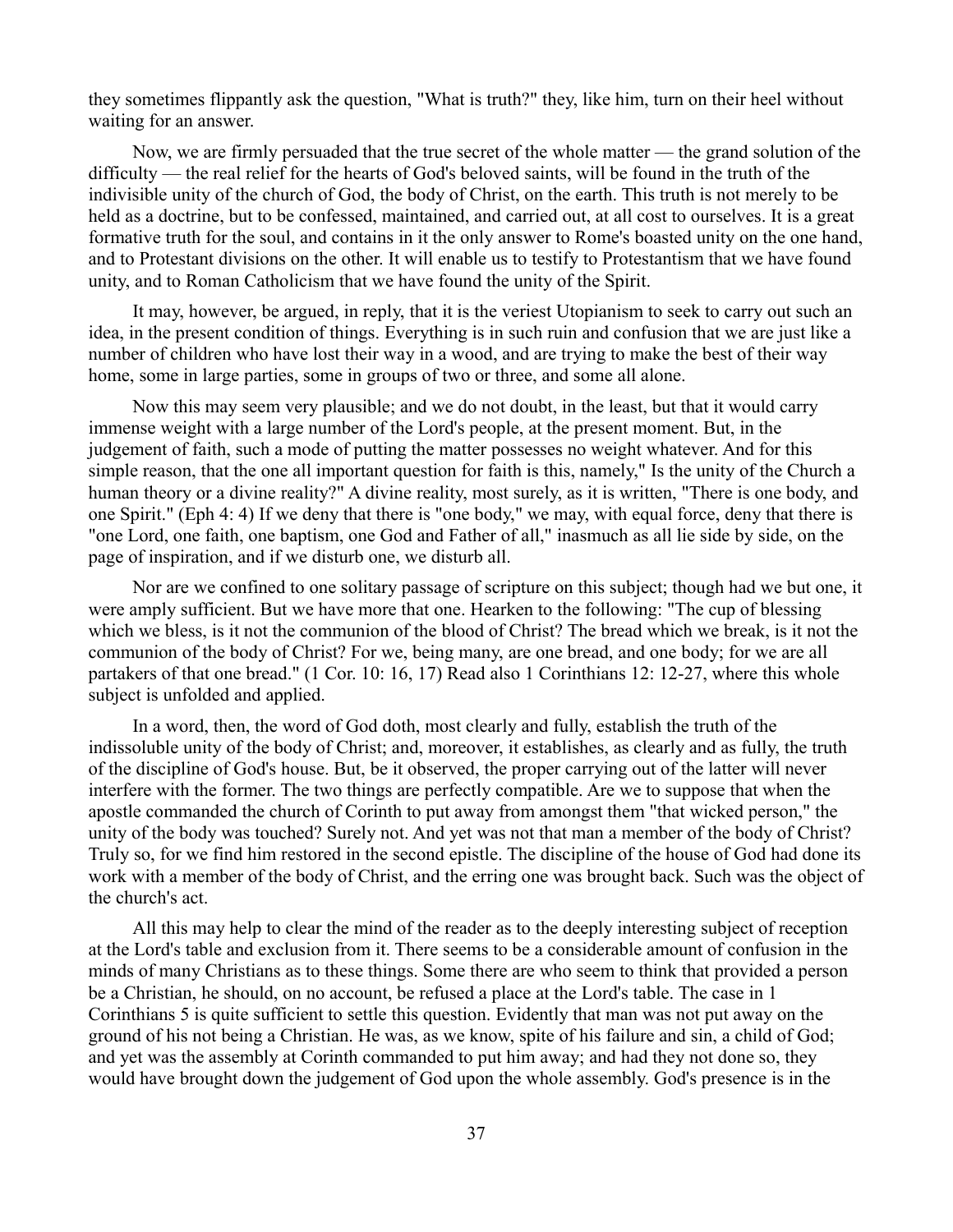they sometimes flippantly ask the question, "What is truth?" they, like him, turn on their heel without waiting for an answer.

Now, we are firmly persuaded that the true secret of the whole matter — the grand solution of the difficulty — the real relief for the hearts of God's beloved saints, will be found in the truth of the indivisible unity of the church of God, the body of Christ, on the earth. This truth is not merely to be held as a doctrine, but to be confessed, maintained, and carried out, at all cost to ourselves. It is a great formative truth for the soul, and contains in it the only answer to Rome's boasted unity on the one hand, and to Protestant divisions on the other. It will enable us to testify to Protestantism that we have found unity, and to Roman Catholicism that we have found the unity of the Spirit.

It may, however, be argued, in reply, that it is the veriest Utopianism to seek to carry out such an idea, in the present condition of things. Everything is in such ruin and confusion that we are just like a number of children who have lost their way in a wood, and are trying to make the best of their way home, some in large parties, some in groups of two or three, and some all alone.

Now this may seem very plausible; and we do not doubt, in the least, but that it would carry immense weight with a large number of the Lord's people, at the present moment. But, in the judgement of faith, such a mode of putting the matter possesses no weight whatever. And for this simple reason, that the one all important question for faith is this, namely," Is the unity of the Church a human theory or a divine reality?" A divine reality, most surely, as it is written, "There is one body, and one Spirit." (Eph 4: 4) If we deny that there is "one body," we may, with equal force, deny that there is "one Lord, one faith, one baptism, one God and Father of all," inasmuch as all lie side by side, on the page of inspiration, and if we disturb one, we disturb all.

Nor are we confined to one solitary passage of scripture on this subject; though had we but one, it were amply sufficient. But we have more that one. Hearken to the following: "The cup of blessing which we bless, is it not the communion of the blood of Christ? The bread which we break, is it not the communion of the body of Christ? For we, being many, are one bread, and one body; for we are all partakers of that one bread." (1 Cor. 10: 16, 17) Read also 1 Corinthians 12: 12-27, where this whole subject is unfolded and applied.

In a word, then, the word of God doth, most clearly and fully, establish the truth of the indissoluble unity of the body of Christ; and, moreover, it establishes, as clearly and as fully, the truth of the discipline of God's house. But, be it observed, the proper carrying out of the latter will never interfere with the former. The two things are perfectly compatible. Are we to suppose that when the apostle commanded the church of Corinth to put away from amongst them "that wicked person," the unity of the body was touched? Surely not. And yet was not that man a member of the body of Christ? Truly so, for we find him restored in the second epistle. The discipline of the house of God had done its work with a member of the body of Christ, and the erring one was brought back. Such was the object of the church's act.

All this may help to clear the mind of the reader as to the deeply interesting subject of reception at the Lord's table and exclusion from it. There seems to be a considerable amount of confusion in the minds of many Christians as to these things. Some there are who seem to think that provided a person be a Christian, he should, on no account, be refused a place at the Lord's table. The case in 1 Corinthians 5 is quite sufficient to settle this question. Evidently that man was not put away on the ground of his not being a Christian. He was, as we know, spite of his failure and sin, a child of God; and yet was the assembly at Corinth commanded to put him away; and had they not done so, they would have brought down the judgement of God upon the whole assembly. God's presence is in the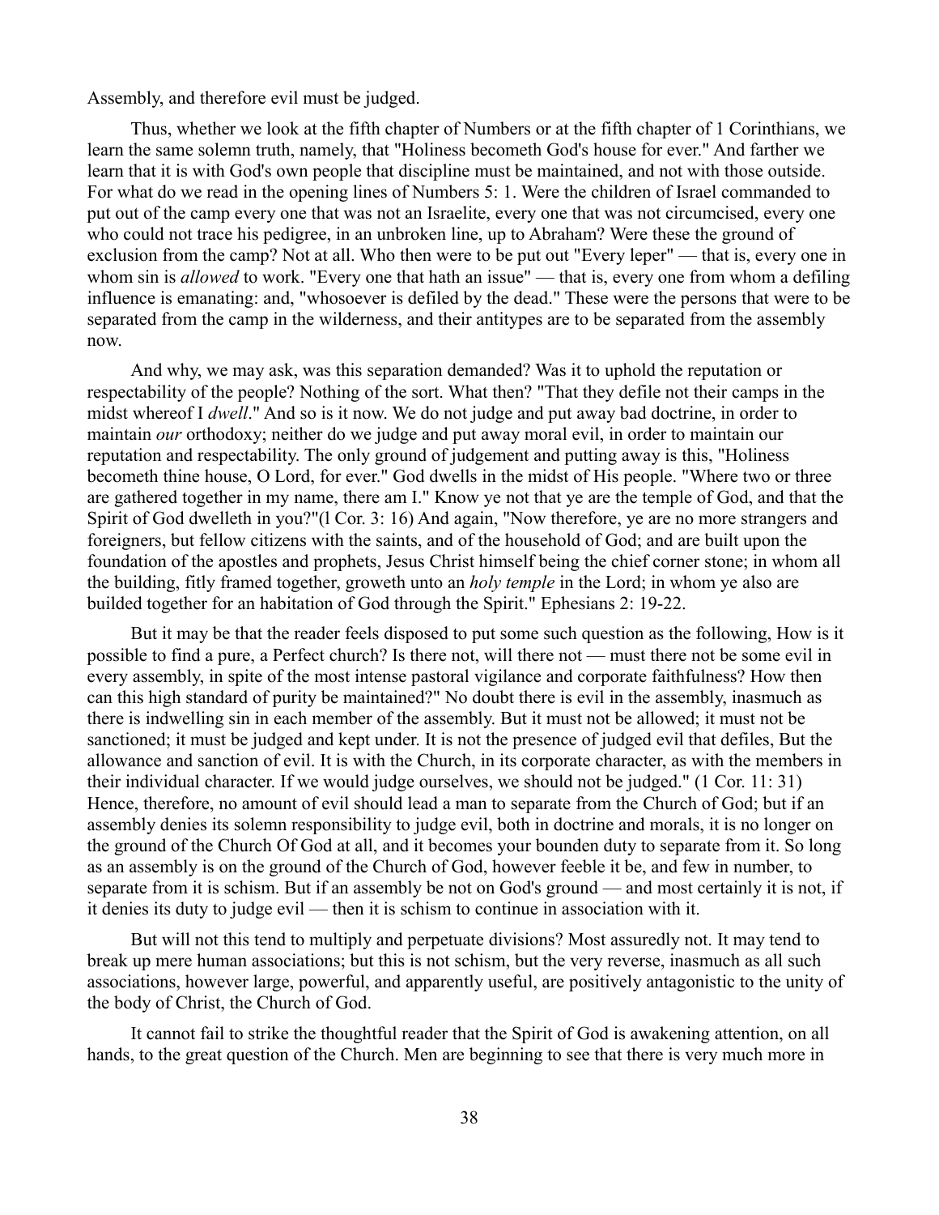Assembly, and therefore evil must be judged.

Thus, whether we look at the fifth chapter of Numbers or at the fifth chapter of 1 Corinthians, we learn the same solemn truth, namely, that "Holiness becometh God's house for ever." And farther we learn that it is with God's own people that discipline must be maintained, and not with those outside. For what do we read in the opening lines of Numbers 5: 1. Were the children of Israel commanded to put out of the camp every one that was not an Israelite, every one that was not circumcised, every one who could not trace his pedigree, in an unbroken line, up to Abraham? Were these the ground of exclusion from the camp? Not at all. Who then were to be put out "Every leper" — that is, every one in whom sin is *allowed* to work. "Every one that hath an issue" — that is, every one from whom a defiling influence is emanating: and, "whosoever is defiled by the dead." These were the persons that were to be separated from the camp in the wilderness, and their antitypes are to be separated from the assembly now.

And why, we may ask, was this separation demanded? Was it to uphold the reputation or respectability of the people? Nothing of the sort. What then? "That they defile not their camps in the midst whereof I *dwell*." And so is it now. We do not judge and put away bad doctrine, in order to maintain *our* orthodoxy; neither do we judge and put away moral evil, in order to maintain our reputation and respectability. The only ground of judgement and putting away is this, "Holiness becometh thine house, O Lord, for ever." God dwells in the midst of His people. "Where two or three are gathered together in my name, there am I." Know ye not that ye are the temple of God, and that the Spirit of God dwelleth in you?"(l Cor. 3: 16) And again, "Now therefore, ye are no more strangers and foreigners, but fellow citizens with the saints, and of the household of God; and are built upon the foundation of the apostles and prophets, Jesus Christ himself being the chief corner stone; in whom all the building, fitly framed together, groweth unto an *holy temple* in the Lord; in whom ye also are builded together for an habitation of God through the Spirit." Ephesians 2: 19-22.

But it may be that the reader feels disposed to put some such question as the following, How is it possible to find a pure, a Perfect church? Is there not, will there not — must there not be some evil in every assembly, in spite of the most intense pastoral vigilance and corporate faithfulness? How then can this high standard of purity be maintained?" No doubt there is evil in the assembly, inasmuch as there is indwelling sin in each member of the assembly. But it must not be allowed; it must not be sanctioned; it must be judged and kept under. It is not the presence of judged evil that defiles, But the allowance and sanction of evil. It is with the Church, in its corporate character, as with the members in their individual character. If we would judge ourselves, we should not be judged." (1 Cor. 11: 31) Hence, therefore, no amount of evil should lead a man to separate from the Church of God; but if an assembly denies its solemn responsibility to judge evil, both in doctrine and morals, it is no longer on the ground of the Church Of God at all, and it becomes your bounden duty to separate from it. So long as an assembly is on the ground of the Church of God, however feeble it be, and few in number, to separate from it is schism. But if an assembly be not on God's ground — and most certainly it is not, if it denies its duty to judge evil — then it is schism to continue in association with it.

But will not this tend to multiply and perpetuate divisions? Most assuredly not. It may tend to break up mere human associations; but this is not schism, but the very reverse, inasmuch as all such associations, however large, powerful, and apparently useful, are positively antagonistic to the unity of the body of Christ, the Church of God.

It cannot fail to strike the thoughtful reader that the Spirit of God is awakening attention, on all hands, to the great question of the Church. Men are beginning to see that there is very much more in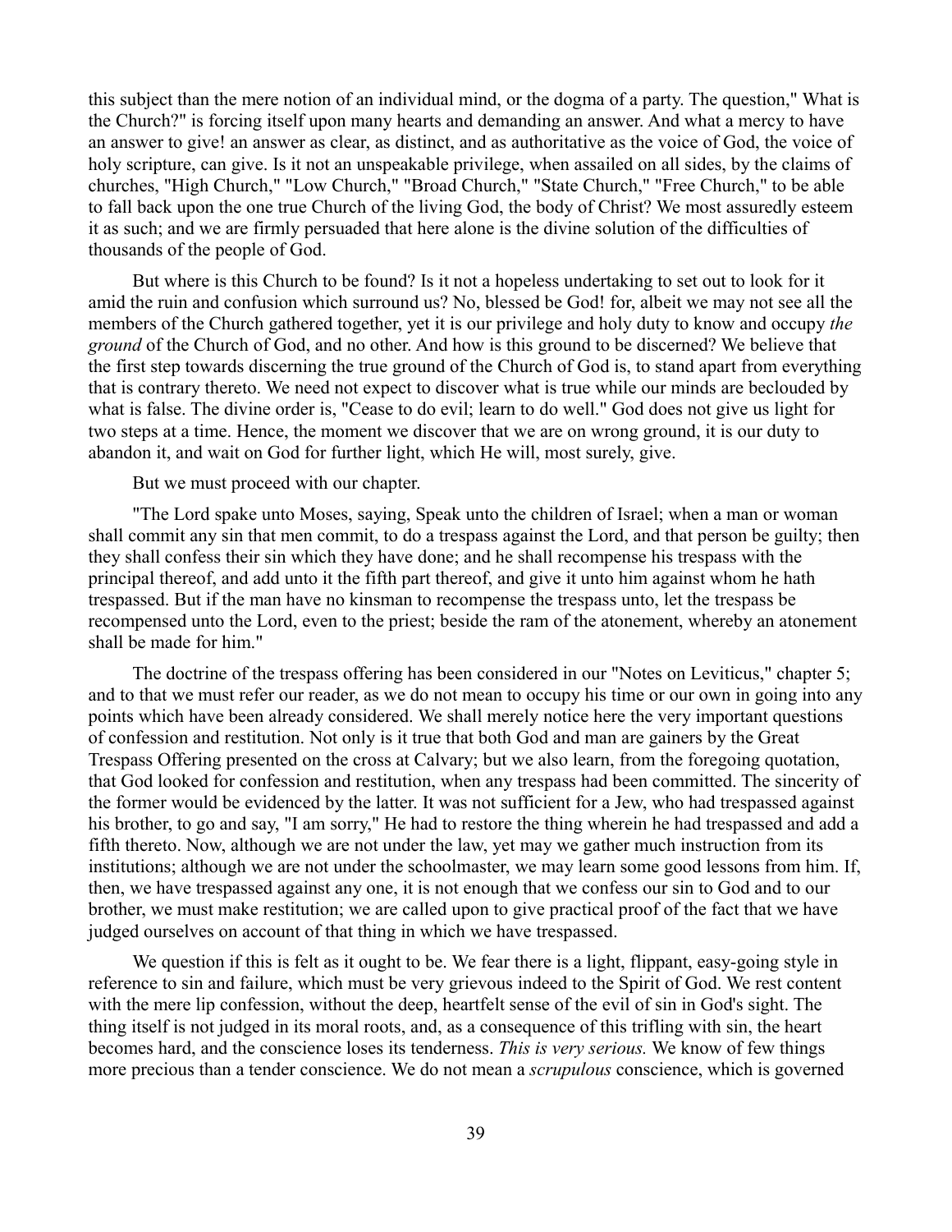this subject than the mere notion of an individual mind, or the dogma of a party. The question," What is the Church?" is forcing itself upon many hearts and demanding an answer. And what a mercy to have an answer to give! an answer as clear, as distinct, and as authoritative as the voice of God, the voice of holy scripture, can give. Is it not an unspeakable privilege, when assailed on all sides, by the claims of churches, "High Church," "Low Church," "Broad Church," "State Church," "Free Church," to be able to fall back upon the one true Church of the living God, the body of Christ? We most assuredly esteem it as such; and we are firmly persuaded that here alone is the divine solution of the difficulties of thousands of the people of God.

But where is this Church to be found? Is it not a hopeless undertaking to set out to look for it amid the ruin and confusion which surround us? No, blessed be God! for, albeit we may not see all the members of the Church gathered together, yet it is our privilege and holy duty to know and occupy *the ground* of the Church of God, and no other. And how is this ground to be discerned? We believe that the first step towards discerning the true ground of the Church of God is, to stand apart from everything that is contrary thereto. We need not expect to discover what is true while our minds are beclouded by what is false. The divine order is, "Cease to do evil; learn to do well." God does not give us light for two steps at a time. Hence, the moment we discover that we are on wrong ground, it is our duty to abandon it, and wait on God for further light, which He will, most surely, give.

But we must proceed with our chapter.

"The Lord spake unto Moses, saying, Speak unto the children of Israel; when a man or woman shall commit any sin that men commit, to do a trespass against the Lord, and that person be guilty; then they shall confess their sin which they have done; and he shall recompense his trespass with the principal thereof, and add unto it the fifth part thereof, and give it unto him against whom he hath trespassed. But if the man have no kinsman to recompense the trespass unto, let the trespass be recompensed unto the Lord, even to the priest; beside the ram of the atonement, whereby an atonement shall be made for him."

The doctrine of the trespass offering has been considered in our "Notes on Leviticus," chapter 5; and to that we must refer our reader, as we do not mean to occupy his time or our own in going into any points which have been already considered. We shall merely notice here the very important questions of confession and restitution. Not only is it true that both God and man are gainers by the Great Trespass Offering presented on the cross at Calvary; but we also learn, from the foregoing quotation, that God looked for confession and restitution, when any trespass had been committed. The sincerity of the former would be evidenced by the latter. It was not sufficient for a Jew, who had trespassed against his brother, to go and say, "I am sorry," He had to restore the thing wherein he had trespassed and add a fifth thereto. Now, although we are not under the law, yet may we gather much instruction from its institutions; although we are not under the schoolmaster, we may learn some good lessons from him. If, then, we have trespassed against any one, it is not enough that we confess our sin to God and to our brother, we must make restitution; we are called upon to give practical proof of the fact that we have judged ourselves on account of that thing in which we have trespassed.

We question if this is felt as it ought to be. We fear there is a light, flippant, easy-going style in reference to sin and failure, which must be very grievous indeed to the Spirit of God. We rest content with the mere lip confession, without the deep, heartfelt sense of the evil of sin in God's sight. The thing itself is not judged in its moral roots, and, as a consequence of this trifling with sin, the heart becomes hard, and the conscience loses its tenderness. *This is very serious.* We know of few things more precious than a tender conscience. We do not mean a *scrupulous* conscience, which is governed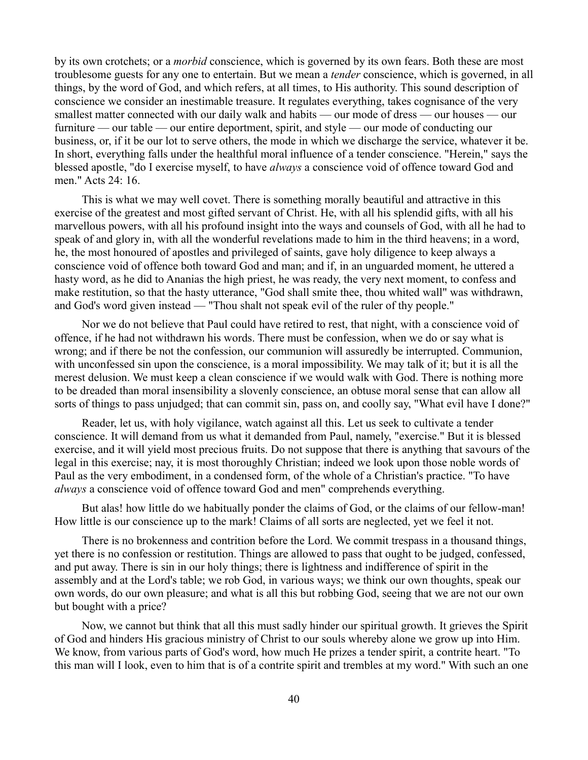by its own crotchets; or a *morbid* conscience, which is governed by its own fears. Both these are most troublesome guests for any one to entertain. But we mean a *tender* conscience, which is governed, in all things, by the word of God, and which refers, at all times, to His authority. This sound description of conscience we consider an inestimable treasure. It regulates everything, takes cognisance of the very smallest matter connected with our daily walk and habits — our mode of dress — our houses — our furniture — our table — our entire deportment, spirit, and style — our mode of conducting our business, or, if it be our lot to serve others, the mode in which we discharge the service, whatever it be. In short, everything falls under the healthful moral influence of a tender conscience. "Herein," says the blessed apostle, "do I exercise myself, to have *always* a conscience void of offence toward God and men." Acts 24: 16.

This is what we may well covet. There is something morally beautiful and attractive in this exercise of the greatest and most gifted servant of Christ. He, with all his splendid gifts, with all his marvellous powers, with all his profound insight into the ways and counsels of God, with all he had to speak of and glory in, with all the wonderful revelations made to him in the third heavens; in a word, he, the most honoured of apostles and privileged of saints, gave holy diligence to keep always a conscience void of offence both toward God and man; and if, in an unguarded moment, he uttered a hasty word, as he did to Ananias the high priest, he was ready, the very next moment, to confess and make restitution, so that the hasty utterance, "God shall smite thee, thou whited wall" was withdrawn, and God's word given instead — "Thou shalt not speak evil of the ruler of thy people."

Nor we do not believe that Paul could have retired to rest, that night, with a conscience void of offence, if he had not withdrawn his words. There must be confession, when we do or say what is wrong; and if there be not the confession, our communion will assuredly be interrupted. Communion, with unconfessed sin upon the conscience, is a moral impossibility. We may talk of it; but it is all the merest delusion. We must keep a clean conscience if we would walk with God. There is nothing more to be dreaded than moral insensibility a slovenly conscience, an obtuse moral sense that can allow all sorts of things to pass unjudged; that can commit sin, pass on, and coolly say, "What evil have I done?"

Reader, let us, with holy vigilance, watch against all this. Let us seek to cultivate a tender conscience. It will demand from us what it demanded from Paul, namely, "exercise." But it is blessed exercise, and it will yield most precious fruits. Do not suppose that there is anything that savours of the legal in this exercise; nay, it is most thoroughly Christian; indeed we look upon those noble words of Paul as the very embodiment, in a condensed form, of the whole of a Christian's practice. "To have *always* a conscience void of offence toward God and men" comprehends everything.

But alas! how little do we habitually ponder the claims of God, or the claims of our fellow-man! How little is our conscience up to the mark! Claims of all sorts are neglected, yet we feel it not.

There is no brokenness and contrition before the Lord. We commit trespass in a thousand things, yet there is no confession or restitution. Things are allowed to pass that ought to be judged, confessed, and put away. There is sin in our holy things; there is lightness and indifference of spirit in the assembly and at the Lord's table; we rob God, in various ways; we think our own thoughts, speak our own words, do our own pleasure; and what is all this but robbing God, seeing that we are not our own but bought with a price?

Now, we cannot but think that all this must sadly hinder our spiritual growth. It grieves the Spirit of God and hinders His gracious ministry of Christ to our souls whereby alone we grow up into Him. We know, from various parts of God's word, how much He prizes a tender spirit, a contrite heart. "To this man will I look, even to him that is of a contrite spirit and trembles at my word." With such an one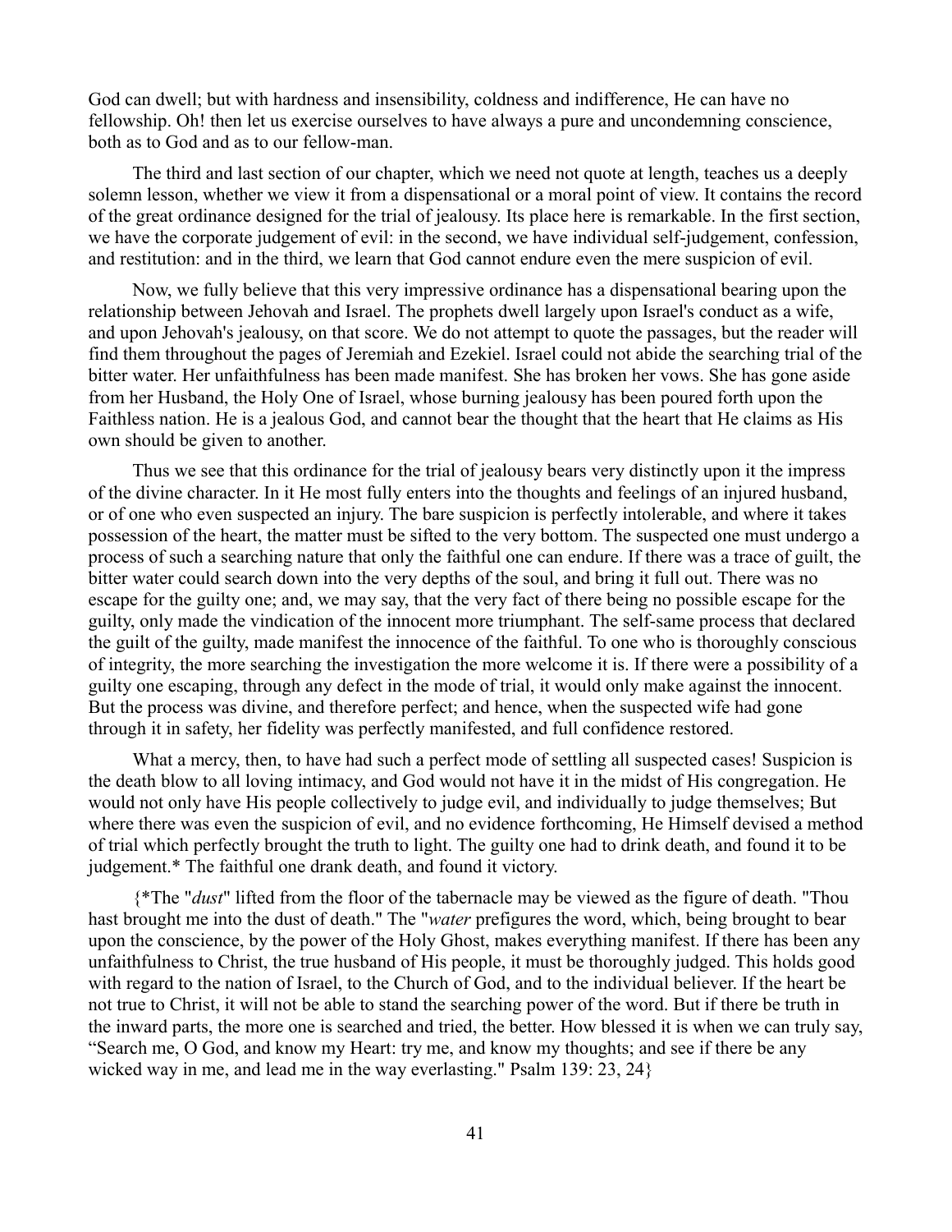God can dwell; but with hardness and insensibility, coldness and indifference, He can have no fellowship. Oh! then let us exercise ourselves to have always a pure and uncondemning conscience, both as to God and as to our fellow-man.

The third and last section of our chapter, which we need not quote at length, teaches us a deeply solemn lesson, whether we view it from a dispensational or a moral point of view. It contains the record of the great ordinance designed for the trial of jealousy. Its place here is remarkable. In the first section, we have the corporate judgement of evil: in the second, we have individual self-judgement, confession, and restitution: and in the third, we learn that God cannot endure even the mere suspicion of evil.

Now, we fully believe that this very impressive ordinance has a dispensational bearing upon the relationship between Jehovah and Israel. The prophets dwell largely upon Israel's conduct as a wife, and upon Jehovah's jealousy, on that score. We do not attempt to quote the passages, but the reader will find them throughout the pages of Jeremiah and Ezekiel. Israel could not abide the searching trial of the bitter water. Her unfaithfulness has been made manifest. She has broken her vows. She has gone aside from her Husband, the Holy One of Israel, whose burning jealousy has been poured forth upon the Faithless nation. He is a jealous God, and cannot bear the thought that the heart that He claims as His own should be given to another.

Thus we see that this ordinance for the trial of jealousy bears very distinctly upon it the impress of the divine character. In it He most fully enters into the thoughts and feelings of an injured husband, or of one who even suspected an injury. The bare suspicion is perfectly intolerable, and where it takes possession of the heart, the matter must be sifted to the very bottom. The suspected one must undergo a process of such a searching nature that only the faithful one can endure. If there was a trace of guilt, the bitter water could search down into the very depths of the soul, and bring it full out. There was no escape for the guilty one; and, we may say, that the very fact of there being no possible escape for the guilty, only made the vindication of the innocent more triumphant. The self-same process that declared the guilt of the guilty, made manifest the innocence of the faithful. To one who is thoroughly conscious of integrity, the more searching the investigation the more welcome it is. If there were a possibility of a guilty one escaping, through any defect in the mode of trial, it would only make against the innocent. But the process was divine, and therefore perfect; and hence, when the suspected wife had gone through it in safety, her fidelity was perfectly manifested, and full confidence restored.

What a mercy, then, to have had such a perfect mode of settling all suspected cases! Suspicion is the death blow to all loving intimacy, and God would not have it in the midst of His congregation. He would not only have His people collectively to judge evil, and individually to judge themselves; But where there was even the suspicion of evil, and no evidence forthcoming, He Himself devised a method of trial which perfectly brought the truth to light. The guilty one had to drink death, and found it to be judgement.* The faithful one drank death, and found it victory.

{*The "*dust*" lifted from the floor of the tabernacle may be viewed as the figure of death. "Thou hast brought me into the dust of death." The "*water* prefigures the word, which, being brought to bear upon the conscience, by the power of the Holy Ghost, makes everything manifest. If there has been any unfaithfulness to Christ, the true husband of His people, it must be thoroughly judged. This holds good with regard to the nation of Israel, to the Church of God, and to the individual believer. If the heart be not true to Christ, it will not be able to stand the searching power of the word. But if there be truth in the inward parts, the more one is searched and tried, the better. How blessed it is when we can truly say, "Search me, O God, and know my Heart: try me, and know my thoughts; and see if there be any wicked way in me, and lead me in the way everlasting." Psalm 139: 23, 24}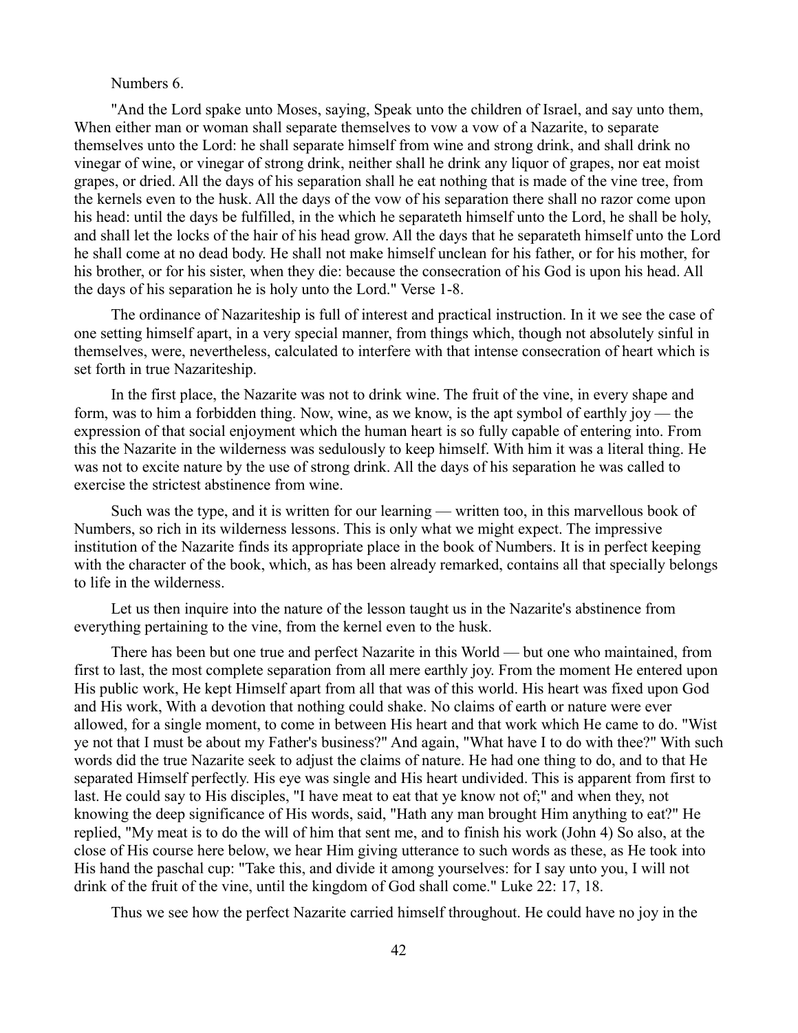Numbers 6.

"And the Lord spake unto Moses, saying, Speak unto the children of Israel, and say unto them, When either man or woman shall separate themselves to vow a vow of a Nazarite, to separate themselves unto the Lord: he shall separate himself from wine and strong drink, and shall drink no vinegar of wine, or vinegar of strong drink, neither shall he drink any liquor of grapes, nor eat moist grapes, or dried. All the days of his separation shall he eat nothing that is made of the vine tree, from the kernels even to the husk. All the days of the vow of his separation there shall no razor come upon his head: until the days be fulfilled, in the which he separateth himself unto the Lord, he shall be holy, and shall let the locks of the hair of his head grow. All the days that he separateth himself unto the Lord he shall come at no dead body. He shall not make himself unclean for his father, or for his mother, for his brother, or for his sister, when they die: because the consecration of his God is upon his head. All the days of his separation he is holy unto the Lord." Verse 1-8.

The ordinance of Nazariteship is full of interest and practical instruction. In it we see the case of one setting himself apart, in a very special manner, from things which, though not absolutely sinful in themselves, were, nevertheless, calculated to interfere with that intense consecration of heart which is set forth in true Nazariteship.

In the first place, the Nazarite was not to drink wine. The fruit of the vine, in every shape and form, was to him a forbidden thing. Now, wine, as we know, is the apt symbol of earthly joy — the expression of that social enjoyment which the human heart is so fully capable of entering into. From this the Nazarite in the wilderness was sedulously to keep himself. With him it was a literal thing. He was not to excite nature by the use of strong drink. All the days of his separation he was called to exercise the strictest abstinence from wine.

Such was the type, and it is written for our learning — written too, in this marvellous book of Numbers, so rich in its wilderness lessons. This is only what we might expect. The impressive institution of the Nazarite finds its appropriate place in the book of Numbers. It is in perfect keeping with the character of the book, which, as has been already remarked, contains all that specially belongs to life in the wilderness.

Let us then inquire into the nature of the lesson taught us in the Nazarite's abstinence from everything pertaining to the vine, from the kernel even to the husk.

There has been but one true and perfect Nazarite in this World — but one who maintained, from first to last, the most complete separation from all mere earthly joy. From the moment He entered upon His public work, He kept Himself apart from all that was of this world. His heart was fixed upon God and His work, With a devotion that nothing could shake. No claims of earth or nature were ever allowed, for a single moment, to come in between His heart and that work which He came to do. "Wist ye not that I must be about my Father's business?" And again, "What have I to do with thee?" With such words did the true Nazarite seek to adjust the claims of nature. He had one thing to do, and to that He separated Himself perfectly. His eye was single and His heart undivided. This is apparent from first to last. He could say to His disciples, "I have meat to eat that ye know not of;" and when they, not knowing the deep significance of His words, said, "Hath any man brought Him anything to eat?" He replied, "My meat is to do the will of him that sent me, and to finish his work (John 4) So also, at the close of His course here below, we hear Him giving utterance to such words as these, as He took into His hand the paschal cup: "Take this, and divide it among yourselves: for I say unto you, I will not drink of the fruit of the vine, until the kingdom of God shall come." Luke 22: 17, 18.

Thus we see how the perfect Nazarite carried himself throughout. He could have no joy in the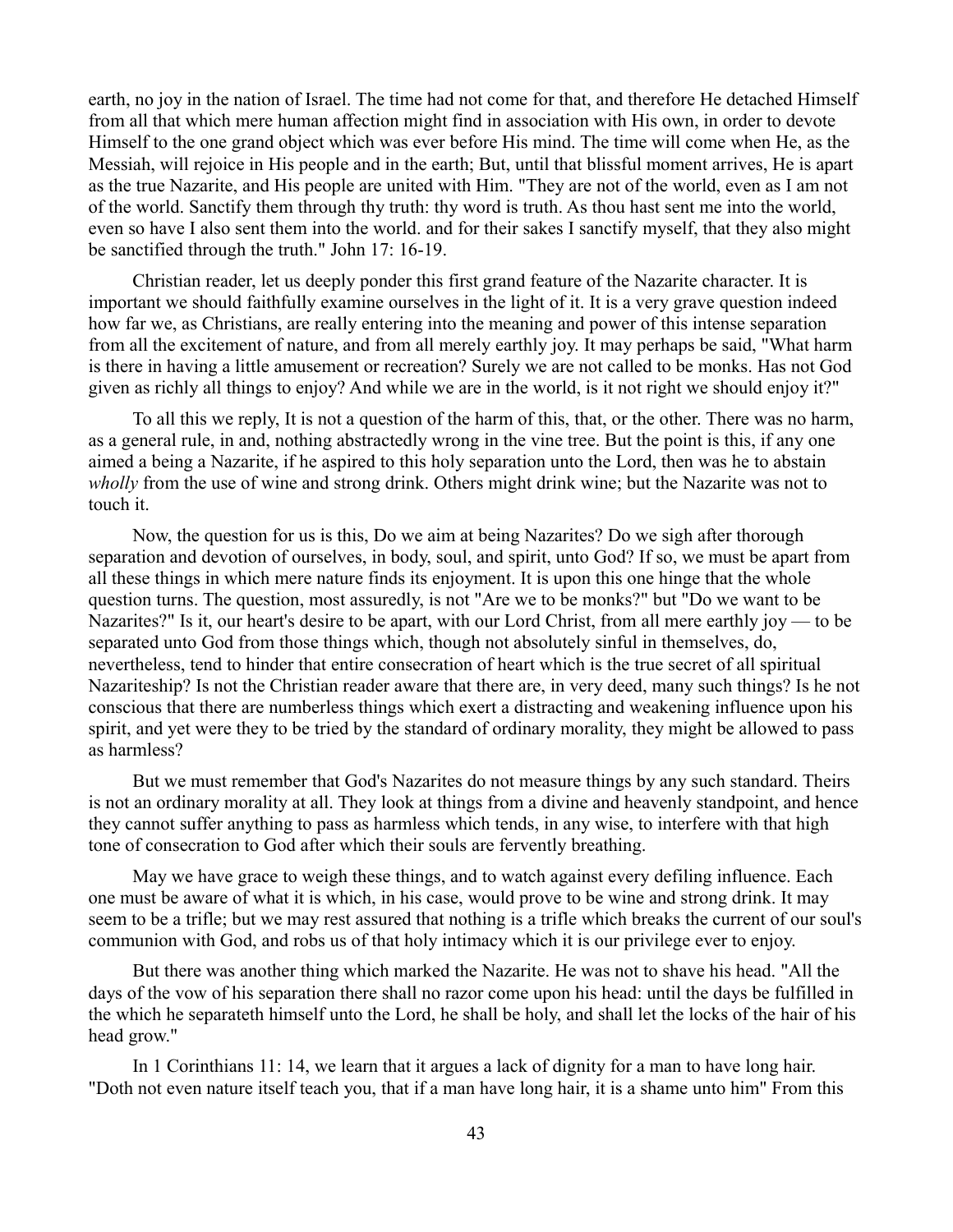earth, no joy in the nation of Israel. The time had not come for that, and therefore He detached Himself from all that which mere human affection might find in association with His own, in order to devote Himself to the one grand object which was ever before His mind. The time will come when He, as the Messiah, will rejoice in His people and in the earth; But, until that blissful moment arrives, He is apart as the true Nazarite, and His people are united with Him. "They are not of the world, even as I am not of the world. Sanctify them through thy truth: thy word is truth. As thou hast sent me into the world, even so have I also sent them into the world. and for their sakes I sanctify myself, that they also might be sanctified through the truth." John 17: 16-19.

Christian reader, let us deeply ponder this first grand feature of the Nazarite character. It is important we should faithfully examine ourselves in the light of it. It is a very grave question indeed how far we, as Christians, are really entering into the meaning and power of this intense separation from all the excitement of nature, and from all merely earthly joy. It may perhaps be said, "What harm is there in having a little amusement or recreation? Surely we are not called to be monks. Has not God given as richly all things to enjoy? And while we are in the world, is it not right we should enjoy it?"

To all this we reply, It is not a question of the harm of this, that, or the other. There was no harm, as a general rule, in and, nothing abstractedly wrong in the vine tree. But the point is this, if any one aimed a being a Nazarite, if he aspired to this holy separation unto the Lord, then was he to abstain *wholly* from the use of wine and strong drink. Others might drink wine; but the Nazarite was not to touch it.

Now, the question for us is this, Do we aim at being Nazarites? Do we sigh after thorough separation and devotion of ourselves, in body, soul, and spirit, unto God? If so, we must be apart from all these things in which mere nature finds its enjoyment. It is upon this one hinge that the whole question turns. The question, most assuredly, is not "Are we to be monks?" but "Do we want to be Nazarites?" Is it, our heart's desire to be apart, with our Lord Christ, from all mere earthly joy — to be separated unto God from those things which, though not absolutely sinful in themselves, do, nevertheless, tend to hinder that entire consecration of heart which is the true secret of all spiritual Nazariteship? Is not the Christian reader aware that there are, in very deed, many such things? Is he not conscious that there are numberless things which exert a distracting and weakening influence upon his spirit, and yet were they to be tried by the standard of ordinary morality, they might be allowed to pass as harmless?

But we must remember that God's Nazarites do not measure things by any such standard. Theirs is not an ordinary morality at all. They look at things from a divine and heavenly standpoint, and hence they cannot suffer anything to pass as harmless which tends, in any wise, to interfere with that high tone of consecration to God after which their souls are fervently breathing.

May we have grace to weigh these things, and to watch against every defiling influence. Each one must be aware of what it is which, in his case, would prove to be wine and strong drink. It may seem to be a trifle; but we may rest assured that nothing is a trifle which breaks the current of our soul's communion with God, and robs us of that holy intimacy which it is our privilege ever to enjoy.

But there was another thing which marked the Nazarite. He was not to shave his head. "All the days of the vow of his separation there shall no razor come upon his head: until the days be fulfilled in the which he separateth himself unto the Lord, he shall be holy, and shall let the locks of the hair of his head grow."

In 1 Corinthians 11: 14, we learn that it argues a lack of dignity for a man to have long hair. "Doth not even nature itself teach you, that if a man have long hair, it is a shame unto him" From this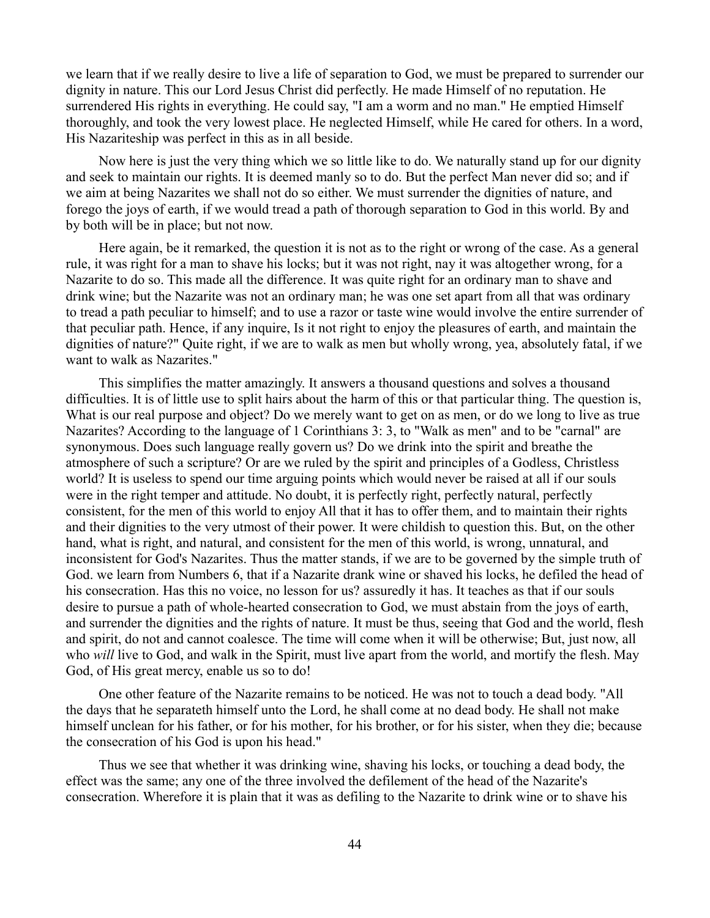we learn that if we really desire to live a life of separation to God, we must be prepared to surrender our dignity in nature. This our Lord Jesus Christ did perfectly. He made Himself of no reputation. He surrendered His rights in everything. He could say, "I am a worm and no man." He emptied Himself thoroughly, and took the very lowest place. He neglected Himself, while He cared for others. In a word, His Nazariteship was perfect in this as in all beside.

Now here is just the very thing which we so little like to do. We naturally stand up for our dignity and seek to maintain our rights. It is deemed manly so to do. But the perfect Man never did so; and if we aim at being Nazarites we shall not do so either. We must surrender the dignities of nature, and forego the joys of earth, if we would tread a path of thorough separation to God in this world. By and by both will be in place; but not now.

Here again, be it remarked, the question it is not as to the right or wrong of the case. As a general rule, it was right for a man to shave his locks; but it was not right, nay it was altogether wrong, for a Nazarite to do so. This made all the difference. It was quite right for an ordinary man to shave and drink wine; but the Nazarite was not an ordinary man; he was one set apart from all that was ordinary to tread a path peculiar to himself; and to use a razor or taste wine would involve the entire surrender of that peculiar path. Hence, if any inquire, Is it not right to enjoy the pleasures of earth, and maintain the dignities of nature?" Quite right, if we are to walk as men but wholly wrong, yea, absolutely fatal, if we want to walk as Nazarites."

This simplifies the matter amazingly. It answers a thousand questions and solves a thousand difficulties. It is of little use to split hairs about the harm of this or that particular thing. The question is, What is our real purpose and object? Do we merely want to get on as men, or do we long to live as true Nazarites? According to the language of 1 Corinthians 3: 3, to "Walk as men" and to be "carnal" are synonymous. Does such language really govern us? Do we drink into the spirit and breathe the atmosphere of such a scripture? Or are we ruled by the spirit and principles of a Godless, Christless world? It is useless to spend our time arguing points which would never be raised at all if our souls were in the right temper and attitude. No doubt, it is perfectly right, perfectly natural, perfectly consistent, for the men of this world to enjoy All that it has to offer them, and to maintain their rights and their dignities to the very utmost of their power. It were childish to question this. But, on the other hand, what is right, and natural, and consistent for the men of this world, is wrong, unnatural, and inconsistent for God's Nazarites. Thus the matter stands, if we are to be governed by the simple truth of God. we learn from Numbers 6, that if a Nazarite drank wine or shaved his locks, he defiled the head of his consecration. Has this no voice, no lesson for us? assuredly it has. It teaches as that if our souls desire to pursue a path of whole-hearted consecration to God, we must abstain from the joys of earth, and surrender the dignities and the rights of nature. It must be thus, seeing that God and the world, flesh and spirit, do not and cannot coalesce. The time will come when it will be otherwise; But, just now, all who *will* live to God, and walk in the Spirit, must live apart from the world, and mortify the flesh. May God, of His great mercy, enable us so to do!

One other feature of the Nazarite remains to be noticed. He was not to touch a dead body. "All the days that he separateth himself unto the Lord, he shall come at no dead body. He shall not make himself unclean for his father, or for his mother, for his brother, or for his sister, when they die; because the consecration of his God is upon his head."

Thus we see that whether it was drinking wine, shaving his locks, or touching a dead body, the effect was the same; any one of the three involved the defilement of the head of the Nazarite's consecration. Wherefore it is plain that it was as defiling to the Nazarite to drink wine or to shave his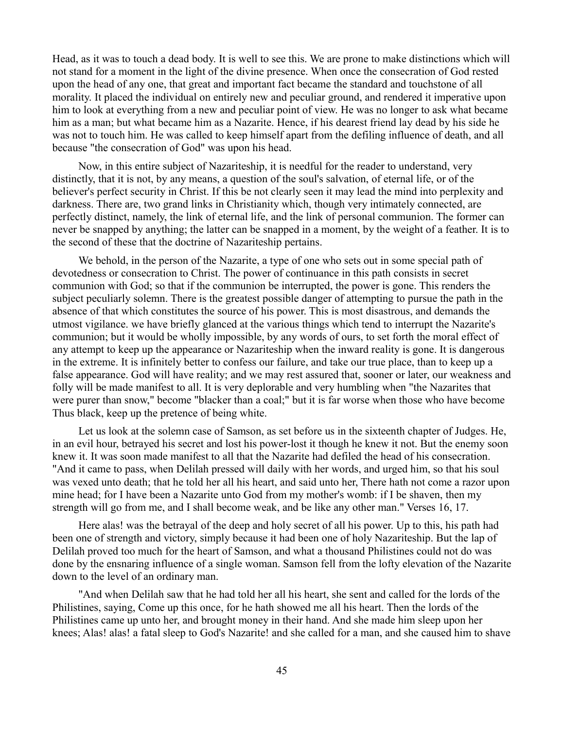Head, as it was to touch a dead body. It is well to see this. We are prone to make distinctions which will not stand for a moment in the light of the divine presence. When once the consecration of God rested upon the head of any one, that great and important fact became the standard and touchstone of all morality. It placed the individual on entirely new and peculiar ground, and rendered it imperative upon him to look at everything from a new and peculiar point of view. He was no longer to ask what became him as a man; but what became him as a Nazarite. Hence, if his dearest friend lay dead by his side he was not to touch him. He was called to keep himself apart from the defiling influence of death, and all because "the consecration of God" was upon his head.

Now, in this entire subject of Nazariteship, it is needful for the reader to understand, very distinctly, that it is not, by any means, a question of the soul's salvation, of eternal life, or of the believer's perfect security in Christ. If this be not clearly seen it may lead the mind into perplexity and darkness. There are, two grand links in Christianity which, though very intimately connected, are perfectly distinct, namely, the link of eternal life, and the link of personal communion. The former can never be snapped by anything; the latter can be snapped in a moment, by the weight of a feather. It is to the second of these that the doctrine of Nazariteship pertains.

We behold, in the person of the Nazarite, a type of one who sets out in some special path of devotedness or consecration to Christ. The power of continuance in this path consists in secret communion with God; so that if the communion be interrupted, the power is gone. This renders the subject peculiarly solemn. There is the greatest possible danger of attempting to pursue the path in the absence of that which constitutes the source of his power. This is most disastrous, and demands the utmost vigilance. we have briefly glanced at the various things which tend to interrupt the Nazarite's communion; but it would be wholly impossible, by any words of ours, to set forth the moral effect of any attempt to keep up the appearance or Nazariteship when the inward reality is gone. It is dangerous in the extreme. It is infinitely better to confess our failure, and take our true place, than to keep up a false appearance. God will have reality; and we may rest assured that, sooner or later, our weakness and folly will be made manifest to all. It is very deplorable and very humbling when "the Nazarites that were purer than snow," become "blacker than a coal;" but it is far worse when those who have become Thus black, keep up the pretence of being white.

Let us look at the solemn case of Samson, as set before us in the sixteenth chapter of Judges. He, in an evil hour, betrayed his secret and lost his power-lost it though he knew it not. But the enemy soon knew it. It was soon made manifest to all that the Nazarite had defiled the head of his consecration. "And it came to pass, when Delilah pressed will daily with her words, and urged him, so that his soul was vexed unto death; that he told her all his heart, and said unto her, There hath not come a razor upon mine head; for I have been a Nazarite unto God from my mother's womb: if I be shaven, then my strength will go from me, and I shall become weak, and be like any other man." Verses 16, 17.

Here alas! was the betrayal of the deep and holy secret of all his power. Up to this, his path had been one of strength and victory, simply because it had been one of holy Nazariteship. But the lap of Delilah proved too much for the heart of Samson, and what a thousand Philistines could not do was done by the ensnaring influence of a single woman. Samson fell from the lofty elevation of the Nazarite down to the level of an ordinary man.

"And when Delilah saw that he had told her all his heart, she sent and called for the lords of the Philistines, saying, Come up this once, for he hath showed me all his heart. Then the lords of the Philistines came up unto her, and brought money in their hand. And she made him sleep upon her knees; Alas! alas! a fatal sleep to God's Nazarite! and she called for a man, and she caused him to shave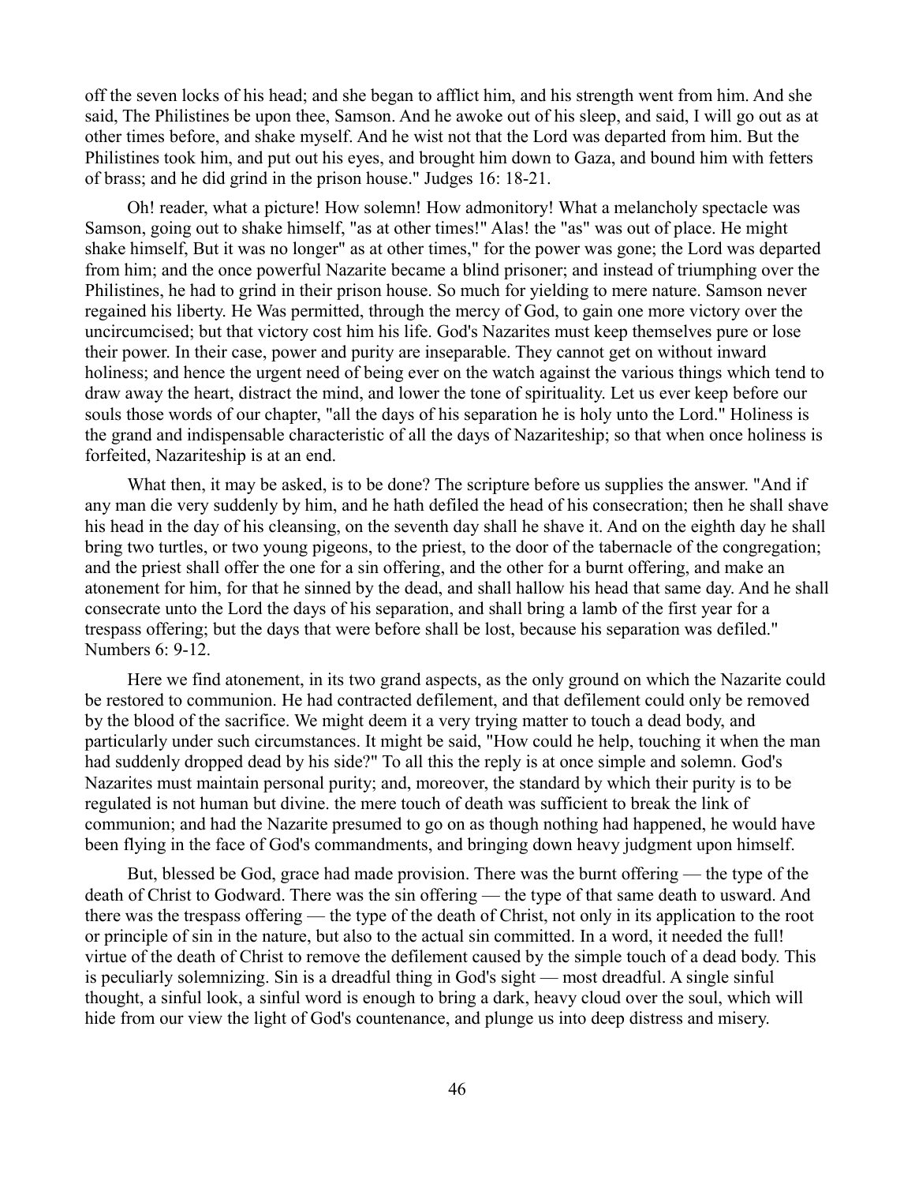off the seven locks of his head; and she began to afflict him, and his strength went from him. And she said, The Philistines be upon thee, Samson. And he awoke out of his sleep, and said, I will go out as at other times before, and shake myself. And he wist not that the Lord was departed from him. But the Philistines took him, and put out his eyes, and brought him down to Gaza, and bound him with fetters of brass; and he did grind in the prison house." Judges 16: 18-21.

Oh! reader, what a picture! How solemn! How admonitory! What a melancholy spectacle was Samson, going out to shake himself, "as at other times!" Alas! the "as" was out of place. He might shake himself, But it was no longer" as at other times," for the power was gone; the Lord was departed from him; and the once powerful Nazarite became a blind prisoner; and instead of triumphing over the Philistines, he had to grind in their prison house. So much for yielding to mere nature. Samson never regained his liberty. He Was permitted, through the mercy of God, to gain one more victory over the uncircumcised; but that victory cost him his life. God's Nazarites must keep themselves pure or lose their power. In their case, power and purity are inseparable. They cannot get on without inward holiness; and hence the urgent need of being ever on the watch against the various things which tend to draw away the heart, distract the mind, and lower the tone of spirituality. Let us ever keep before our souls those words of our chapter, "all the days of his separation he is holy unto the Lord." Holiness is the grand and indispensable characteristic of all the days of Nazariteship; so that when once holiness is forfeited, Nazariteship is at an end.

What then, it may be asked, is to be done? The scripture before us supplies the answer. "And if any man die very suddenly by him, and he hath defiled the head of his consecration; then he shall shave his head in the day of his cleansing, on the seventh day shall he shave it. And on the eighth day he shall bring two turtles, or two young pigeons, to the priest, to the door of the tabernacle of the congregation; and the priest shall offer the one for a sin offering, and the other for a burnt offering, and make an atonement for him, for that he sinned by the dead, and shall hallow his head that same day. And he shall consecrate unto the Lord the days of his separation, and shall bring a lamb of the first year for a trespass offering; but the days that were before shall be lost, because his separation was defiled." Numbers 6: 9-12.

Here we find atonement, in its two grand aspects, as the only ground on which the Nazarite could be restored to communion. He had contracted defilement, and that defilement could only be removed by the blood of the sacrifice. We might deem it a very trying matter to touch a dead body, and particularly under such circumstances. It might be said, "How could he help, touching it when the man had suddenly dropped dead by his side?" To all this the reply is at once simple and solemn. God's Nazarites must maintain personal purity; and, moreover, the standard by which their purity is to be regulated is not human but divine. the mere touch of death was sufficient to break the link of communion; and had the Nazarite presumed to go on as though nothing had happened, he would have been flying in the face of God's commandments, and bringing down heavy judgment upon himself.

But, blessed be God, grace had made provision. There was the burnt offering — the type of the death of Christ to Godward. There was the sin offering — the type of that same death to usward. And there was the trespass offering — the type of the death of Christ, not only in its application to the root or principle of sin in the nature, but also to the actual sin committed. In a word, it needed the full! virtue of the death of Christ to remove the defilement caused by the simple touch of a dead body. This is peculiarly solemnizing. Sin is a dreadful thing in God's sight — most dreadful. A single sinful thought, a sinful look, a sinful word is enough to bring a dark, heavy cloud over the soul, which will hide from our view the light of God's countenance, and plunge us into deep distress and misery.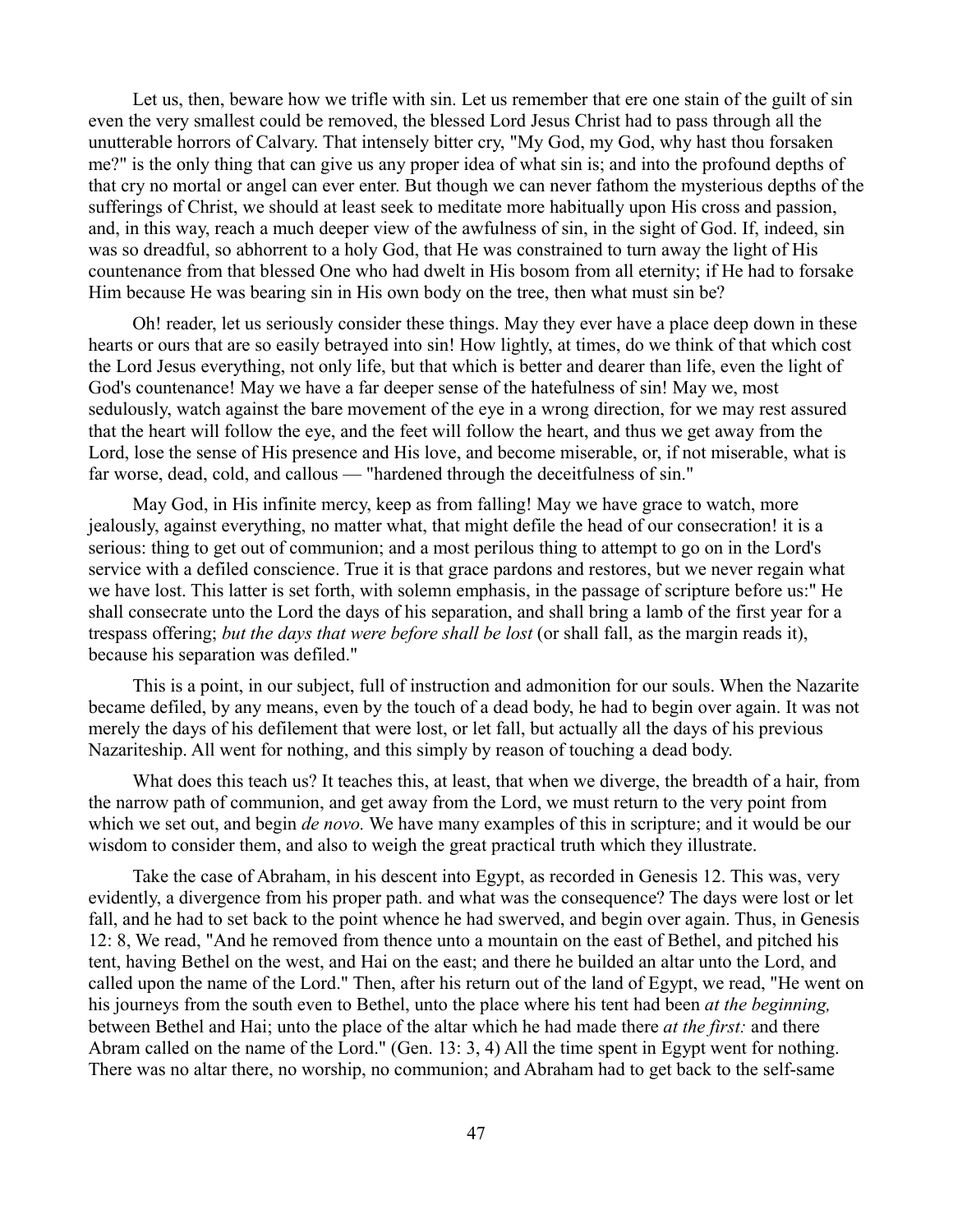Let us, then, beware how we trifle with sin. Let us remember that ere one stain of the guilt of sin even the very smallest could be removed, the blessed Lord Jesus Christ had to pass through all the unutterable horrors of Calvary. That intensely bitter cry, "My God, my God, why hast thou forsaken me?" is the only thing that can give us any proper idea of what sin is; and into the profound depths of that cry no mortal or angel can ever enter. But though we can never fathom the mysterious depths of the sufferings of Christ, we should at least seek to meditate more habitually upon His cross and passion, and, in this way, reach a much deeper view of the awfulness of sin, in the sight of God. If, indeed, sin was so dreadful, so abhorrent to a holy God, that He was constrained to turn away the light of His countenance from that blessed One who had dwelt in His bosom from all eternity; if He had to forsake Him because He was bearing sin in His own body on the tree, then what must sin be?

Oh! reader, let us seriously consider these things. May they ever have a place deep down in these hearts or ours that are so easily betrayed into sin! How lightly, at times, do we think of that which cost the Lord Jesus everything, not only life, but that which is better and dearer than life, even the light of God's countenance! May we have a far deeper sense of the hatefulness of sin! May we, most sedulously, watch against the bare movement of the eye in a wrong direction, for we may rest assured that the heart will follow the eye, and the feet will follow the heart, and thus we get away from the Lord, lose the sense of His presence and His love, and become miserable, or, if not miserable, what is far worse, dead, cold, and callous — "hardened through the deceitfulness of sin."

May God, in His infinite mercy, keep as from falling! May we have grace to watch, more jealously, against everything, no matter what, that might defile the head of our consecration! it is a serious: thing to get out of communion; and a most perilous thing to attempt to go on in the Lord's service with a defiled conscience. True it is that grace pardons and restores, but we never regain what we have lost. This latter is set forth, with solemn emphasis, in the passage of scripture before us:" He shall consecrate unto the Lord the days of his separation, and shall bring a lamb of the first year for a trespass offering; *but the days that were before shall be lost* (or shall fall, as the margin reads it), because his separation was defiled."

This is a point, in our subject, full of instruction and admonition for our souls. When the Nazarite became defiled, by any means, even by the touch of a dead body, he had to begin over again. It was not merely the days of his defilement that were lost, or let fall, but actually all the days of his previous Nazariteship. All went for nothing, and this simply by reason of touching a dead body.

What does this teach us? It teaches this, at least, that when we diverge, the breadth of a hair, from the narrow path of communion, and get away from the Lord, we must return to the very point from which we set out, and begin *de novo.* We have many examples of this in scripture; and it would be our wisdom to consider them, and also to weigh the great practical truth which they illustrate.

Take the case of Abraham, in his descent into Egypt, as recorded in Genesis 12. This was, very evidently, a divergence from his proper path. and what was the consequence? The days were lost or let fall, and he had to set back to the point whence he had swerved, and begin over again. Thus, in Genesis 12: 8, We read, "And he removed from thence unto a mountain on the east of Bethel, and pitched his tent, having Bethel on the west, and Hai on the east; and there he builded an altar unto the Lord, and called upon the name of the Lord." Then, after his return out of the land of Egypt, we read, "He went on his journeys from the south even to Bethel, unto the place where his tent had been *at the beginning,* between Bethel and Hai; unto the place of the altar which he had made there *at the first:* and there Abram called on the name of the Lord." (Gen. 13: 3, 4) All the time spent in Egypt went for nothing. There was no altar there, no worship, no communion; and Abraham had to get back to the self-same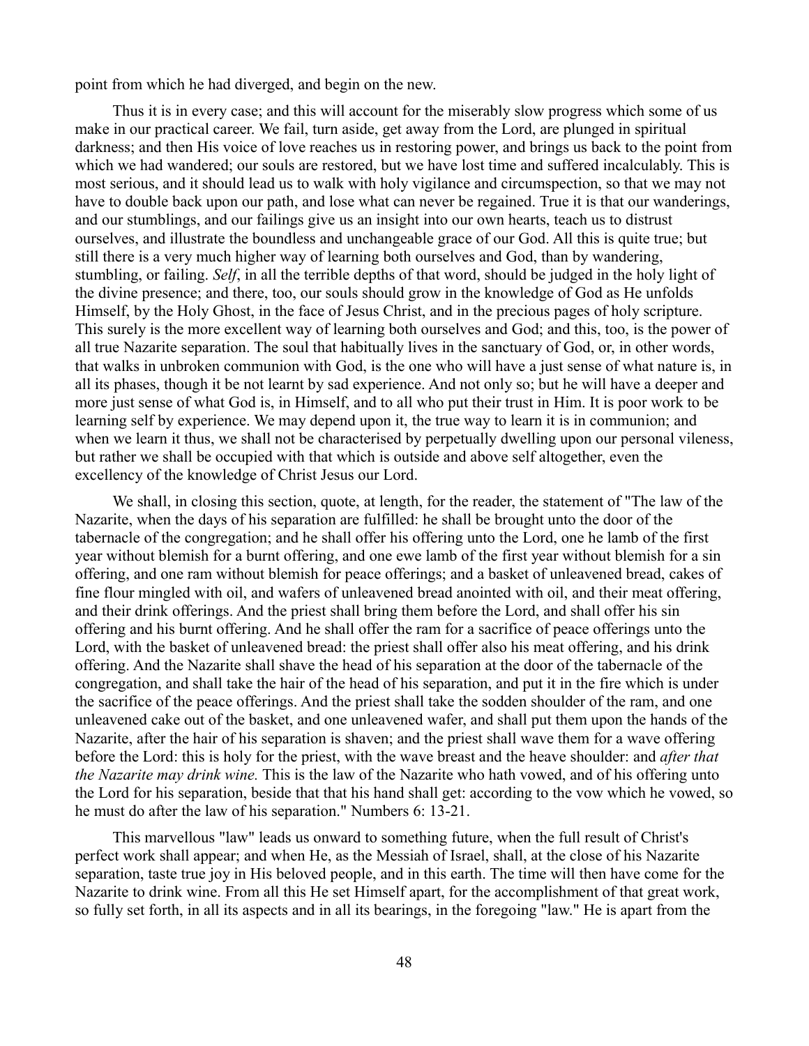point from which he had diverged, and begin on the new.

Thus it is in every case; and this will account for the miserably slow progress which some of us make in our practical career. We fail, turn aside, get away from the Lord, are plunged in spiritual darkness; and then His voice of love reaches us in restoring power, and brings us back to the point from which we had wandered; our souls are restored, but we have lost time and suffered incalculably. This is most serious, and it should lead us to walk with holy vigilance and circumspection, so that we may not have to double back upon our path, and lose what can never be regained. True it is that our wanderings, and our stumblings, and our failings give us an insight into our own hearts, teach us to distrust ourselves, and illustrate the boundless and unchangeable grace of our God. All this is quite true; but still there is a very much higher way of learning both ourselves and God, than by wandering, stumbling, or failing. *Self*, in all the terrible depths of that word, should be judged in the holy light of the divine presence; and there, too, our souls should grow in the knowledge of God as He unfolds Himself, by the Holy Ghost, in the face of Jesus Christ, and in the precious pages of holy scripture. This surely is the more excellent way of learning both ourselves and God; and this, too, is the power of all true Nazarite separation. The soul that habitually lives in the sanctuary of God, or, in other words, that walks in unbroken communion with God, is the one who will have a just sense of what nature is, in all its phases, though it be not learnt by sad experience. And not only so; but he will have a deeper and more just sense of what God is, in Himself, and to all who put their trust in Him. It is poor work to be learning self by experience. We may depend upon it, the true way to learn it is in communion; and when we learn it thus, we shall not be characterised by perpetually dwelling upon our personal vileness, but rather we shall be occupied with that which is outside and above self altogether, even the excellency of the knowledge of Christ Jesus our Lord.

We shall, in closing this section, quote, at length, for the reader, the statement of "The law of the Nazarite, when the days of his separation are fulfilled: he shall be brought unto the door of the tabernacle of the congregation; and he shall offer his offering unto the Lord, one he lamb of the first year without blemish for a burnt offering, and one ewe lamb of the first year without blemish for a sin offering, and one ram without blemish for peace offerings; and a basket of unleavened bread, cakes of fine flour mingled with oil, and wafers of unleavened bread anointed with oil, and their meat offering, and their drink offerings. And the priest shall bring them before the Lord, and shall offer his sin offering and his burnt offering. And he shall offer the ram for a sacrifice of peace offerings unto the Lord, with the basket of unleavened bread: the priest shall offer also his meat offering, and his drink offering. And the Nazarite shall shave the head of his separation at the door of the tabernacle of the congregation, and shall take the hair of the head of his separation, and put it in the fire which is under the sacrifice of the peace offerings. And the priest shall take the sodden shoulder of the ram, and one unleavened cake out of the basket, and one unleavened wafer, and shall put them upon the hands of the Nazarite, after the hair of his separation is shaven; and the priest shall wave them for a wave offering before the Lord: this is holy for the priest, with the wave breast and the heave shoulder: and *after that the Nazarite may drink wine.* This is the law of the Nazarite who hath vowed, and of his offering unto the Lord for his separation, beside that that his hand shall get: according to the vow which he vowed, so he must do after the law of his separation." Numbers 6: 13-21.

This marvellous "law" leads us onward to something future, when the full result of Christ's perfect work shall appear; and when He, as the Messiah of Israel, shall, at the close of his Nazarite separation, taste true joy in His beloved people, and in this earth. The time will then have come for the Nazarite to drink wine. From all this He set Himself apart, for the accomplishment of that great work, so fully set forth, in all its aspects and in all its bearings, in the foregoing "law." He is apart from the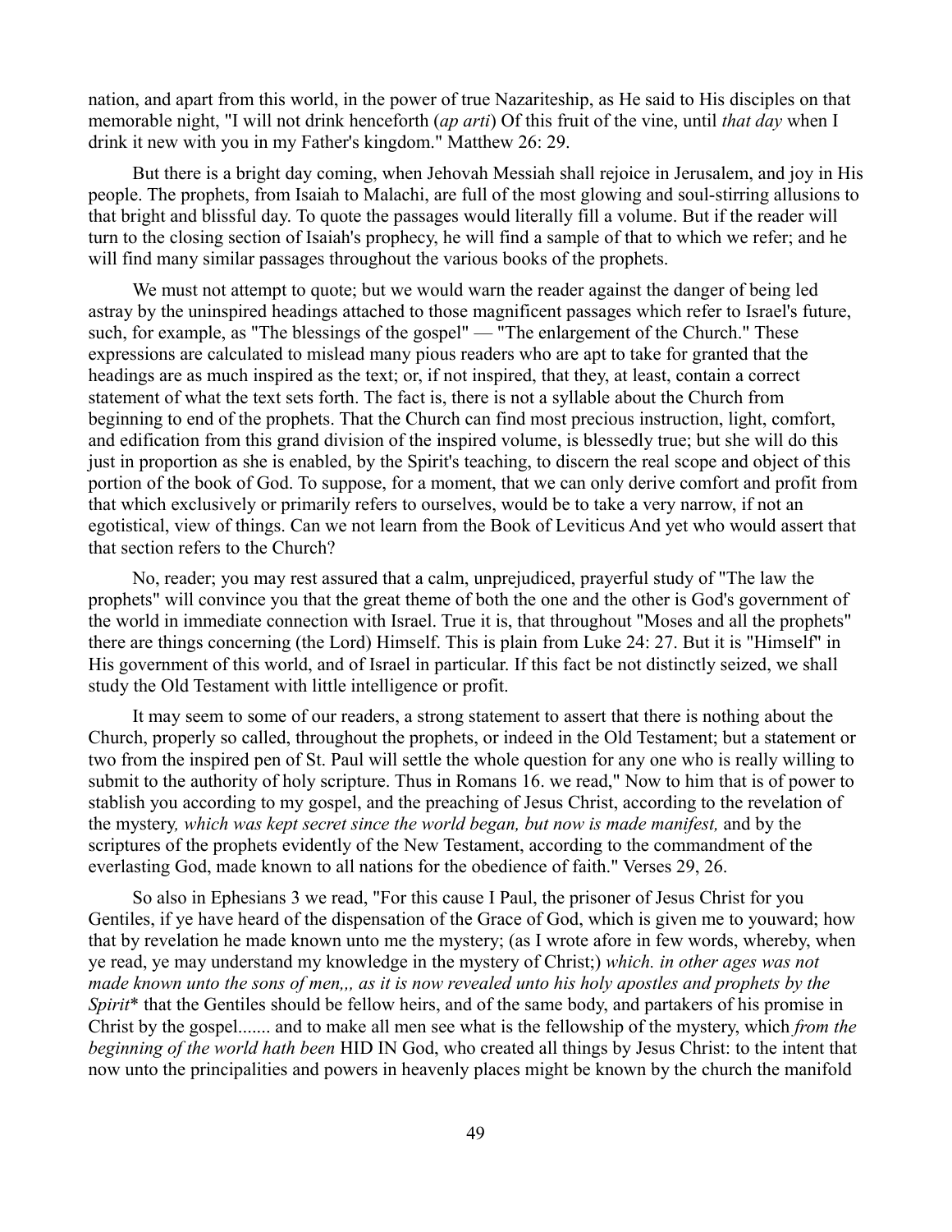nation, and apart from this world, in the power of true Nazariteship, as He said to His disciples on that memorable night, "I will not drink henceforth (*ap arti*) Of this fruit of the vine, until *that day* when I drink it new with you in my Father's kingdom." Matthew 26: 29.

But there is a bright day coming, when Jehovah Messiah shall rejoice in Jerusalem, and joy in His people. The prophets, from Isaiah to Malachi, are full of the most glowing and soul-stirring allusions to that bright and blissful day. To quote the passages would literally fill a volume. But if the reader will turn to the closing section of Isaiah's prophecy, he will find a sample of that to which we refer; and he will find many similar passages throughout the various books of the prophets.

We must not attempt to quote; but we would warn the reader against the danger of being led astray by the uninspired headings attached to those magnificent passages which refer to Israel's future, such, for example, as "The blessings of the gospel" — "The enlargement of the Church." These expressions are calculated to mislead many pious readers who are apt to take for granted that the headings are as much inspired as the text; or, if not inspired, that they, at least, contain a correct statement of what the text sets forth. The fact is, there is not a syllable about the Church from beginning to end of the prophets. That the Church can find most precious instruction, light, comfort, and edification from this grand division of the inspired volume, is blessedly true; but she will do this just in proportion as she is enabled, by the Spirit's teaching, to discern the real scope and object of this portion of the book of God. To suppose, for a moment, that we can only derive comfort and profit from that which exclusively or primarily refers to ourselves, would be to take a very narrow, if not an egotistical, view of things. Can we not learn from the Book of Leviticus And yet who would assert that that section refers to the Church?

No, reader; you may rest assured that a calm, unprejudiced, prayerful study of "The law the prophets" will convince you that the great theme of both the one and the other is God's government of the world in immediate connection with Israel. True it is, that throughout "Moses and all the prophets" there are things concerning (the Lord) Himself. This is plain from Luke 24: 27. But it is "Himself" in His government of this world, and of Israel in particular. If this fact be not distinctly seized, we shall study the Old Testament with little intelligence or profit.

It may seem to some of our readers, a strong statement to assert that there is nothing about the Church, properly so called, throughout the prophets, or indeed in the Old Testament; but a statement or two from the inspired pen of St. Paul will settle the whole question for any one who is really willing to submit to the authority of holy scripture. Thus in Romans 16. we read," Now to him that is of power to stablish you according to my gospel, and the preaching of Jesus Christ, according to the revelation of the mystery*, which was kept secret since the world began, but now is made manifest,* and by the scriptures of the prophets evidently of the New Testament, according to the commandment of the everlasting God, made known to all nations for the obedience of faith." Verses 29, 26.

So also in Ephesians 3 we read, "For this cause I Paul, the prisoner of Jesus Christ for you Gentiles, if ye have heard of the dispensation of the Grace of God, which is given me to youward; how that by revelation he made known unto me the mystery; (as I wrote afore in few words, whereby, when ye read, ye may understand my knowledge in the mystery of Christ;) *which. in other ages was not made known unto the sons of men,,, as it is now revealed unto his holy apostles and prophets by the Spirit** that the Gentiles should be fellow heirs, and of the same body, and partakers of his promise in Christ by the gospel....... and to make all men see what is the fellowship of the mystery, which *from the beginning of the world hath been* HID IN God, who created all things by Jesus Christ: to the intent that now unto the principalities and powers in heavenly places might be known by the church the manifold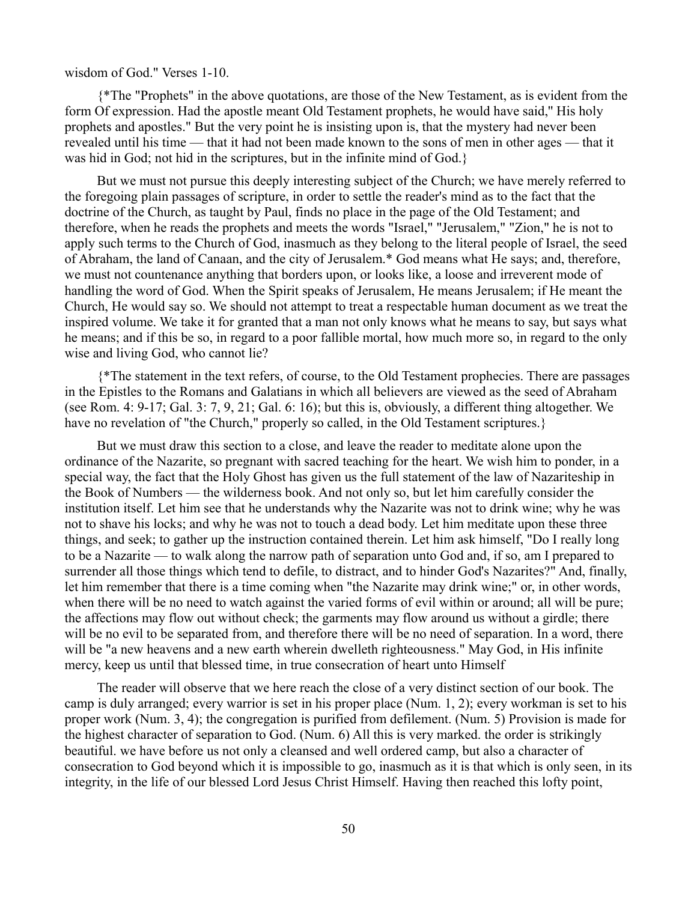wisdom of God." Verses 1-10.

{*The "Prophets" in the above quotations, are those of the New Testament, as is evident from the form Of expression. Had the apostle meant Old Testament prophets, he would have said," His holy prophets and apostles." But the very point he is insisting upon is, that the mystery had never been revealed until his time — that it had not been made known to the sons of men in other ages — that it was hid in God; not hid in the scriptures, but in the infinite mind of God.}

But we must not pursue this deeply interesting subject of the Church; we have merely referred to the foregoing plain passages of scripture, in order to settle the reader's mind as to the fact that the doctrine of the Church, as taught by Paul, finds no place in the page of the Old Testament; and therefore, when he reads the prophets and meets the words "Israel," "Jerusalem," "Zion," he is not to apply such terms to the Church of God, inasmuch as they belong to the literal people of Israel, the seed of Abraham, the land of Canaan, and the city of Jerusalem.* God means what He says; and, therefore, we must not countenance anything that borders upon, or looks like, a loose and irreverent mode of handling the word of God. When the Spirit speaks of Jerusalem, He means Jerusalem; if He meant the Church, He would say so. We should not attempt to treat a respectable human document as we treat the inspired volume. We take it for granted that a man not only knows what he means to say, but says what he means; and if this be so, in regard to a poor fallible mortal, how much more so, in regard to the only wise and living God, who cannot lie?

{*The statement in the text refers, of course, to the Old Testament prophecies. There are passages in the Epistles to the Romans and Galatians in which all believers are viewed as the seed of Abraham (see Rom. 4: 9-17; Gal. 3: 7, 9, 21; Gal. 6: 16); but this is, obviously, a different thing altogether. We have no revelation of "the Church," properly so called, in the Old Testament scriptures.}

But we must draw this section to a close, and leave the reader to meditate alone upon the ordinance of the Nazarite, so pregnant with sacred teaching for the heart. We wish him to ponder, in a special way, the fact that the Holy Ghost has given us the full statement of the law of Nazariteship in the Book of Numbers — the wilderness book. And not only so, but let him carefully consider the institution itself. Let him see that he understands why the Nazarite was not to drink wine; why he was not to shave his locks; and why he was not to touch a dead body. Let him meditate upon these three things, and seek; to gather up the instruction contained therein. Let him ask himself, "Do I really long to be a Nazarite — to walk along the narrow path of separation unto God and, if so, am I prepared to surrender all those things which tend to defile, to distract, and to hinder God's Nazarites?" And, finally, let him remember that there is a time coming when "the Nazarite may drink wine;" or, in other words, when there will be no need to watch against the varied forms of evil within or around; all will be pure; the affections may flow out without check; the garments may flow around us without a girdle; there will be no evil to be separated from, and therefore there will be no need of separation. In a word, there will be "a new heavens and a new earth wherein dwelleth righteousness." May God, in His infinite mercy, keep us until that blessed time, in true consecration of heart unto Himself

The reader will observe that we here reach the close of a very distinct section of our book. The camp is duly arranged; every warrior is set in his proper place (Num. 1, 2); every workman is set to his proper work (Num. 3, 4); the congregation is purified from defilement. (Num. 5) Provision is made for the highest character of separation to God. (Num. 6) All this is very marked. the order is strikingly beautiful. we have before us not only a cleansed and well ordered camp, but also a character of consecration to God beyond which it is impossible to go, inasmuch as it is that which is only seen, in its integrity, in the life of our blessed Lord Jesus Christ Himself. Having then reached this lofty point,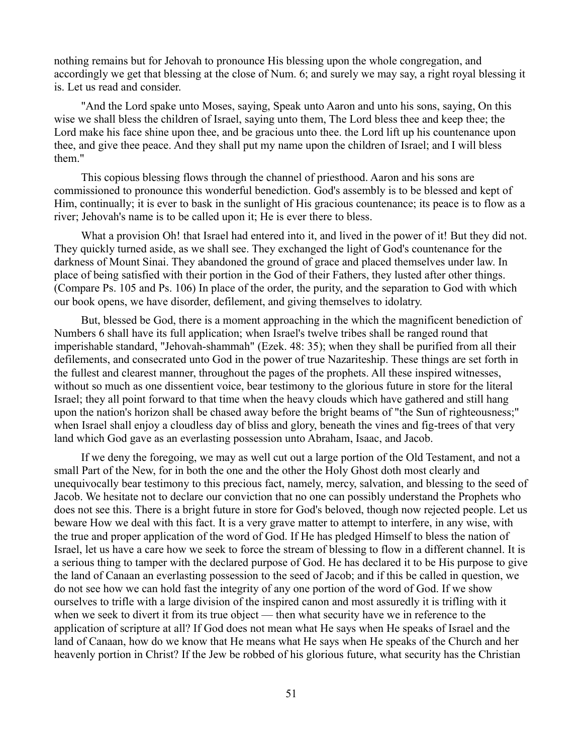nothing remains but for Jehovah to pronounce His blessing upon the whole congregation, and accordingly we get that blessing at the close of Num. 6; and surely we may say, a right royal blessing it is. Let us read and consider.

"And the Lord spake unto Moses, saying, Speak unto Aaron and unto his sons, saying, On this wise we shall bless the children of Israel, saying unto them, The Lord bless thee and keep thee; the Lord make his face shine upon thee, and be gracious unto thee. the Lord lift up his countenance upon thee, and give thee peace. And they shall put my name upon the children of Israel; and I will bless them."

This copious blessing flows through the channel of priesthood. Aaron and his sons are commissioned to pronounce this wonderful benediction. God's assembly is to be blessed and kept of Him, continually; it is ever to bask in the sunlight of His gracious countenance; its peace is to flow as a river; Jehovah's name is to be called upon it; He is ever there to bless.

What a provision Oh! that Israel had entered into it, and lived in the power of it! But they did not. They quickly turned aside, as we shall see. They exchanged the light of God's countenance for the darkness of Mount Sinai. They abandoned the ground of grace and placed themselves under law. In place of being satisfied with their portion in the God of their Fathers, they lusted after other things. (Compare Ps. 105 and Ps. 106) In place of the order, the purity, and the separation to God with which our book opens, we have disorder, defilement, and giving themselves to idolatry.

But, blessed be God, there is a moment approaching in the which the magnificent benediction of Numbers 6 shall have its full application; when Israel's twelve tribes shall be ranged round that imperishable standard, "Jehovah-shammah" (Ezek. 48: 35); when they shall be purified from all their defilements, and consecrated unto God in the power of true Nazariteship. These things are set forth in the fullest and clearest manner, throughout the pages of the prophets. All these inspired witnesses, without so much as one dissentient voice, bear testimony to the glorious future in store for the literal Israel; they all point forward to that time when the heavy clouds which have gathered and still hang upon the nation's horizon shall be chased away before the bright beams of "the Sun of righteousness;" when Israel shall enjoy a cloudless day of bliss and glory, beneath the vines and fig-trees of that very land which God gave as an everlasting possession unto Abraham, Isaac, and Jacob.

If we deny the foregoing, we may as well cut out a large portion of the Old Testament, and not a small Part of the New, for in both the one and the other the Holy Ghost doth most clearly and unequivocally bear testimony to this precious fact, namely, mercy, salvation, and blessing to the seed of Jacob. We hesitate not to declare our conviction that no one can possibly understand the Prophets who does not see this. There is a bright future in store for God's beloved, though now rejected people. Let us beware How we deal with this fact. It is a very grave matter to attempt to interfere, in any wise, with the true and proper application of the word of God. If He has pledged Himself to bless the nation of Israel, let us have a care how we seek to force the stream of blessing to flow in a different channel. It is a serious thing to tamper with the declared purpose of God. He has declared it to be His purpose to give the land of Canaan an everlasting possession to the seed of Jacob; and if this be called in question, we do not see how we can hold fast the integrity of any one portion of the word of God. If we show ourselves to trifle with a large division of the inspired canon and most assuredly it is trifling with it when we seek to divert it from its true object — then what security have we in reference to the application of scripture at all? If God does not mean what He says when He speaks of Israel and the land of Canaan, how do we know that He means what He says when He speaks of the Church and her heavenly portion in Christ? If the Jew be robbed of his glorious future, what security has the Christian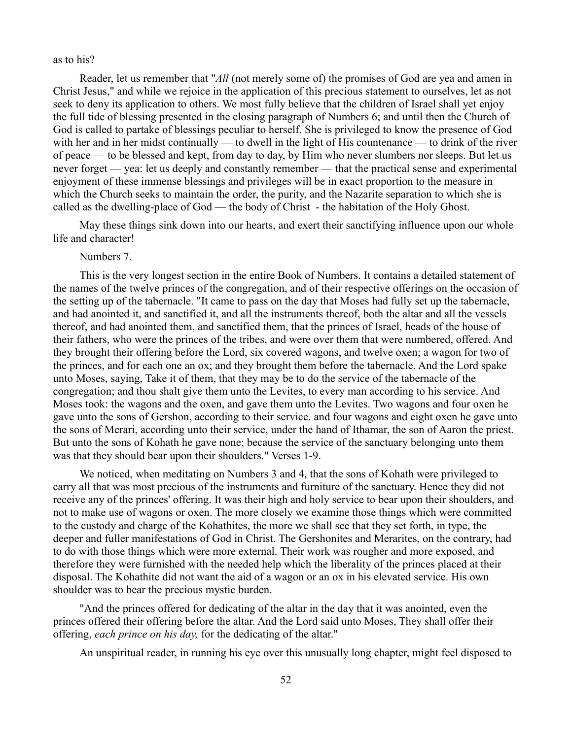as to his?

Reader, let us remember that "*All* (not merely some of) the promises of God are yea and amen in Christ Jesus," and while we rejoice in the application of this precious statement to ourselves, let as not seek to deny its application to others. We most fully believe that the children of Israel shall yet enjoy the full tide of blessing presented in the closing paragraph of Numbers 6; and until then the Church of God is called to partake of blessings peculiar to herself. She is privileged to know the presence of God with her and in her midst continually — to dwell in the light of His countenance — to drink of the river of peace — to be blessed and kept, from day to day, by Him who never slumbers nor sleeps. But let us never forget — yea: let us deeply and constantly remember — that the practical sense and experimental enjoyment of these immense blessings and privileges will be in exact proportion to the measure in which the Church seeks to maintain the order, the purity, and the Nazarite separation to which she is called as the dwelling-place of God — the body of Christ - the habitation of the Holy Ghost.

May these things sink down into our hearts, and exert their sanctifying influence upon our whole life and character!

Numbers 7.

This is the very longest section in the entire Book of Numbers. It contains a detailed statement of the names of the twelve princes of the congregation, and of their respective offerings on the occasion of the setting up of the tabernacle. "It came to pass on the day that Moses had fully set up the tabernacle, and had anointed it, and sanctified it, and all the instruments thereof, both the altar and all the vessels thereof, and had anointed them, and sanctified them, that the princes of Israel, heads of the house of their fathers, who were the princes of the tribes, and were over them that were numbered, offered. And they brought their offering before the Lord, six covered wagons, and twelve oxen; a wagon for two of the princes, and for each one an ox; and they brought them before the tabernacle. And the Lord spake unto Moses, saying, Take it of them, that they may be to do the service of the tabernacle of the congregation; and thou shalt give them unto the Levites, to every man according to his service. And Moses took: the wagons and the oxen, and gave them unto the Levites. Two wagons and four oxen he gave unto the sons of Gershon, according to their service. and four wagons and eight oxen he gave unto the sons of Merari, according unto their service, under the hand of Ithamar, the son of Aaron the priest. But unto the sons of Kohath he gave none; because the service of the sanctuary belonging unto them was that they should bear upon their shoulders." Verses 1-9.

We noticed, when meditating on Numbers 3 and 4, that the sons of Kohath were privileged to carry all that was most precious of the instruments and furniture of the sanctuary. Hence they did not receive any of the princes' offering. It was their high and holy service to bear upon their shoulders, and not to make use of wagons or oxen. The more closely we examine those things which were committed to the custody and charge of the Kohathites, the more we shall see that they set forth, in type, the deeper and fuller manifestations of God in Christ. The Gershonites and Merarites, on the contrary, had to do with those things which were more external. Their work was rougher and more exposed, and therefore they were furnished with the needed help which the liberality of the princes placed at their disposal. The Kohathite did not want the aid of a wagon or an ox in his elevated service. His own shoulder was to bear the precious mystic burden.

"And the princes offered for dedicating of the altar in the day that it was anointed, even the princes offered their offering before the altar. And the Lord said unto Moses, They shall offer their offering, *each prince on his day,* for the dedicating of the altar."

An unspiritual reader, in running his eye over this unusually long chapter, might feel disposed to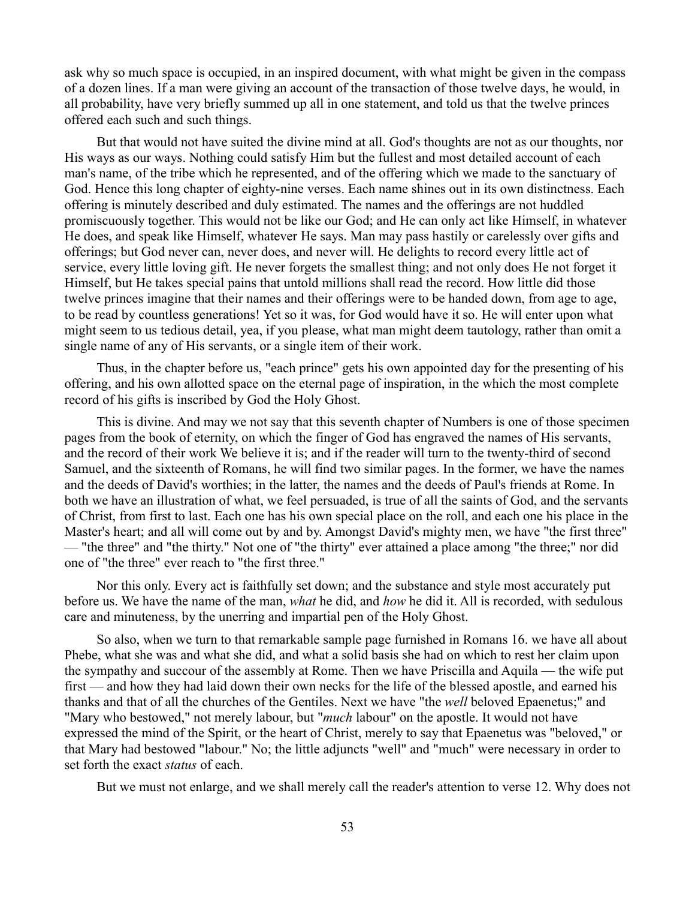ask why so much space is occupied, in an inspired document, with what might be given in the compass of a dozen lines. If a man were giving an account of the transaction of those twelve days, he would, in all probability, have very briefly summed up all in one statement, and told us that the twelve princes offered each such and such things.

But that would not have suited the divine mind at all. God's thoughts are not as our thoughts, nor His ways as our ways. Nothing could satisfy Him but the fullest and most detailed account of each man's name, of the tribe which he represented, and of the offering which we made to the sanctuary of God. Hence this long chapter of eighty-nine verses. Each name shines out in its own distinctness. Each offering is minutely described and duly estimated. The names and the offerings are not huddled promiscuously together. This would not be like our God; and He can only act like Himself, in whatever He does, and speak like Himself, whatever He says. Man may pass hastily or carelessly over gifts and offerings; but God never can, never does, and never will. He delights to record every little act of service, every little loving gift. He never forgets the smallest thing; and not only does He not forget it Himself, but He takes special pains that untold millions shall read the record. How little did those twelve princes imagine that their names and their offerings were to be handed down, from age to age, to be read by countless generations! Yet so it was, for God would have it so. He will enter upon what might seem to us tedious detail, yea, if you please, what man might deem tautology, rather than omit a single name of any of His servants, or a single item of their work.

Thus, in the chapter before us, "each prince" gets his own appointed day for the presenting of his offering, and his own allotted space on the eternal page of inspiration, in the which the most complete record of his gifts is inscribed by God the Holy Ghost.

This is divine. And may we not say that this seventh chapter of Numbers is one of those specimen pages from the book of eternity, on which the finger of God has engraved the names of His servants, and the record of their work We believe it is; and if the reader will turn to the twenty-third of second Samuel, and the sixteenth of Romans, he will find two similar pages. In the former, we have the names and the deeds of David's worthies; in the latter, the names and the deeds of Paul's friends at Rome. In both we have an illustration of what, we feel persuaded, is true of all the saints of God, and the servants of Christ, from first to last. Each one has his own special place on the roll, and each one his place in the Master's heart; and all will come out by and by. Amongst David's mighty men, we have "the first three" — "the three" and "the thirty." Not one of "the thirty" ever attained a place among "the three;" nor did one of "the three" ever reach to "the first three."

Nor this only. Every act is faithfully set down; and the substance and style most accurately put before us. We have the name of the man, *what* he did, and *how* he did it. All is recorded, with sedulous care and minuteness, by the unerring and impartial pen of the Holy Ghost.

So also, when we turn to that remarkable sample page furnished in Romans 16. we have all about Phebe, what she was and what she did, and what a solid basis she had on which to rest her claim upon the sympathy and succour of the assembly at Rome. Then we have Priscilla and Aquila — the wife put first — and how they had laid down their own necks for the life of the blessed apostle, and earned his thanks and that of all the churches of the Gentiles. Next we have "the *well* beloved Epaenetus;" and "Mary who bestowed," not merely labour, but "*much* labour" on the apostle. It would not have expressed the mind of the Spirit, or the heart of Christ, merely to say that Epaenetus was "beloved," or that Mary had bestowed "labour." No; the little adjuncts "well" and "much" were necessary in order to set forth the exact *status* of each.

But we must not enlarge, and we shall merely call the reader's attention to verse 12. Why does not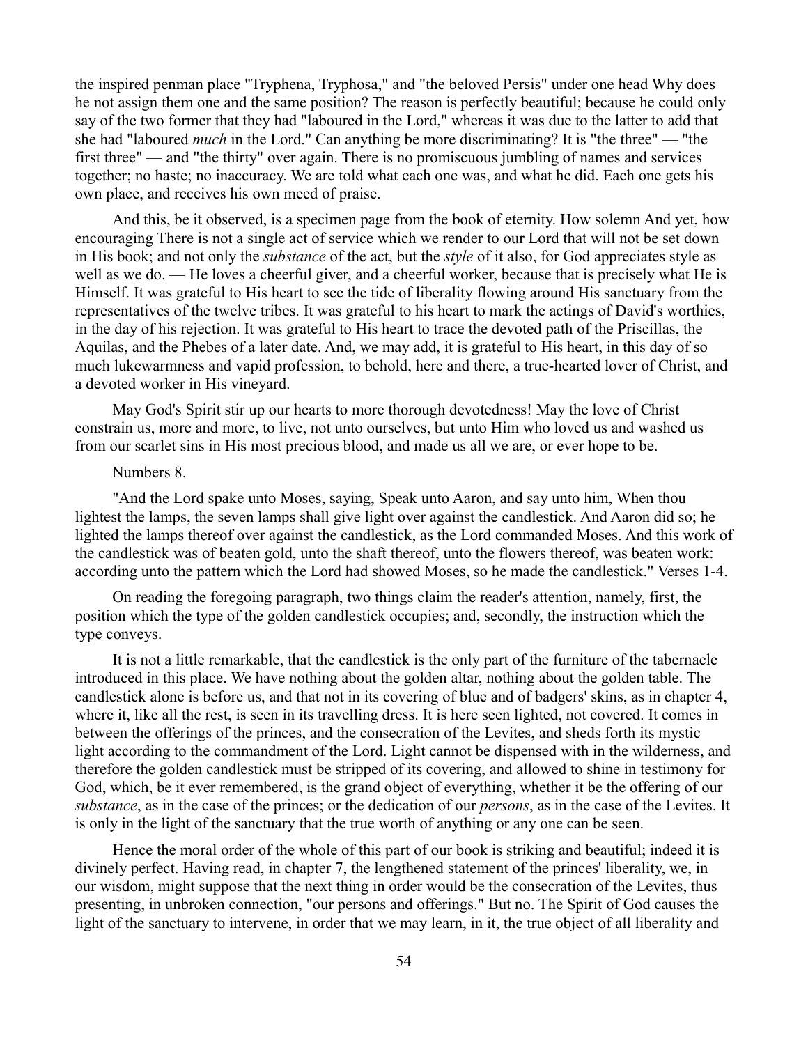the inspired penman place "Tryphena, Tryphosa," and "the beloved Persis" under one head Why does he not assign them one and the same position? The reason is perfectly beautiful; because he could only say of the two former that they had "laboured in the Lord," whereas it was due to the latter to add that she had "laboured *much* in the Lord." Can anything be more discriminating? It is "the three" — "the first three" — and "the thirty" over again. There is no promiscuous jumbling of names and services together; no haste; no inaccuracy. We are told what each one was, and what he did. Each one gets his own place, and receives his own meed of praise.

And this, be it observed, is a specimen page from the book of eternity. How solemn And yet, how encouraging There is not a single act of service which we render to our Lord that will not be set down in His book; and not only the *substance* of the act, but the *style* of it also, for God appreciates style as well as we do. — He loves a cheerful giver, and a cheerful worker, because that is precisely what He is Himself. It was grateful to His heart to see the tide of liberality flowing around His sanctuary from the representatives of the twelve tribes. It was grateful to his heart to mark the actings of David's worthies, in the day of his rejection. It was grateful to His heart to trace the devoted path of the Priscillas, the Aquilas, and the Phebes of a later date. And, we may add, it is grateful to His heart, in this day of so much lukewarmness and vapid profession, to behold, here and there, a true-hearted lover of Christ, and a devoted worker in His vineyard.

May God's Spirit stir up our hearts to more thorough devotedness! May the love of Christ constrain us, more and more, to live, not unto ourselves, but unto Him who loved us and washed us from our scarlet sins in His most precious blood, and made us all we are, or ever hope to be.

Numbers 8.

"And the Lord spake unto Moses, saying, Speak unto Aaron, and say unto him, When thou lightest the lamps, the seven lamps shall give light over against the candlestick. And Aaron did so; he lighted the lamps thereof over against the candlestick, as the Lord commanded Moses. And this work of the candlestick was of beaten gold, unto the shaft thereof, unto the flowers thereof, was beaten work: according unto the pattern which the Lord had showed Moses, so he made the candlestick." Verses 1-4.

On reading the foregoing paragraph, two things claim the reader's attention, namely, first, the position which the type of the golden candlestick occupies; and, secondly, the instruction which the type conveys.

It is not a little remarkable, that the candlestick is the only part of the furniture of the tabernacle introduced in this place. We have nothing about the golden altar, nothing about the golden table. The candlestick alone is before us, and that not in its covering of blue and of badgers' skins, as in chapter 4, where it, like all the rest, is seen in its travelling dress. It is here seen lighted, not covered. It comes in between the offerings of the princes, and the consecration of the Levites, and sheds forth its mystic light according to the commandment of the Lord. Light cannot be dispensed with in the wilderness, and therefore the golden candlestick must be stripped of its covering, and allowed to shine in testimony for God, which, be it ever remembered, is the grand object of everything, whether it be the offering of our *substance*, as in the case of the princes; or the dedication of our *persons*, as in the case of the Levites. It is only in the light of the sanctuary that the true worth of anything or any one can be seen.

Hence the moral order of the whole of this part of our book is striking and beautiful; indeed it is divinely perfect. Having read, in chapter 7, the lengthened statement of the princes' liberality, we, in our wisdom, might suppose that the next thing in order would be the consecration of the Levites, thus presenting, in unbroken connection, "our persons and offerings." But no. The Spirit of God causes the light of the sanctuary to intervene, in order that we may learn, in it, the true object of all liberality and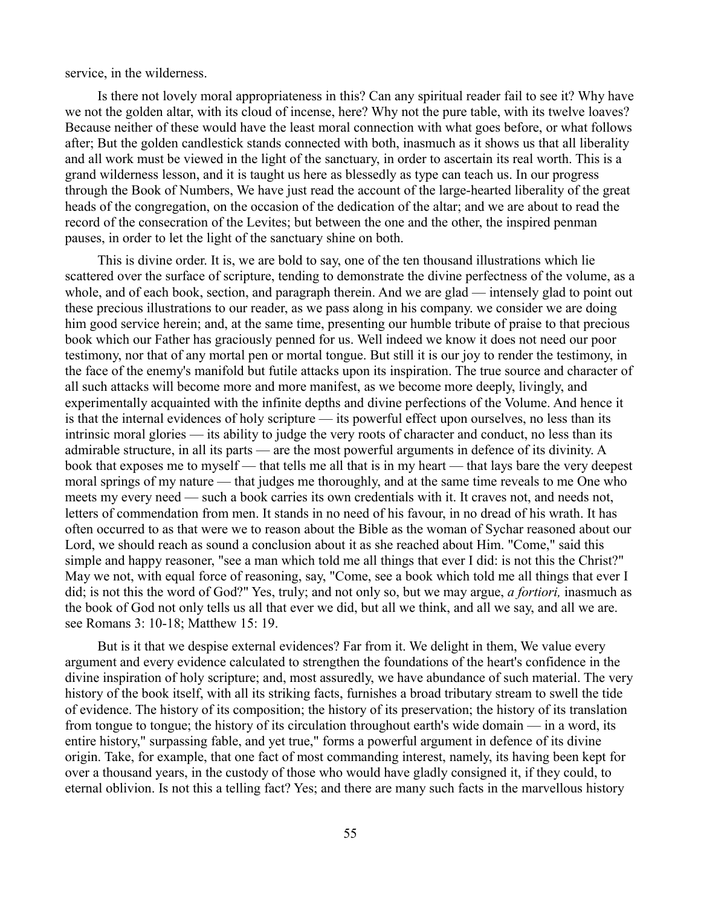service, in the wilderness.

Is there not lovely moral appropriateness in this? Can any spiritual reader fail to see it? Why have we not the golden altar, with its cloud of incense, here? Why not the pure table, with its twelve loaves? Because neither of these would have the least moral connection with what goes before, or what follows after; But the golden candlestick stands connected with both, inasmuch as it shows us that all liberality and all work must be viewed in the light of the sanctuary, in order to ascertain its real worth. This is a grand wilderness lesson, and it is taught us here as blessedly as type can teach us. In our progress through the Book of Numbers, We have just read the account of the large-hearted liberality of the great heads of the congregation, on the occasion of the dedication of the altar; and we are about to read the record of the consecration of the Levites; but between the one and the other, the inspired penman pauses, in order to let the light of the sanctuary shine on both.

This is divine order. It is, we are bold to say, one of the ten thousand illustrations which lie scattered over the surface of scripture, tending to demonstrate the divine perfectness of the volume, as a whole, and of each book, section, and paragraph therein. And we are glad — intensely glad to point out these precious illustrations to our reader, as we pass along in his company. we consider we are doing him good service herein; and, at the same time, presenting our humble tribute of praise to that precious book which our Father has graciously penned for us. Well indeed we know it does not need our poor testimony, nor that of any mortal pen or mortal tongue. But still it is our joy to render the testimony, in the face of the enemy's manifold but futile attacks upon its inspiration. The true source and character of all such attacks will become more and more manifest, as we become more deeply, livingly, and experimentally acquainted with the infinite depths and divine perfections of the Volume. And hence it is that the internal evidences of holy scripture — its powerful effect upon ourselves, no less than its intrinsic moral glories — its ability to judge the very roots of character and conduct, no less than its admirable structure, in all its parts — are the most powerful arguments in defence of its divinity. A book that exposes me to myself — that tells me all that is in my heart — that lays bare the very deepest moral springs of my nature — that judges me thoroughly, and at the same time reveals to me One who meets my every need — such a book carries its own credentials with it. It craves not, and needs not, letters of commendation from men. It stands in no need of his favour, in no dread of his wrath. It has often occurred to as that were we to reason about the Bible as the woman of Sychar reasoned about our Lord, we should reach as sound a conclusion about it as she reached about Him. "Come," said this simple and happy reasoner, "see a man which told me all things that ever I did: is not this the Christ?" May we not, with equal force of reasoning, say, "Come, see a book which told me all things that ever I did; is not this the word of God?" Yes, truly; and not only so, but we may argue, *a fortiori,* inasmuch as the book of God not only tells us all that ever we did, but all we think, and all we say, and all we are. see Romans 3: 10-18; Matthew 15: 19.

But is it that we despise external evidences? Far from it. We delight in them, We value every argument and every evidence calculated to strengthen the foundations of the heart's confidence in the divine inspiration of holy scripture; and, most assuredly, we have abundance of such material. The very history of the book itself, with all its striking facts, furnishes a broad tributary stream to swell the tide of evidence. The history of its composition; the history of its preservation; the history of its translation from tongue to tongue; the history of its circulation throughout earth's wide domain — in a word, its entire history," surpassing fable, and yet true," forms a powerful argument in defence of its divine origin. Take, for example, that one fact of most commanding interest, namely, its having been kept for over a thousand years, in the custody of those who would have gladly consigned it, if they could, to eternal oblivion. Is not this a telling fact? Yes; and there are many such facts in the marvellous history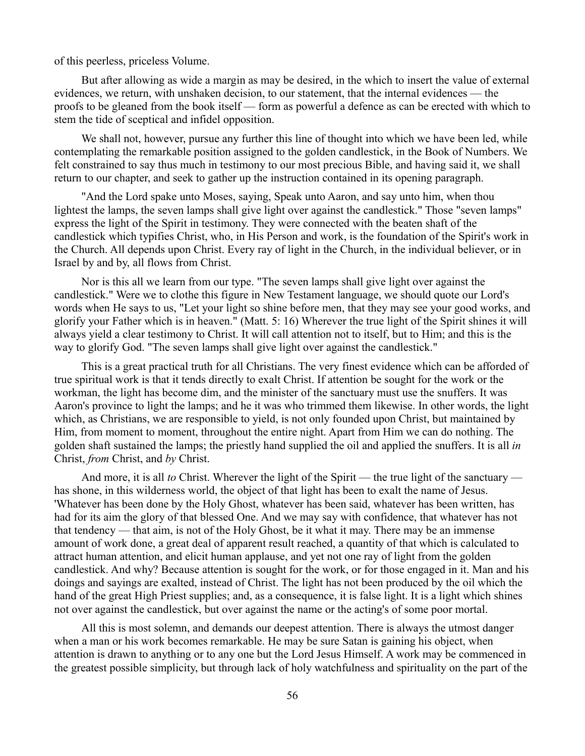of this peerless, priceless Volume.

But after allowing as wide a margin as may be desired, in the which to insert the value of external evidences, we return, with unshaken decision, to our statement, that the internal evidences — the proofs to be gleaned from the book itself — form as powerful a defence as can be erected with which to stem the tide of sceptical and infidel opposition.

We shall not, however, pursue any further this line of thought into which we have been led, while contemplating the remarkable position assigned to the golden candlestick, in the Book of Numbers. We felt constrained to say thus much in testimony to our most precious Bible, and having said it, we shall return to our chapter, and seek to gather up the instruction contained in its opening paragraph.

"And the Lord spake unto Moses, saying, Speak unto Aaron, and say unto him, when thou lightest the lamps, the seven lamps shall give light over against the candlestick." Those "seven lamps" express the light of the Spirit in testimony. They were connected with the beaten shaft of the candlestick which typifies Christ, who, in His Person and work, is the foundation of the Spirit's work in the Church. All depends upon Christ. Every ray of light in the Church, in the individual believer, or in Israel by and by, all flows from Christ.

Nor is this all we learn from our type. "The seven lamps shall give light over against the candlestick." Were we to clothe this figure in New Testament language, we should quote our Lord's words when He says to us, "Let your light so shine before men, that they may see your good works, and glorify your Father which is in heaven." (Matt. 5: 16) Wherever the true light of the Spirit shines it will always yield a clear testimony to Christ. It will call attention not to itself, but to Him; and this is the way to glorify God. "The seven lamps shall give light over against the candlestick."

This is a great practical truth for all Christians. The very finest evidence which can be afforded of true spiritual work is that it tends directly to exalt Christ. If attention be sought for the work or the workman, the light has become dim, and the minister of the sanctuary must use the snuffers. It was Aaron's province to light the lamps; and he it was who trimmed them likewise. In other words, the light which, as Christians, we are responsible to yield, is not only founded upon Christ, but maintained by Him, from moment to moment, throughout the entire night. Apart from Him we can do nothing. The golden shaft sustained the lamps; the priestly hand supplied the oil and applied the snuffers. It is all *in* Christ, *from* Christ, and *by* Christ.

And more, it is all *to* Christ. Wherever the light of the Spirit — the true light of the sanctuary — has shone, in this wilderness world, the object of that light has been to exalt the name of Jesus. 'Whatever has been done by the Holy Ghost, whatever has been said, whatever has been written, has had for its aim the glory of that blessed One. And we may say with confidence, that whatever has not that tendency — that aim, is not of the Holy Ghost, be it what it may. There may be an immense amount of work done, a great deal of apparent result reached, a quantity of that which is calculated to attract human attention, and elicit human applause, and yet not one ray of light from the golden candlestick. And why? Because attention is sought for the work, or for those engaged in it. Man and his doings and sayings are exalted, instead of Christ. The light has not been produced by the oil which the hand of the great High Priest supplies; and, as a consequence, it is false light. It is a light which shines not over against the candlestick, but over against the name or the acting's of some poor mortal.

All this is most solemn, and demands our deepest attention. There is always the utmost danger when a man or his work becomes remarkable. He may be sure Satan is gaining his object, when attention is drawn to anything or to any one but the Lord Jesus Himself. A work may be commenced in the greatest possible simplicity, but through lack of holy watchfulness and spirituality on the part of the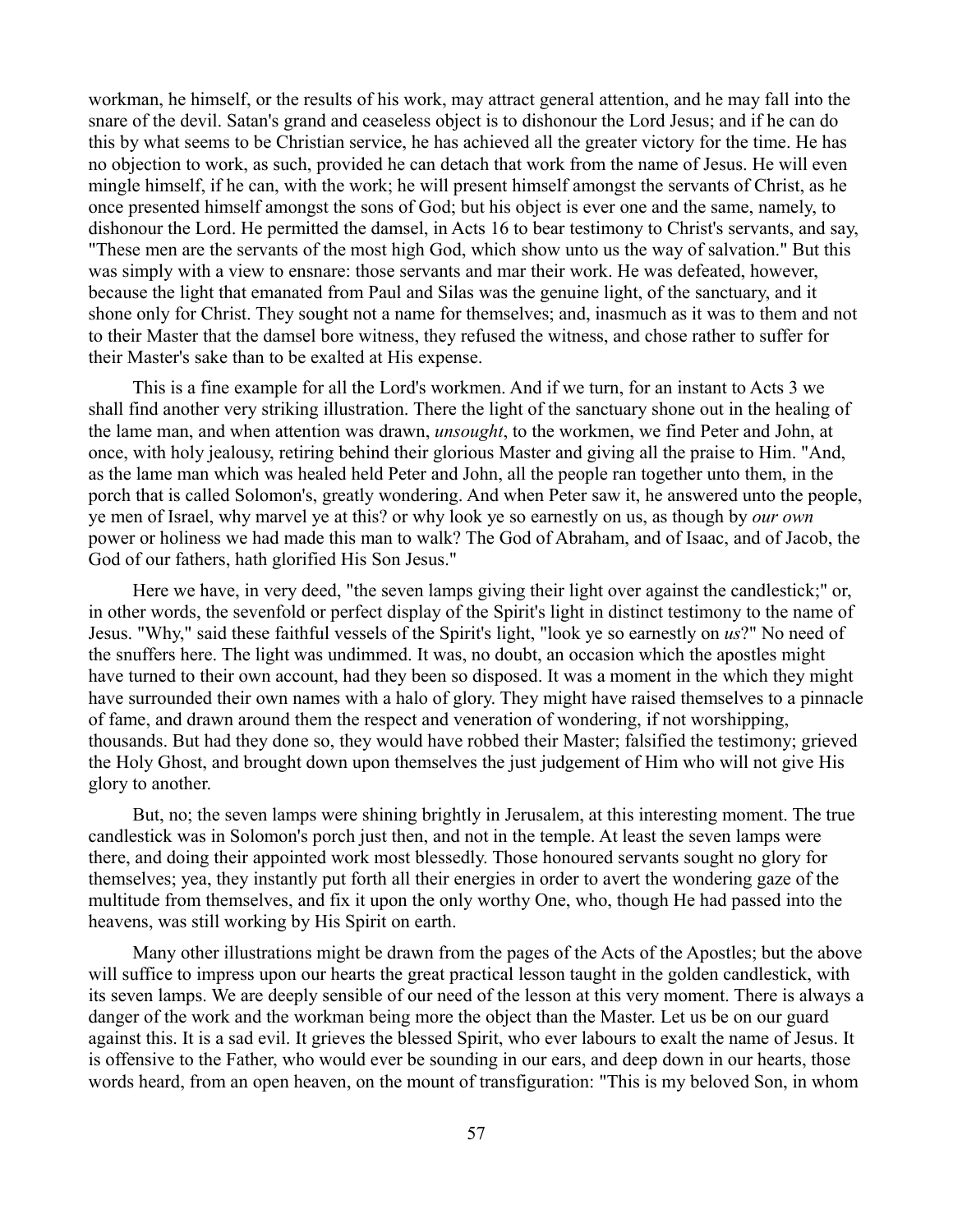workman, he himself, or the results of his work, may attract general attention, and he may fall into the snare of the devil. Satan's grand and ceaseless object is to dishonour the Lord Jesus; and if he can do this by what seems to be Christian service, he has achieved all the greater victory for the time. He has no objection to work, as such, provided he can detach that work from the name of Jesus. He will even mingle himself, if he can, with the work; he will present himself amongst the servants of Christ, as he once presented himself amongst the sons of God; but his object is ever one and the same, namely, to dishonour the Lord. He permitted the damsel, in Acts 16 to bear testimony to Christ's servants, and say, "These men are the servants of the most high God, which show unto us the way of salvation." But this was simply with a view to ensnare: those servants and mar their work. He was defeated, however, because the light that emanated from Paul and Silas was the genuine light, of the sanctuary, and it shone only for Christ. They sought not a name for themselves; and, inasmuch as it was to them and not to their Master that the damsel bore witness, they refused the witness, and chose rather to suffer for their Master's sake than to be exalted at His expense.

This is a fine example for all the Lord's workmen. And if we turn, for an instant to Acts 3 we shall find another very striking illustration. There the light of the sanctuary shone out in the healing of the lame man, and when attention was drawn, *unsought*, to the workmen, we find Peter and John, at once, with holy jealousy, retiring behind their glorious Master and giving all the praise to Him. "And, as the lame man which was healed held Peter and John, all the people ran together unto them, in the porch that is called Solomon's, greatly wondering. And when Peter saw it, he answered unto the people, ye men of Israel, why marvel ye at this? or why look ye so earnestly on us, as though by *our own* power or holiness we had made this man to walk? The God of Abraham, and of Isaac, and of Jacob, the God of our fathers, hath glorified His Son Jesus."

Here we have, in very deed, "the seven lamps giving their light over against the candlestick;" or, in other words, the sevenfold or perfect display of the Spirit's light in distinct testimony to the name of Jesus. "Why," said these faithful vessels of the Spirit's light, "look ye so earnestly on *us*?" No need of the snuffers here. The light was undimmed. It was, no doubt, an occasion which the apostles might have turned to their own account, had they been so disposed. It was a moment in the which they might have surrounded their own names with a halo of glory. They might have raised themselves to a pinnacle of fame, and drawn around them the respect and veneration of wondering, if not worshipping, thousands. But had they done so, they would have robbed their Master; falsified the testimony; grieved the Holy Ghost, and brought down upon themselves the just judgement of Him who will not give His glory to another.

But, no; the seven lamps were shining brightly in Jerusalem, at this interesting moment. The true candlestick was in Solomon's porch just then, and not in the temple. At least the seven lamps were there, and doing their appointed work most blessedly. Those honoured servants sought no glory for themselves; yea, they instantly put forth all their energies in order to avert the wondering gaze of the multitude from themselves, and fix it upon the only worthy One, who, though He had passed into the heavens, was still working by His Spirit on earth.

Many other illustrations might be drawn from the pages of the Acts of the Apostles; but the above will suffice to impress upon our hearts the great practical lesson taught in the golden candlestick, with its seven lamps. We are deeply sensible of our need of the lesson at this very moment. There is always a danger of the work and the workman being more the object than the Master. Let us be on our guard against this. It is a sad evil. It grieves the blessed Spirit, who ever labours to exalt the name of Jesus. It is offensive to the Father, who would ever be sounding in our ears, and deep down in our hearts, those words heard, from an open heaven, on the mount of transfiguration: "This is my beloved Son, in whom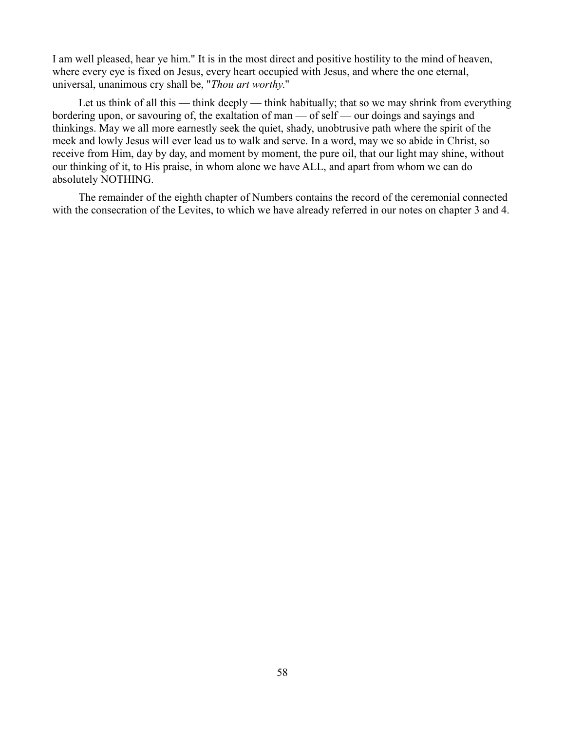I am well pleased, hear ye him." It is in the most direct and positive hostility to the mind of heaven, where every eye is fixed on Jesus, every heart occupied with Jesus, and where the one eternal, universal, unanimous cry shall be, "*Thou art worthy*."

Let us think of all this — think deeply — think habitually; that so we may shrink from everything bordering upon, or savouring of, the exaltation of man — of self — our doings and sayings and thinkings. May we all more earnestly seek the quiet, shady, unobtrusive path where the spirit of the meek and lowly Jesus will ever lead us to walk and serve. In a word, may we so abide in Christ, so receive from Him, day by day, and moment by moment, the pure oil, that our light may shine, without our thinking of it, to His praise, in whom alone we have ALL, and apart from whom we can do absolutely NOTHING.

The remainder of the eighth chapter of Numbers contains the record of the ceremonial connected with the consecration of the Levites, to which we have already referred in our notes on chapter 3 and 4.